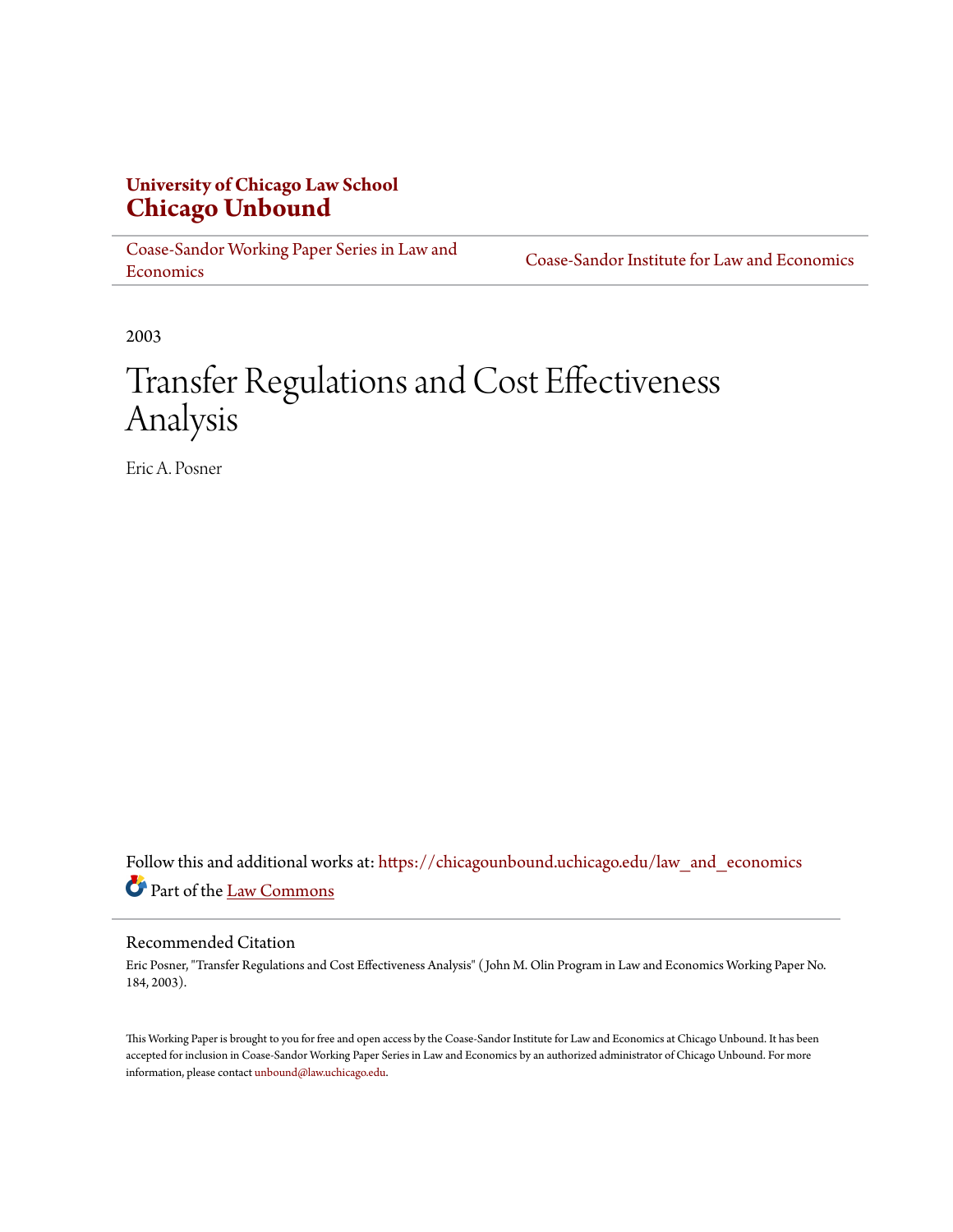**University of Chicago Law School**
**Chicago Unbound**

Coase-Sandor Working Paper Series in Law and Economics | Coase-Sandor Institute for Law and Economics

2003

# Transfer Regulations and Cost Effectiveness Analysis

Eric A. Posner

Follow this and additional works at: https://chicagounbound.uchicago.edu/law_and_economics

Part of the Law Commons

## Recommended Citation

Eric Posner, "Transfer Regulations and Cost Effectiveness Analysis" ( John M. Olin Program in Law and Economics Working Paper No. 184, 2003).

This Working Paper is brought to you for free and open access by the Coase-Sandor Institute for Law and Economics at Chicago Unbound. It has been accepted for inclusion in Coase-Sandor Working Paper Series in Law and Economics by an authorized administrator of Chicago Unbound. For more information, please contact unbound@law.uchicago.edu.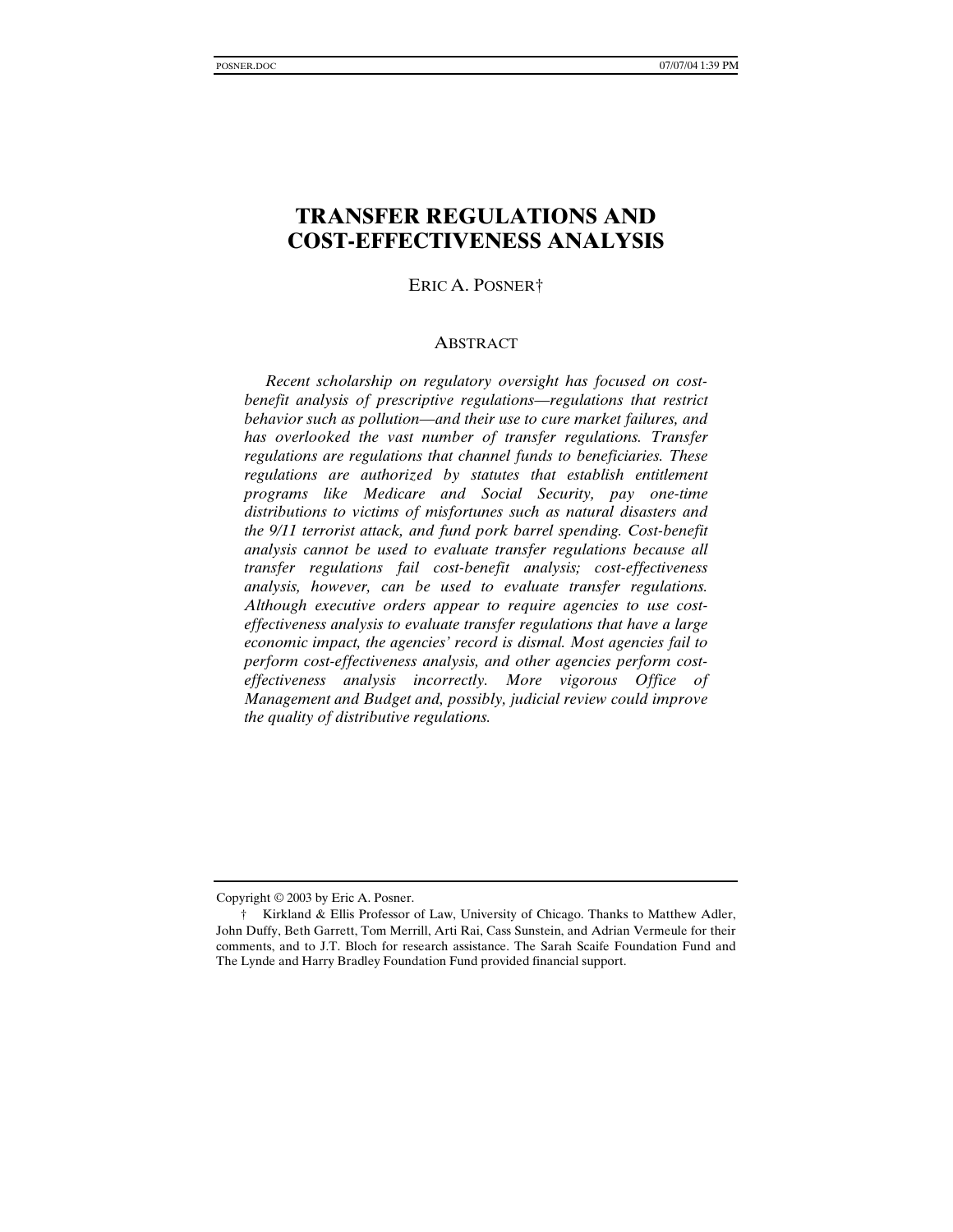# TRANSFER REGULATIONS AND COST-EFFECTIVENESS ANALYSIS

ERIC A. POSNER†

## ABSTRACT

*Recent scholarship on regulatory oversight has focused on cost-benefit analysis of prescriptive regulations—regulations that restrict behavior such as pollution—and their use to cure market failures, and has overlooked the vast number of transfer regulations. Transfer regulations are regulations that channel funds to beneficiaries. These regulations are authorized by statutes that establish entitlement programs like Medicare and Social Security, pay one-time distributions to victims of misfortunes such as natural disasters and the 9/11 terrorist attack, and fund pork barrel spending. Cost-benefit analysis cannot be used to evaluate transfer regulations because all transfer regulations fail cost-benefit analysis; cost-effectiveness analysis, however, can be used to evaluate transfer regulations. Although executive orders appear to require agencies to use cost-effectiveness analysis to evaluate transfer regulations that have a large economic impact, the agencies' record is dismal. Most agencies fail to perform cost-effectiveness analysis, and other agencies perform cost-effectiveness analysis incorrectly. More vigorous Office of Management and Budget and, possibly, judicial review could improve the quality of distributive regulations.*

---

Copyright © 2003 by Eric A. Posner.

† Kirkland & Ellis Professor of Law, University of Chicago. Thanks to Matthew Adler, John Duffy, Beth Garrett, Tom Merrill, Arti Rai, Cass Sunstein, and Adrian Vermeule for their comments, and to J.T. Bloch for research assistance. The Sarah Scaife Foundation Fund and The Lynde and Harry Bradley Foundation Fund provided financial support.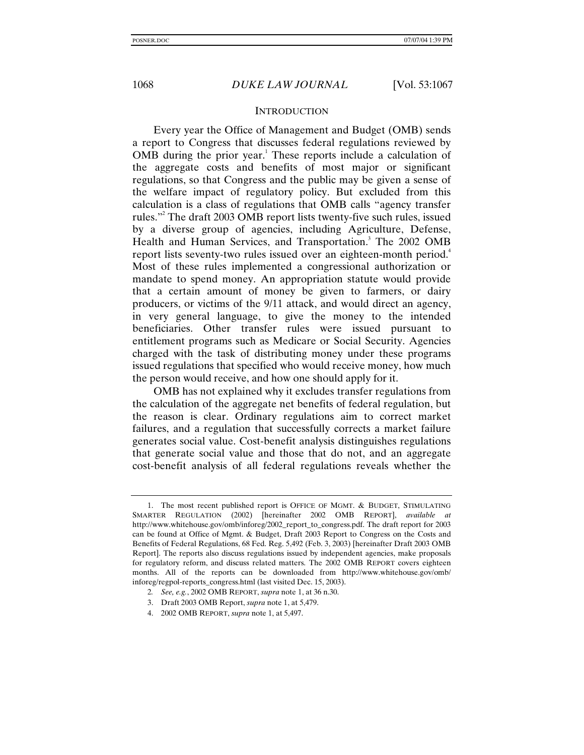## INTRODUCTION

Every year the Office of Management and Budget (OMB) sends a report to Congress that discusses federal regulations reviewed by OMB during the prior year.[1] These reports include a calculation of the aggregate costs and benefits of most major or significant regulations, so that Congress and the public may be given a sense of the welfare impact of regulatory policy. But excluded from this calculation is a class of regulations that OMB calls "agency transfer rules."[2] The draft 2003 OMB report lists twenty-five such rules, issued by a diverse group of agencies, including Agriculture, Defense, Health and Human Services, and Transportation.[3] The 2002 OMB report lists seventy-two rules issued over an eighteen-month period.[4] Most of these rules implemented a congressional authorization or mandate to spend money. An appropriation statute would provide that a certain amount of money be given to farmers, or dairy producers, or victims of the 9/11 attack, and would direct an agency, in very general language, to give the money to the intended beneficiaries. Other transfer rules were issued pursuant to entitlement programs such as Medicare or Social Security. Agencies charged with the task of distributing money under these programs issued regulations that specified who would receive money, how much the person would receive, and how one should apply for it.

OMB has not explained why it excludes transfer regulations from the calculation of the aggregate net benefits of federal regulation, but the reason is clear. Ordinary regulations aim to correct market failures, and a regulation that successfully corrects a market failure generates social value. Cost-benefit analysis distinguishes regulations that generate social value and those that do not, and an aggregate cost-benefit analysis of all federal regulations reveals whether the

---

1. The most recent published report is OFFICE OF MGMT. & BUDGET, STIMULATING SMARTER REGULATION (2002) [hereinafter 2002 OMB REPORT], *available at* http://www.whitehouse.gov/omb/inforeg/2002_report_to_congress.pdf. The draft report for 2003 can be found at Office of Mgmt. & Budget, Draft 2003 Report to Congress on the Costs and Benefits of Federal Regulations, 68 Fed. Reg. 5,492 (Feb. 3, 2003) [hereinafter Draft 2003 OMB Report]. The reports also discuss regulations issued by independent agencies, make proposals for regulatory reform, and discuss related matters. The 2002 OMB REPORT covers eighteen months. All of the reports can be downloaded from http://www.whitehouse.gov/omb/inforeg/regpol-reports_congress.html (last visited Dec. 15, 2003).

2. *See, e.g.*, 2002 OMB REPORT, *supra* note 1, at 36 n.30.

3. Draft 2003 OMB Report, *supra* note 1, at 5,479.

4. 2002 OMB REPORT, *supra* note 1, at 5,497.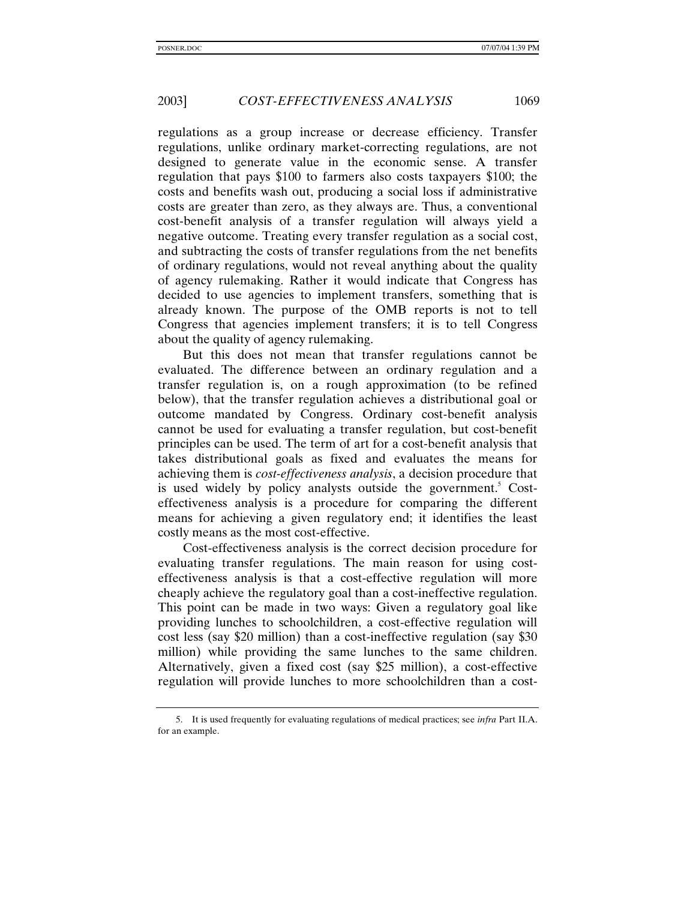regulations as a group increase or decrease efficiency. Transfer regulations, unlike ordinary market-correcting regulations, are not designed to generate value in the economic sense. A transfer regulation that pays $100 to farmers also costs taxpayers $100; the costs and benefits wash out, producing a social loss if administrative costs are greater than zero, as they always are. Thus, a conventional cost-benefit analysis of a transfer regulation will always yield a negative outcome. Treating every transfer regulation as a social cost, and subtracting the costs of transfer regulations from the net benefits of ordinary regulations, would not reveal anything about the quality of agency rulemaking. Rather it would indicate that Congress has decided to use agencies to implement transfers, something that is already known. The purpose of the OMB reports is not to tell Congress that agencies implement transfers; it is to tell Congress about the quality of agency rulemaking.

But this does not mean that transfer regulations cannot be evaluated. The difference between an ordinary regulation and a transfer regulation is, on a rough approximation (to be refined below), that the transfer regulation achieves a distributional goal or outcome mandated by Congress. Ordinary cost-benefit analysis cannot be used for evaluating a transfer regulation, but cost-benefit principles can be used. The term of art for a cost-benefit analysis that takes distributional goals as fixed and evaluates the means for achieving them is *cost-effectiveness analysis*, a decision procedure that is used widely by policy analysts outside the government.[5] Cost-effectiveness analysis is a procedure for comparing the different means for achieving a given regulatory end; it identifies the least costly means as the most cost-effective.

Cost-effectiveness analysis is the correct decision procedure for evaluating transfer regulations. The main reason for using cost-effectiveness analysis is that a cost-effective regulation will more cheaply achieve the regulatory goal than a cost-ineffective regulation. This point can be made in two ways: Given a regulatory goal like providing lunches to schoolchildren, a cost-effective regulation will cost less (say $20 million) than a cost-ineffective regulation (say $30 million) while providing the same lunches to the same children. Alternatively, given a fixed cost (say $25 million), a cost-effective regulation will provide lunches to more schoolchildren than a cost-

---

5. It is used frequently for evaluating regulations of medical practices; see *infra* Part II.A. for an example.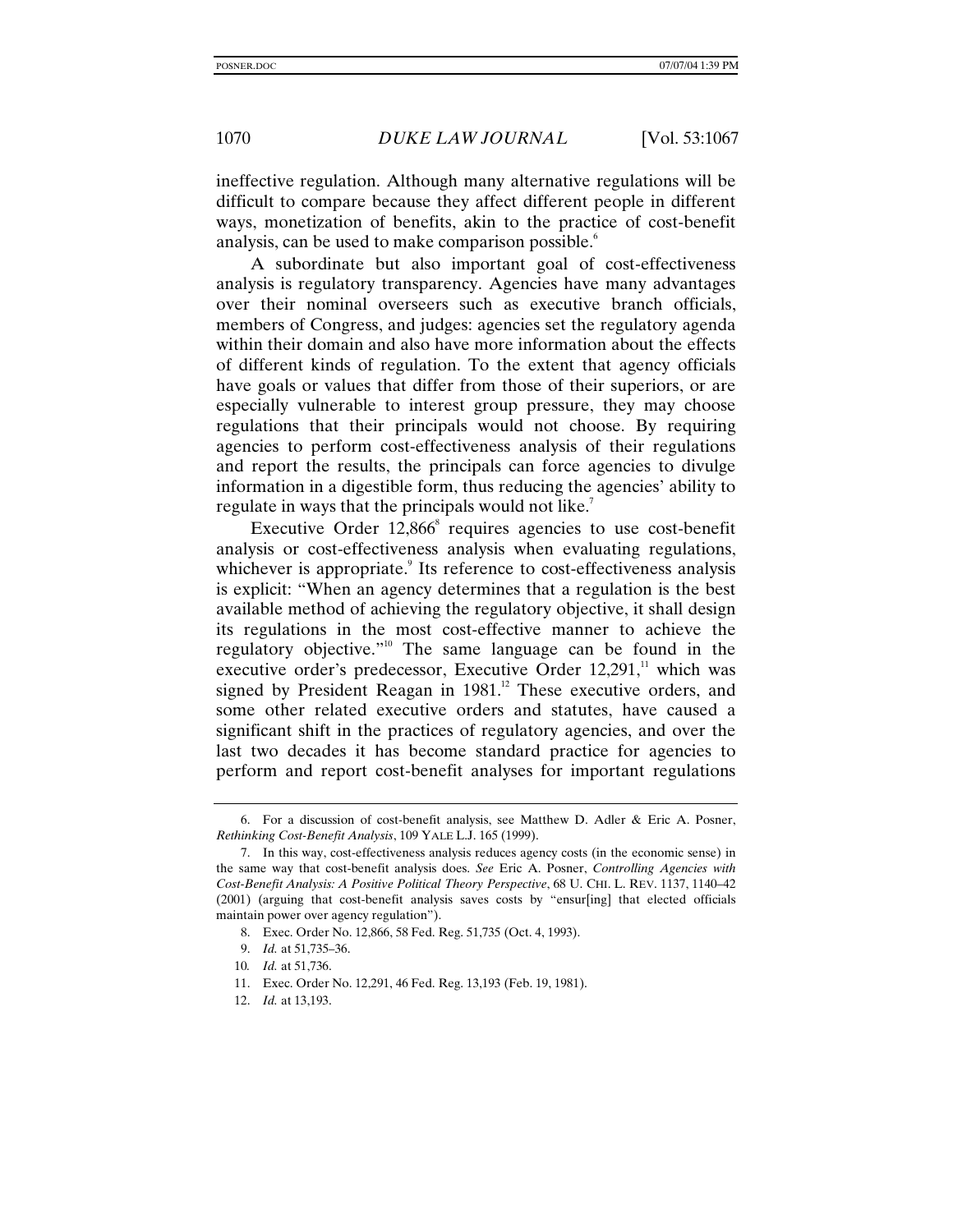ineffective regulation. Although many alternative regulations will be difficult to compare because they affect different people in different ways, monetization of benefits, akin to the practice of cost-benefit analysis, can be used to make comparison possible.[6]

A subordinate but also important goal of cost-effectiveness analysis is regulatory transparency. Agencies have many advantages over their nominal overseers such as executive branch officials, members of Congress, and judges: agencies set the regulatory agenda within their domain and also have more information about the effects of different kinds of regulation. To the extent that agency officials have goals or values that differ from those of their superiors, or are especially vulnerable to interest group pressure, they may choose regulations that their principals would not choose. By requiring agencies to perform cost-effectiveness analysis of their regulations and report the results, the principals can force agencies to divulge information in a digestible form, thus reducing the agencies' ability to regulate in ways that the principals would not like.[7]

Executive Order 12,866[8] requires agencies to use cost-benefit analysis or cost-effectiveness analysis when evaluating regulations, whichever is appropriate.[9] Its reference to cost-effectiveness analysis is explicit: "When an agency determines that a regulation is the best available method of achieving the regulatory objective, it shall design its regulations in the most cost-effective manner to achieve the regulatory objective."[10] The same language can be found in the executive order's predecessor, Executive Order 12,291,[11] which was signed by President Reagan in 1981.[12] These executive orders, and some other related executive orders and statutes, have caused a significant shift in the practices of regulatory agencies, and over the last two decades it has become standard practice for agencies to perform and report cost-benefit analyses for important regulations

---

6. For a discussion of cost-benefit analysis, see Matthew D. Adler & Eric A. Posner, *Rethinking Cost-Benefit Analysis*, 109 YALE L.J. 165 (1999).

7. In this way, cost-effectiveness analysis reduces agency costs (in the economic sense) in the same way that cost-benefit analysis does. *See* Eric A. Posner, *Controlling Agencies with Cost-Benefit Analysis: A Positive Political Theory Perspective*, 68 U. CHI. L. REV. 1137, 1140–42 (2001) (arguing that cost-benefit analysis saves costs by "ensur[ing] that elected officials maintain power over agency regulation").

8. Exec. Order No. 12,866, 58 Fed. Reg. 51,735 (Oct. 4, 1993).

9. *Id.* at 51,735–36.

10. *Id.* at 51,736.

11. Exec. Order No. 12,291, 46 Fed. Reg. 13,193 (Feb. 19, 1981).

12. *Id.* at 13,193.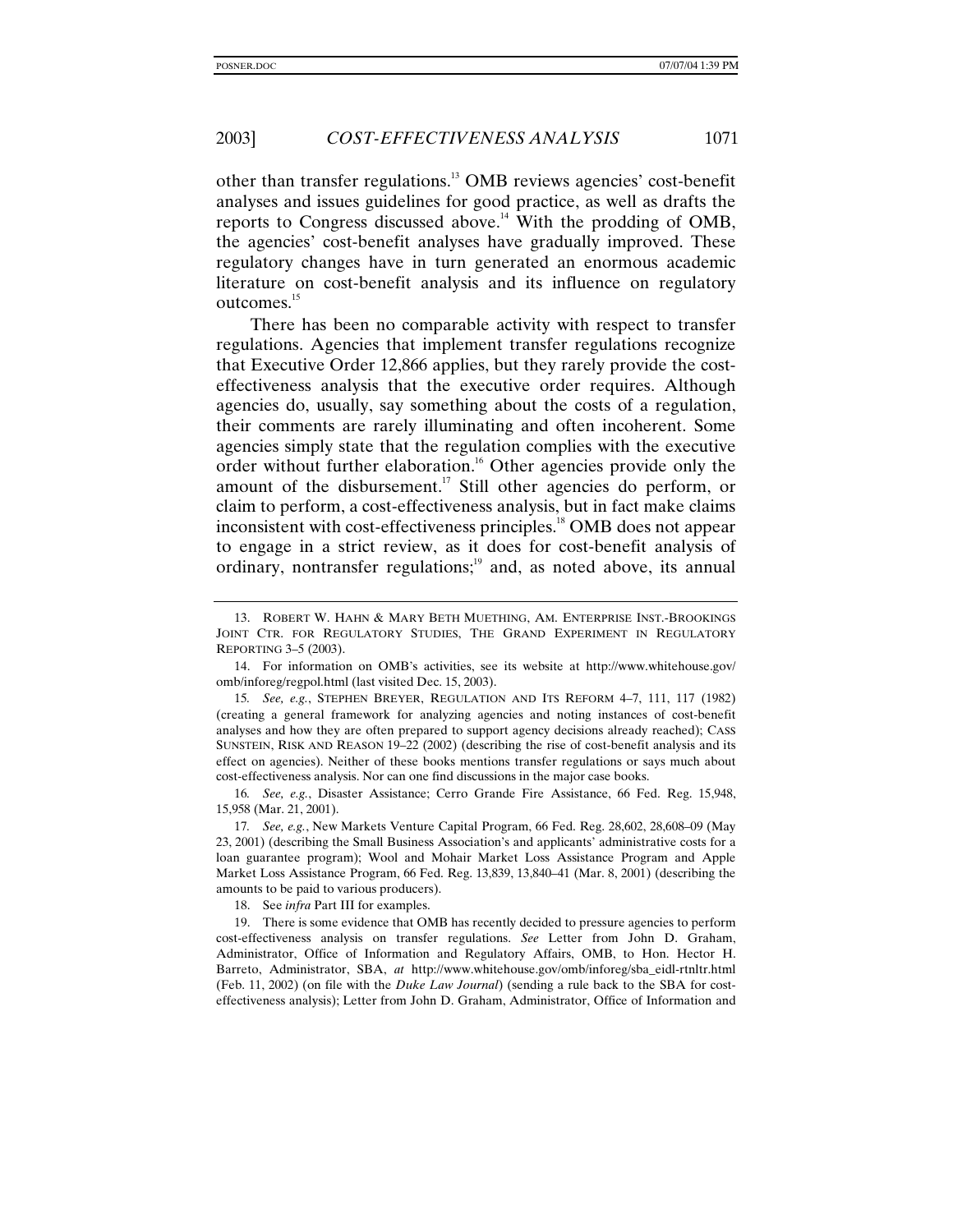other than transfer regulations.[13] OMB reviews agencies' cost-benefit analyses and issues guidelines for good practice, as well as drafts the reports to Congress discussed above.[14] With the prodding of OMB, the agencies' cost-benefit analyses have gradually improved. These regulatory changes have in turn generated an enormous academic literature on cost-benefit analysis and its influence on regulatory outcomes.[15]

There has been no comparable activity with respect to transfer regulations. Agencies that implement transfer regulations recognize that Executive Order 12,866 applies, but they rarely provide the cost-effectiveness analysis that the executive order requires. Although agencies do, usually, say something about the costs of a regulation, their comments are rarely illuminating and often incoherent. Some agencies simply state that the regulation complies with the executive order without further elaboration.[16] Other agencies provide only the amount of the disbursement.[17] Still other agencies do perform, or claim to perform, a cost-effectiveness analysis, but in fact make claims inconsistent with cost-effectiveness principles.[18] OMB does not appear to engage in a strict review, as it does for cost-benefit analysis of ordinary, nontransfer regulations;[19] and, as noted above, its annual

---

13. ROBERT W. HAHN & MARY BETH MUETHING, AM. ENTERPRISE INST.-BROOKINGS JOINT CTR. FOR REGULATORY STUDIES, THE GRAND EXPERIMENT IN REGULATORY REPORTING 3–5 (2003).

14. For information on OMB's activities, see its website at http://www.whitehouse.gov/omb/inforeg/regpol.html (last visited Dec. 15, 2003).

15. *See, e.g.*, STEPHEN BREYER, REGULATION AND ITS REFORM 4–7, 111, 117 (1982) (creating a general framework for analyzing agencies and noting instances of cost-benefit analyses and how they are often prepared to support agency decisions already reached); CASS SUNSTEIN, RISK AND REASON 19–22 (2002) (describing the rise of cost-benefit analysis and its effect on agencies). Neither of these books mentions transfer regulations or says much about cost-effectiveness analysis. Nor can one find discussions in the major case books.

16. *See, e.g.*, Disaster Assistance; Cerro Grande Fire Assistance, 66 Fed. Reg. 15,948, 15,958 (Mar. 21, 2001).

17. *See, e.g.*, New Markets Venture Capital Program, 66 Fed. Reg. 28,602, 28,608–09 (May 23, 2001) (describing the Small Business Association's and applicants' administrative costs for a loan guarantee program); Wool and Mohair Market Loss Assistance Program and Apple Market Loss Assistance Program, 66 Fed. Reg. 13,839, 13,840–41 (Mar. 8, 2001) (describing the amounts to be paid to various producers).

18. See *infra* Part III for examples.

19. There is some evidence that OMB has recently decided to pressure agencies to perform cost-effectiveness analysis on transfer regulations. *See* Letter from John D. Graham, Administrator, Office of Information and Regulatory Affairs, OMB, to Hon. Hector H. Barreto, Administrator, SBA, *at* http://www.whitehouse.gov/omb/inforeg/sba_eidl-rtnltr.html (Feb. 11, 2002) (on file with the *Duke Law Journal*) (sending a rule back to the SBA for cost-effectiveness analysis); Letter from John D. Graham, Administrator, Office of Information and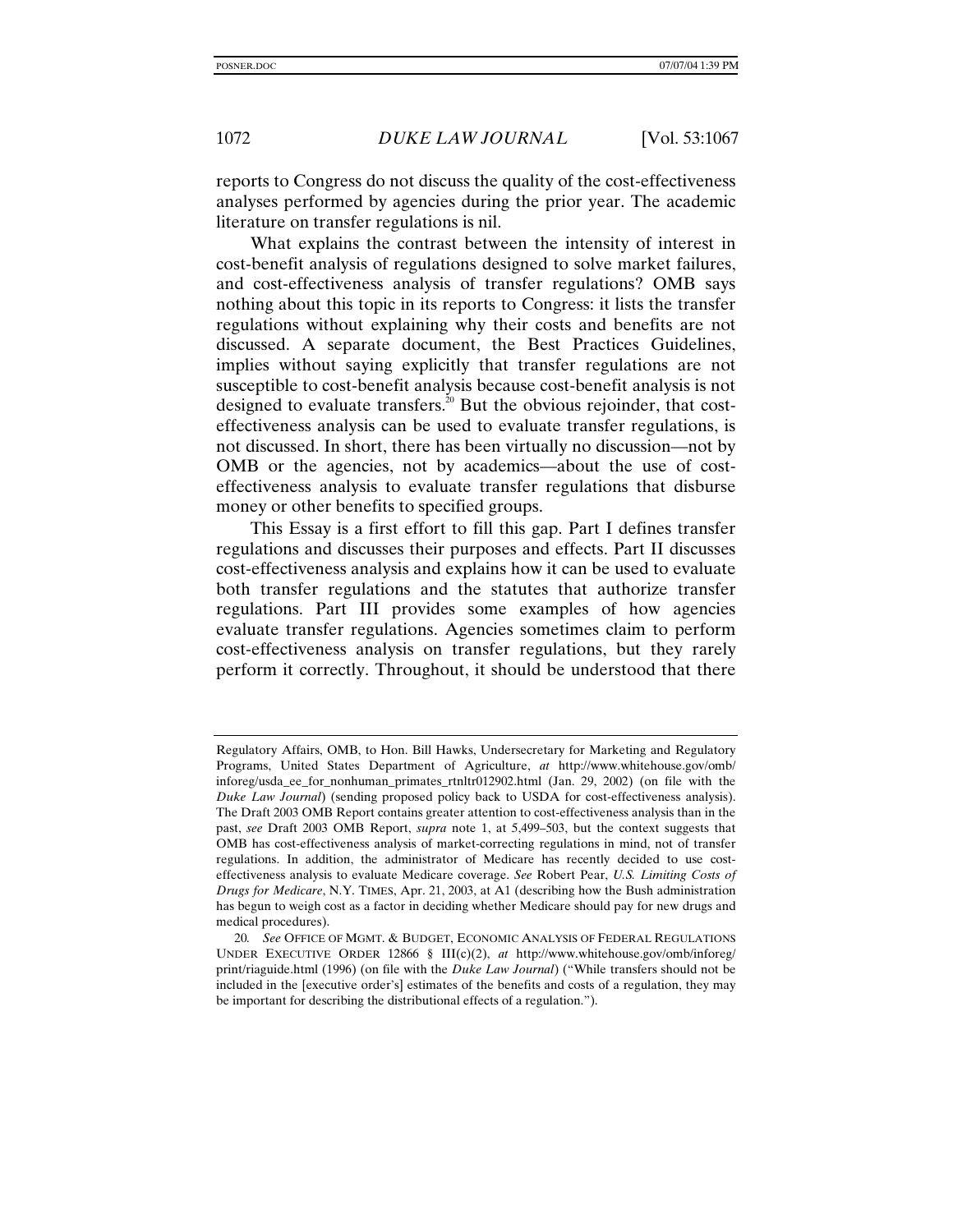reports to Congress do not discuss the quality of the cost-effectiveness analyses performed by agencies during the prior year. The academic literature on transfer regulations is nil.

What explains the contrast between the intensity of interest in cost-benefit analysis of regulations designed to solve market failures, and cost-effectiveness analysis of transfer regulations? OMB says nothing about this topic in its reports to Congress: it lists the transfer regulations without explaining why their costs and benefits are not discussed. A separate document, the Best Practices Guidelines, implies without saying explicitly that transfer regulations are not susceptible to cost-benefit analysis because cost-benefit analysis is not designed to evaluate transfers.[20] But the obvious rejoinder, that cost-effectiveness analysis can be used to evaluate transfer regulations, is not discussed. In short, there has been virtually no discussion—not by OMB or the agencies, not by academics—about the use of cost-effectiveness analysis to evaluate transfer regulations that disburse money or other benefits to specified groups.

This Essay is a first effort to fill this gap. Part I defines transfer regulations and discusses their purposes and effects. Part II discusses cost-effectiveness analysis and explains how it can be used to evaluate both transfer regulations and the statutes that authorize transfer regulations. Part III provides some examples of how agencies evaluate transfer regulations. Agencies sometimes claim to perform cost-effectiveness analysis on transfer regulations, but they rarely perform it correctly. Throughout, it should be understood that there

---

Regulatory Affairs, OMB, to Hon. Bill Hawks, Undersecretary for Marketing and Regulatory Programs, United States Department of Agriculture, *at* http://www.whitehouse.gov/omb/inforeg/usda_ee_for_nonhuman_primates_rtnltr012902.html (Jan. 29, 2002) (on file with the *Duke Law Journal*) (sending proposed policy back to USDA for cost-effectiveness analysis). The Draft 2003 OMB Report contains greater attention to cost-effectiveness analysis than in the past, *see* Draft 2003 OMB Report, *supra* note 1, at 5,499–503, but the context suggests that OMB has cost-effectiveness analysis of market-correcting regulations in mind, not of transfer regulations. In addition, the administrator of Medicare has recently decided to use cost-effectiveness analysis to evaluate Medicare coverage. *See* Robert Pear, *U.S. Limiting Costs of Drugs for Medicare*, N.Y. TIMES, Apr. 21, 2003, at A1 (describing how the Bush administration has begun to weigh cost as a factor in deciding whether Medicare should pay for new drugs and medical procedures).

20. *See* OFFICE OF MGMT. & BUDGET, ECONOMIC ANALYSIS OF FEDERAL REGULATIONS UNDER EXECUTIVE ORDER 12866 § III(c)(2), *at* http://www.whitehouse.gov/omb/inforeg/print/riaguide.html (1996) (on file with the *Duke Law Journal*) ("While transfers should not be included in the [executive order's] estimates of the benefits and costs of a regulation, they may be important for describing the distributional effects of a regulation.").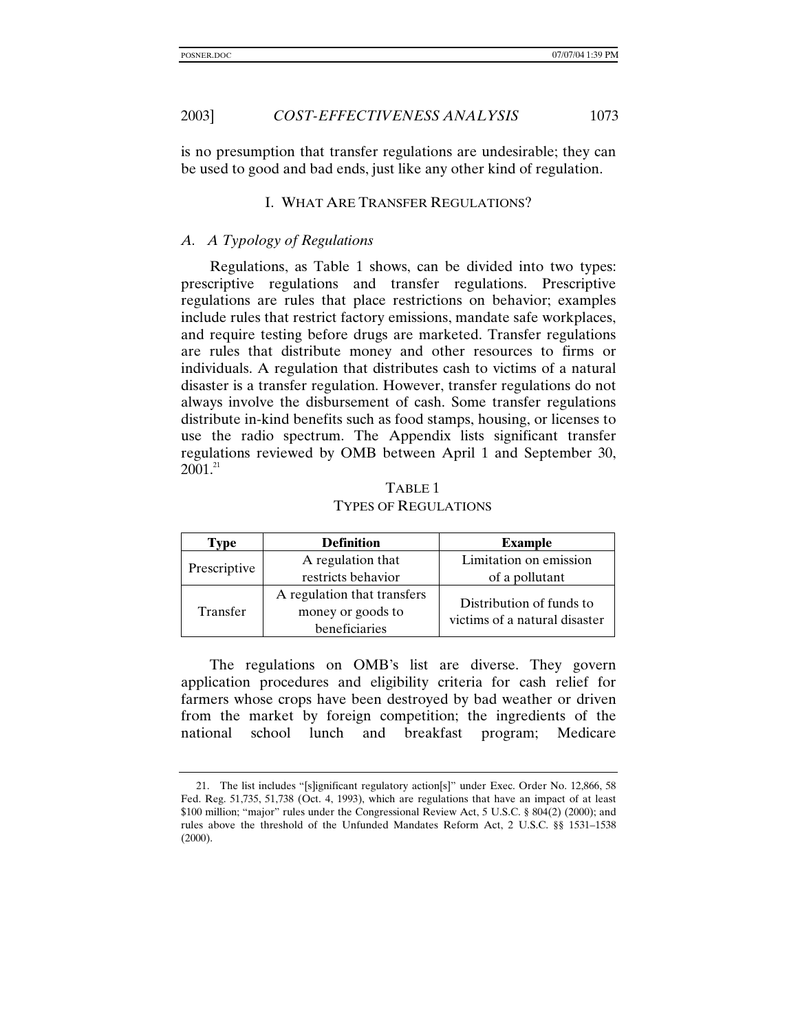is no presumption that transfer regulations are undesirable; they can be used to good and bad ends, just like any other kind of regulation.

## I. WHAT ARE TRANSFER REGULATIONS?

### *A. A Typology of Regulations*

Regulations, as Table 1 shows, can be divided into two types: prescriptive regulations and transfer regulations. Prescriptive regulations are rules that place restrictions on behavior; examples include rules that restrict factory emissions, mandate safe workplaces, and require testing before drugs are marketed. Transfer regulations are rules that distribute money and other resources to firms or individuals. A regulation that distributes cash to victims of a natural disaster is a transfer regulation. However, transfer regulations do not always involve the disbursement of cash. Some transfer regulations distribute in-kind benefits such as food stamps, housing, or licenses to use the radio spectrum. The Appendix lists significant transfer regulations reviewed by OMB between April 1 and September 30, 2001.[21]

TABLE 1
TYPES OF REGULATIONS

| Type | Definition | Example |
|---|---|---|
| Prescriptive | A regulation that restricts behavior | Limitation on emission of a pollutant |
| Transfer | A regulation that transfers money or goods to beneficiaries | Distribution of funds to victims of a natural disaster |

The regulations on OMB's list are diverse. They govern application procedures and eligibility criteria for cash relief for farmers whose crops have been destroyed by bad weather or driven from the market by foreign competition; the ingredients of the national school lunch and breakfast program; Medicare

---

21. The list includes "[s]ignificant regulatory action[s]" under Exec. Order No. 12,866, 58 Fed. Reg. 51,735, 51,738 (Oct. 4, 1993), which are regulations that have an impact of at least $100 million; "major" rules under the Congressional Review Act, 5 U.S.C. § 804(2) (2000); and rules above the threshold of the Unfunded Mandates Reform Act, 2 U.S.C. §§ 1531–1538 (2000).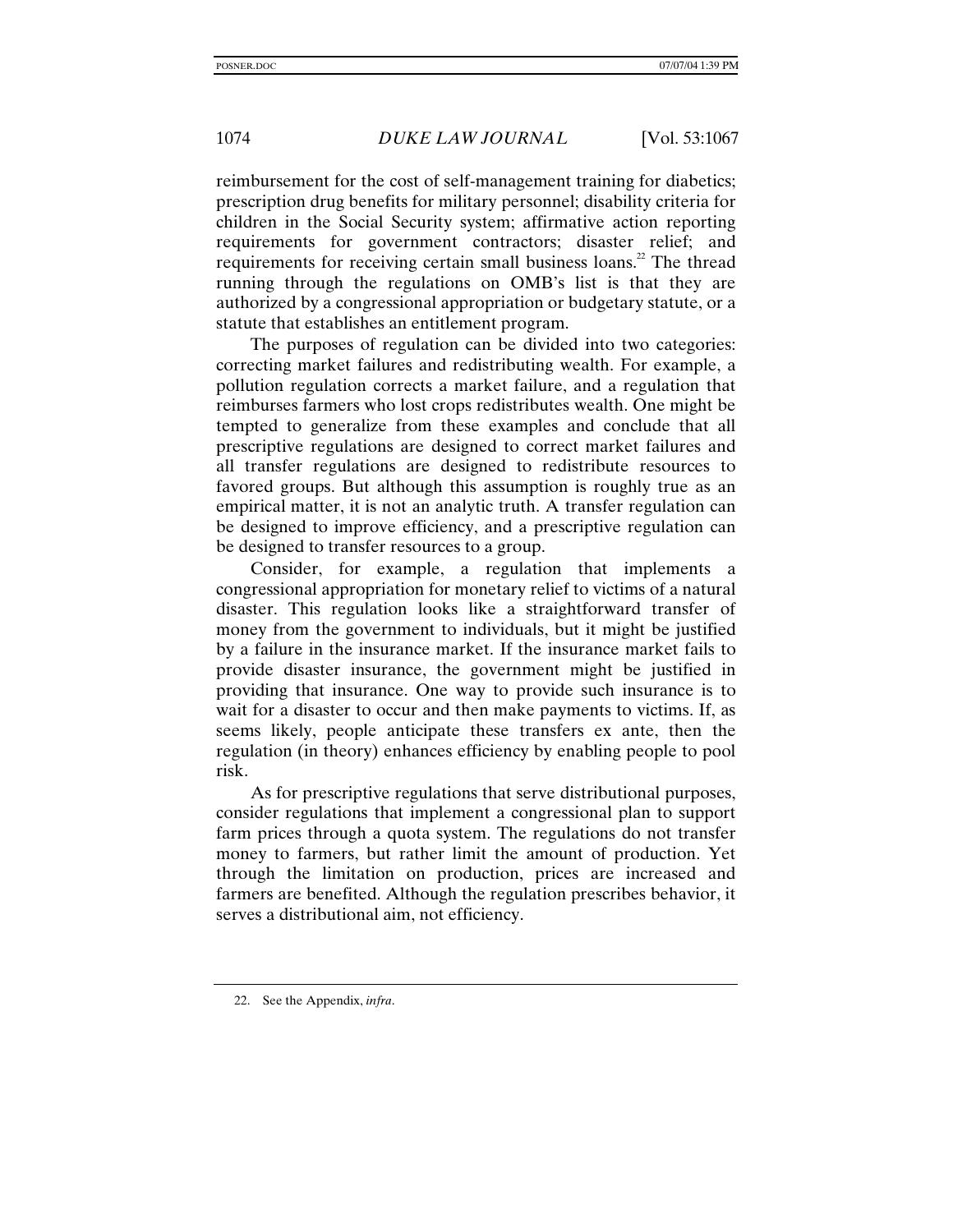reimbursement for the cost of self-management training for diabetics; prescription drug benefits for military personnel; disability criteria for children in the Social Security system; affirmative action reporting requirements for government contractors; disaster relief; and requirements for receiving certain small business loans.[22] The thread running through the regulations on OMB's list is that they are authorized by a congressional appropriation or budgetary statute, or a statute that establishes an entitlement program.

The purposes of regulation can be divided into two categories: correcting market failures and redistributing wealth. For example, a pollution regulation corrects a market failure, and a regulation that reimburses farmers who lost crops redistributes wealth. One might be tempted to generalize from these examples and conclude that all prescriptive regulations are designed to correct market failures and all transfer regulations are designed to redistribute resources to favored groups. But although this assumption is roughly true as an empirical matter, it is not an analytic truth. A transfer regulation can be designed to improve efficiency, and a prescriptive regulation can be designed to transfer resources to a group.

Consider, for example, a regulation that implements a congressional appropriation for monetary relief to victims of a natural disaster. This regulation looks like a straightforward transfer of money from the government to individuals, but it might be justified by a failure in the insurance market. If the insurance market fails to provide disaster insurance, the government might be justified in providing that insurance. One way to provide such insurance is to wait for a disaster to occur and then make payments to victims. If, as seems likely, people anticipate these transfers ex ante, then the regulation (in theory) enhances efficiency by enabling people to pool risk.

As for prescriptive regulations that serve distributional purposes, consider regulations that implement a congressional plan to support farm prices through a quota system. The regulations do not transfer money to farmers, but rather limit the amount of production. Yet through the limitation on production, prices are increased and farmers are benefited. Although the regulation prescribes behavior, it serves a distributional aim, not efficiency.

22. See the Appendix, *infra*.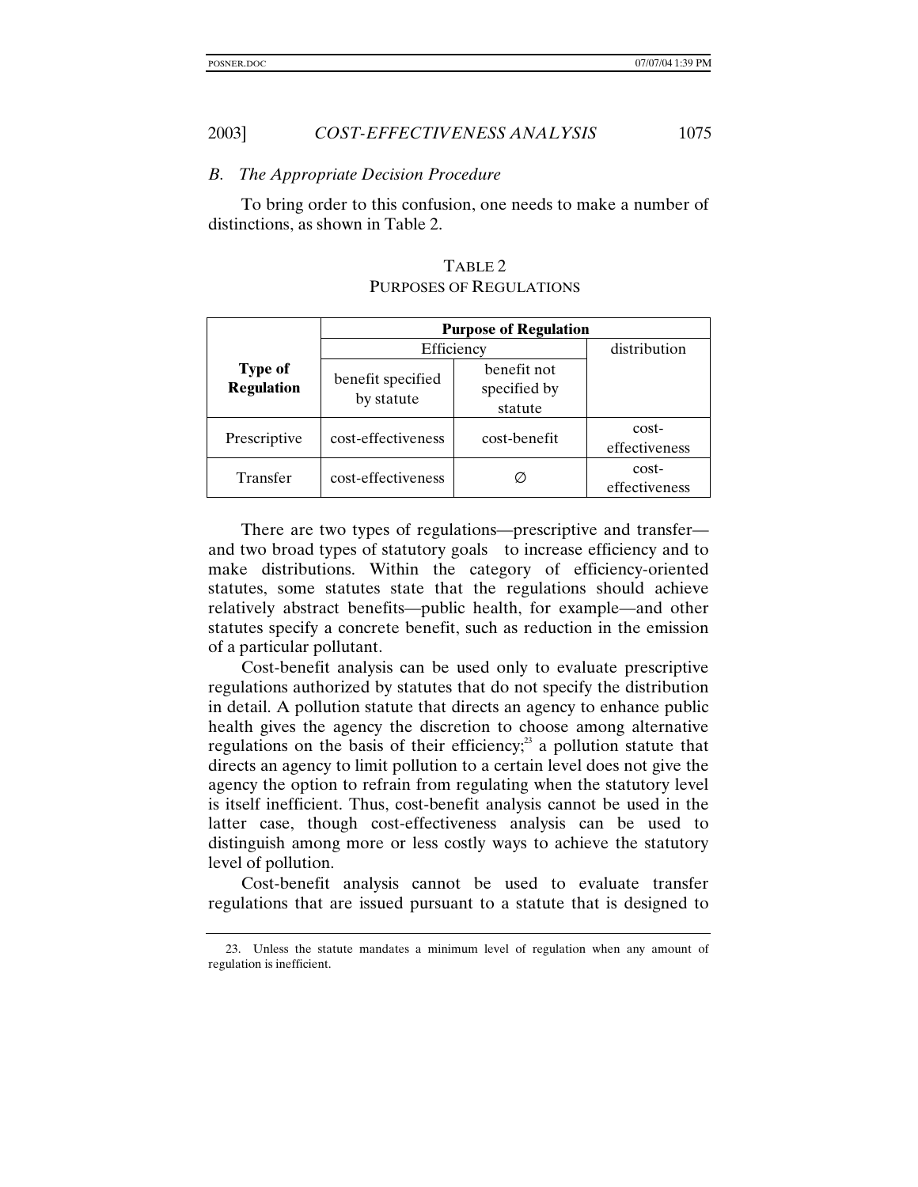### *B. The Appropriate Decision Procedure*

To bring order to this confusion, one needs to make a number of distinctions, as shown in Table 2.

TABLE 2
PURPOSES OF REGULATIONS

| **Type of Regulation** | **Purpose of Regulation** | | |
|---|---|---|---|
| | Efficiency | | distribution |
| | benefit specified by statute | benefit not specified by statute | |
| Prescriptive | cost-effectiveness | cost-benefit | cost-effectiveness |
| Transfer | cost-effectiveness | ∅ | cost-effectiveness |

There are two types of regulations—prescriptive and transfer—and two broad types of statutory goals to increase efficiency and to make distributions. Within the category of efficiency-oriented statutes, some statutes state that the regulations should achieve relatively abstract benefits—public health, for example—and other statutes specify a concrete benefit, such as reduction in the emission of a particular pollutant.

Cost-benefit analysis can be used only to evaluate prescriptive regulations authorized by statutes that do not specify the distribution in detail. A pollution statute that directs an agency to enhance public health gives the agency the discretion to choose among alternative regulations on the basis of their efficiency;[23] a pollution statute that directs an agency to limit pollution to a certain level does not give the agency the option to refrain from regulating when the statutory level is itself inefficient. Thus, cost-benefit analysis cannot be used in the latter case, though cost-effectiveness analysis can be used to distinguish among more or less costly ways to achieve the statutory level of pollution.

Cost-benefit analysis cannot be used to evaluate transfer regulations that are issued pursuant to a statute that is designed to

23. Unless the statute mandates a minimum level of regulation when any amount of regulation is inefficient.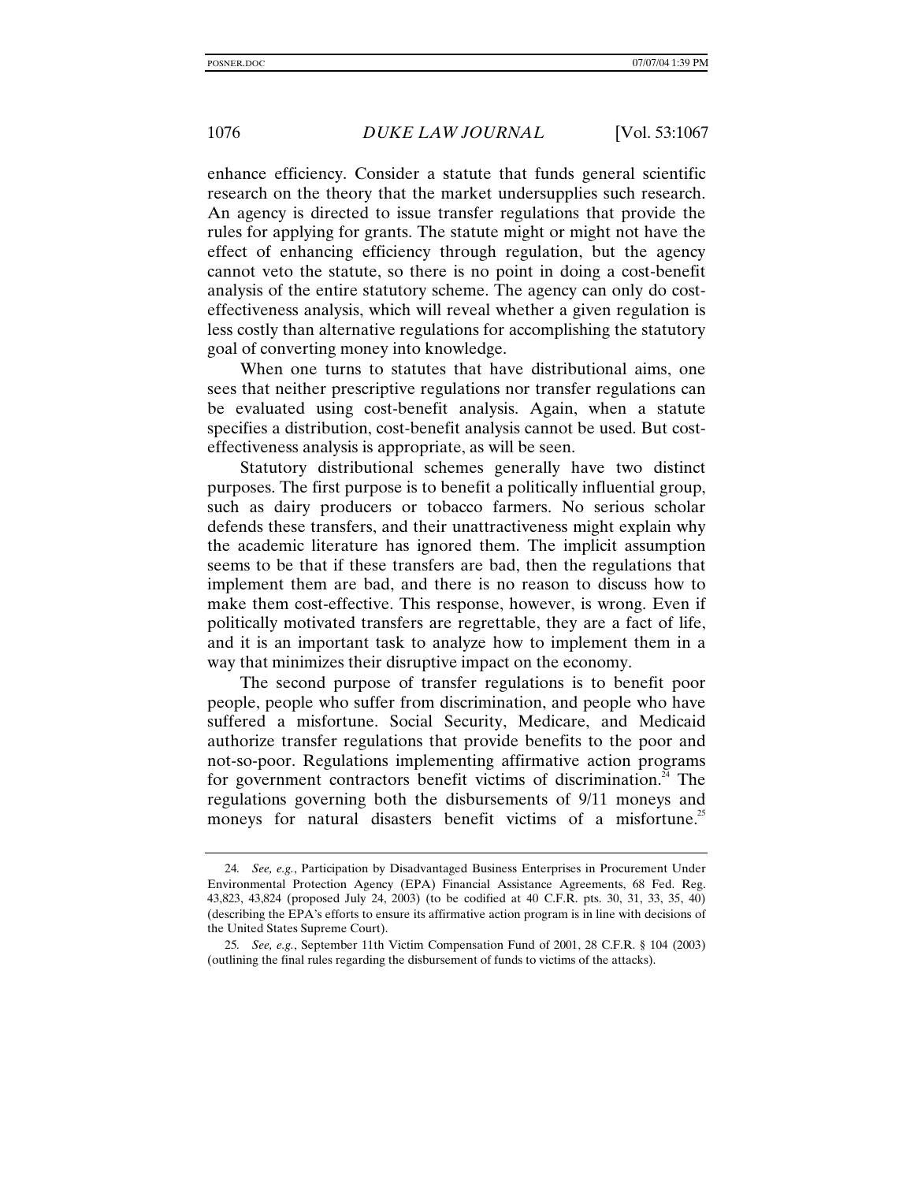enhance efficiency. Consider a statute that funds general scientific research on the theory that the market undersupplies such research. An agency is directed to issue transfer regulations that provide the rules for applying for grants. The statute might or might not have the effect of enhancing efficiency through regulation, but the agency cannot veto the statute, so there is no point in doing a cost-benefit analysis of the entire statutory scheme. The agency can only do cost-effectiveness analysis, which will reveal whether a given regulation is less costly than alternative regulations for accomplishing the statutory goal of converting money into knowledge.

When one turns to statutes that have distributional aims, one sees that neither prescriptive regulations nor transfer regulations can be evaluated using cost-benefit analysis. Again, when a statute specifies a distribution, cost-benefit analysis cannot be used. But cost-effectiveness analysis is appropriate, as will be seen.

Statutory distributional schemes generally have two distinct purposes. The first purpose is to benefit a politically influential group, such as dairy producers or tobacco farmers. No serious scholar defends these transfers, and their unattractiveness might explain why the academic literature has ignored them. The implicit assumption seems to be that if these transfers are bad, then the regulations that implement them are bad, and there is no reason to discuss how to make them cost-effective. This response, however, is wrong. Even if politically motivated transfers are regrettable, they are a fact of life, and it is an important task to analyze how to implement them in a way that minimizes their disruptive impact on the economy.

The second purpose of transfer regulations is to benefit poor people, people who suffer from discrimination, and people who have suffered a misfortune. Social Security, Medicare, and Medicaid authorize transfer regulations that provide benefits to the poor and not-so-poor. Regulations implementing affirmative action programs for government contractors benefit victims of discrimination.[24] The regulations governing both the disbursements of 9/11 moneys and moneys for natural disasters benefit victims of a misfortune.[25]

---

24. *See, e.g.*, Participation by Disadvantaged Business Enterprises in Procurement Under Environmental Protection Agency (EPA) Financial Assistance Agreements, 68 Fed. Reg. 43,823, 43,824 (proposed July 24, 2003) (to be codified at 40 C.F.R. pts. 30, 31, 33, 35, 40) (describing the EPA's efforts to ensure its affirmative action program is in line with decisions of the United States Supreme Court).

25. *See, e.g.*, September 11th Victim Compensation Fund of 2001, 28 C.F.R. § 104 (2003) (outlining the final rules regarding the disbursement of funds to victims of the attacks).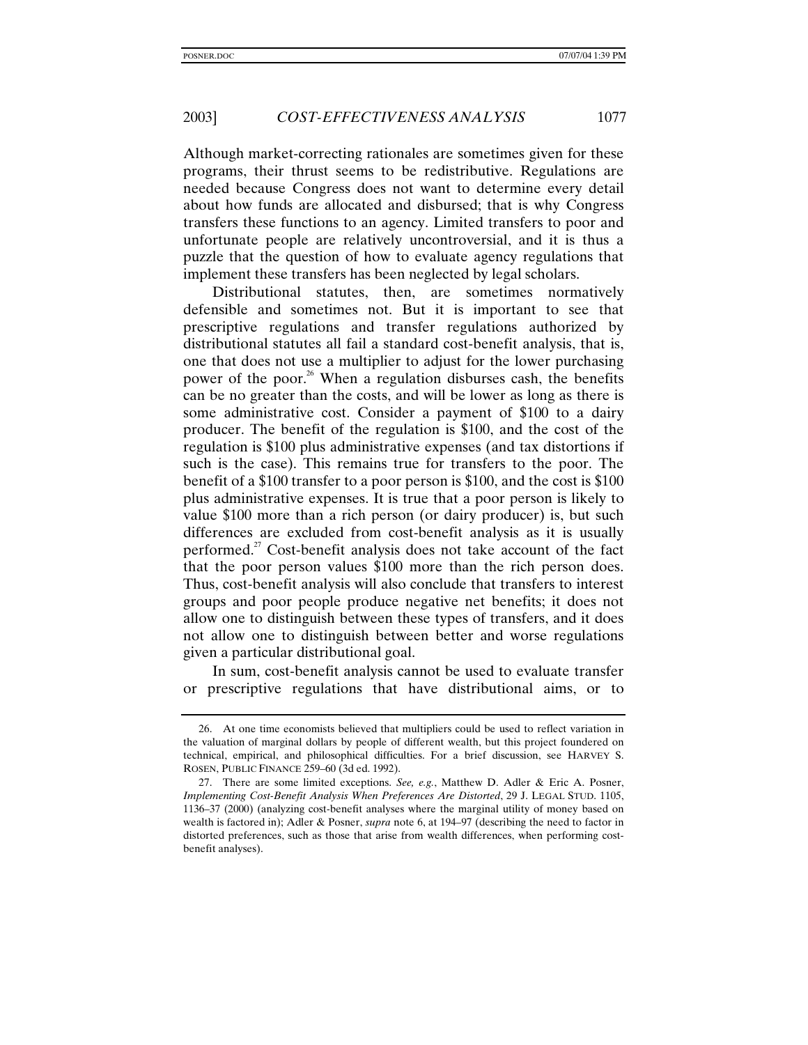Although market-correcting rationales are sometimes given for these programs, their thrust seems to be redistributive. Regulations are needed because Congress does not want to determine every detail about how funds are allocated and disbursed; that is why Congress transfers these functions to an agency. Limited transfers to poor and unfortunate people are relatively uncontroversial, and it is thus a puzzle that the question of how to evaluate agency regulations that implement these transfers has been neglected by legal scholars.

Distributional statutes, then, are sometimes normatively defensible and sometimes not. But it is important to see that prescriptive regulations and transfer regulations authorized by distributional statutes all fail a standard cost-benefit analysis, that is, one that does not use a multiplier to adjust for the lower purchasing power of the poor.[26] When a regulation disburses cash, the benefits can be no greater than the costs, and will be lower as long as there is some administrative cost. Consider a payment of $100 to a dairy producer. The benefit of the regulation is $100, and the cost of the regulation is $100 plus administrative expenses (and tax distortions if such is the case). This remains true for transfers to the poor. The benefit of a $100 transfer to a poor person is $100, and the cost is $100 plus administrative expenses. It is true that a poor person is likely to value $100 more than a rich person (or dairy producer) is, but such differences are excluded from cost-benefit analysis as it is usually performed.[27] Cost-benefit analysis does not take account of the fact that the poor person values $100 more than the rich person does. Thus, cost-benefit analysis will also conclude that transfers to interest groups and poor people produce negative net benefits; it does not allow one to distinguish between these types of transfers, and it does not allow one to distinguish between better and worse regulations given a particular distributional goal.

In sum, cost-benefit analysis cannot be used to evaluate transfer or prescriptive regulations that have distributional aims, or to

---

26. At one time economists believed that multipliers could be used to reflect variation in the valuation of marginal dollars by people of different wealth, but this project foundered on technical, empirical, and philosophical difficulties. For a brief discussion, see HARVEY S. ROSEN, PUBLIC FINANCE 259–60 (3d ed. 1992).

27. There are some limited exceptions. *See, e.g.*, Matthew D. Adler & Eric A. Posner, *Implementing Cost-Benefit Analysis When Preferences Are Distorted*, 29 J. LEGAL STUD. 1105, 1136–37 (2000) (analyzing cost-benefit analyses where the marginal utility of money based on wealth is factored in); Adler & Posner, *supra* note 6, at 194–97 (describing the need to factor in distorted preferences, such as those that arise from wealth differences, when performing cost-benefit analyses).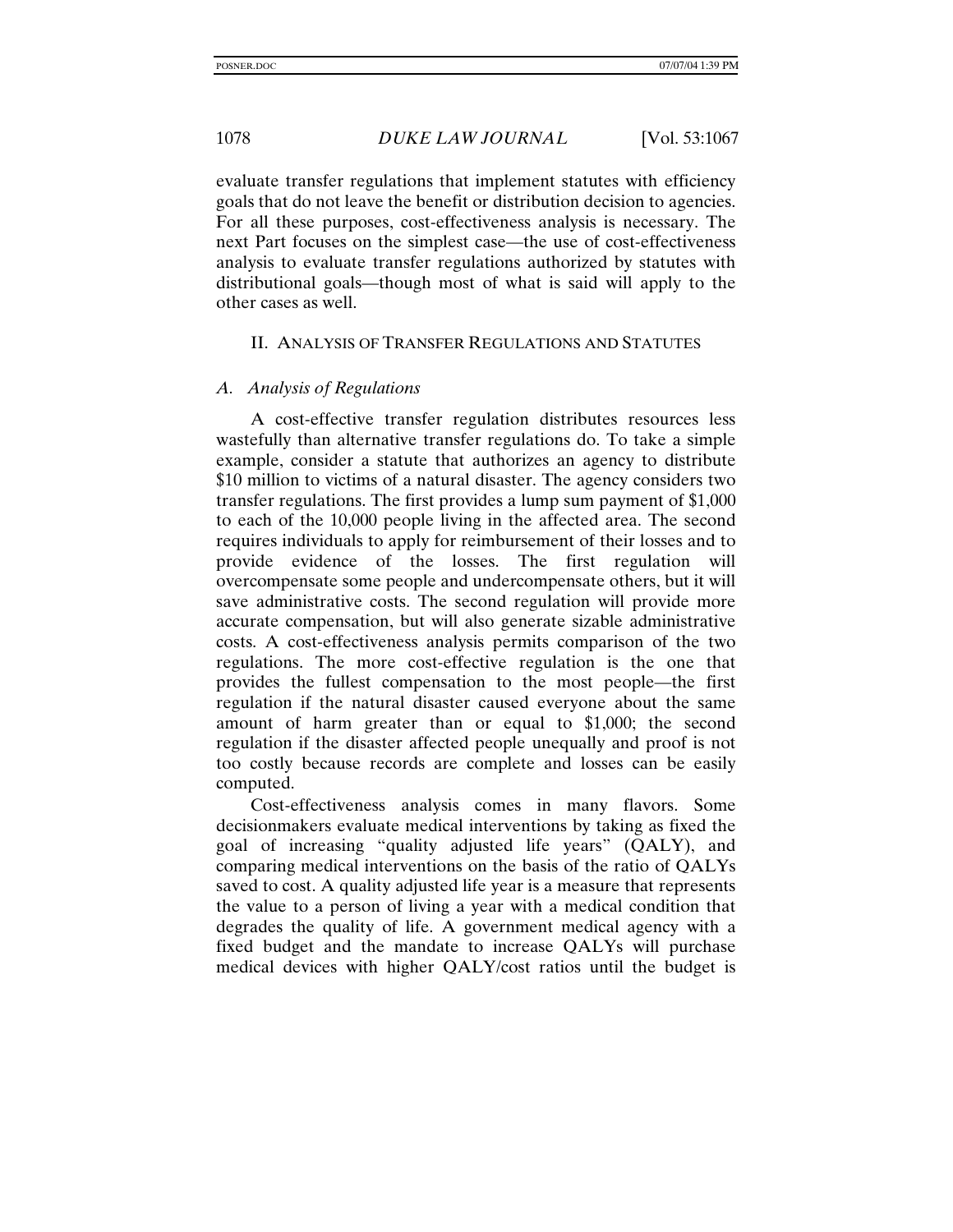evaluate transfer regulations that implement statutes with efficiency goals that do not leave the benefit or distribution decision to agencies. For all these purposes, cost-effectiveness analysis is necessary. The next Part focuses on the simplest case—the use of cost-effectiveness analysis to evaluate transfer regulations authorized by statutes with distributional goals—though most of what is said will apply to the other cases as well.

## II. Analysis of Transfer Regulations and Statutes

### *A. Analysis of Regulations*

A cost-effective transfer regulation distributes resources less wastefully than alternative transfer regulations do. To take a simple example, consider a statute that authorizes an agency to distribute $10 million to victims of a natural disaster. The agency considers two transfer regulations. The first provides a lump sum payment of $1,000 to each of the 10,000 people living in the affected area. The second requires individuals to apply for reimbursement of their losses and to provide evidence of the losses. The first regulation will overcompensate some people and undercompensate others, but it will save administrative costs. The second regulation will provide more accurate compensation, but will also generate sizable administrative costs. A cost-effectiveness analysis permits comparison of the two regulations. The more cost-effective regulation is the one that provides the fullest compensation to the most people—the first regulation if the natural disaster caused everyone about the same amount of harm greater than or equal to $1,000; the second regulation if the disaster affected people unequally and proof is not too costly because records are complete and losses can be easily computed.

Cost-effectiveness analysis comes in many flavors. Some decisionmakers evaluate medical interventions by taking as fixed the goal of increasing "quality adjusted life years" (QALY), and comparing medical interventions on the basis of the ratio of QALYs saved to cost. A quality adjusted life year is a measure that represents the value to a person of living a year with a medical condition that degrades the quality of life. A government medical agency with a fixed budget and the mandate to increase QALYs will purchase medical devices with higher QALY/cost ratios until the budget is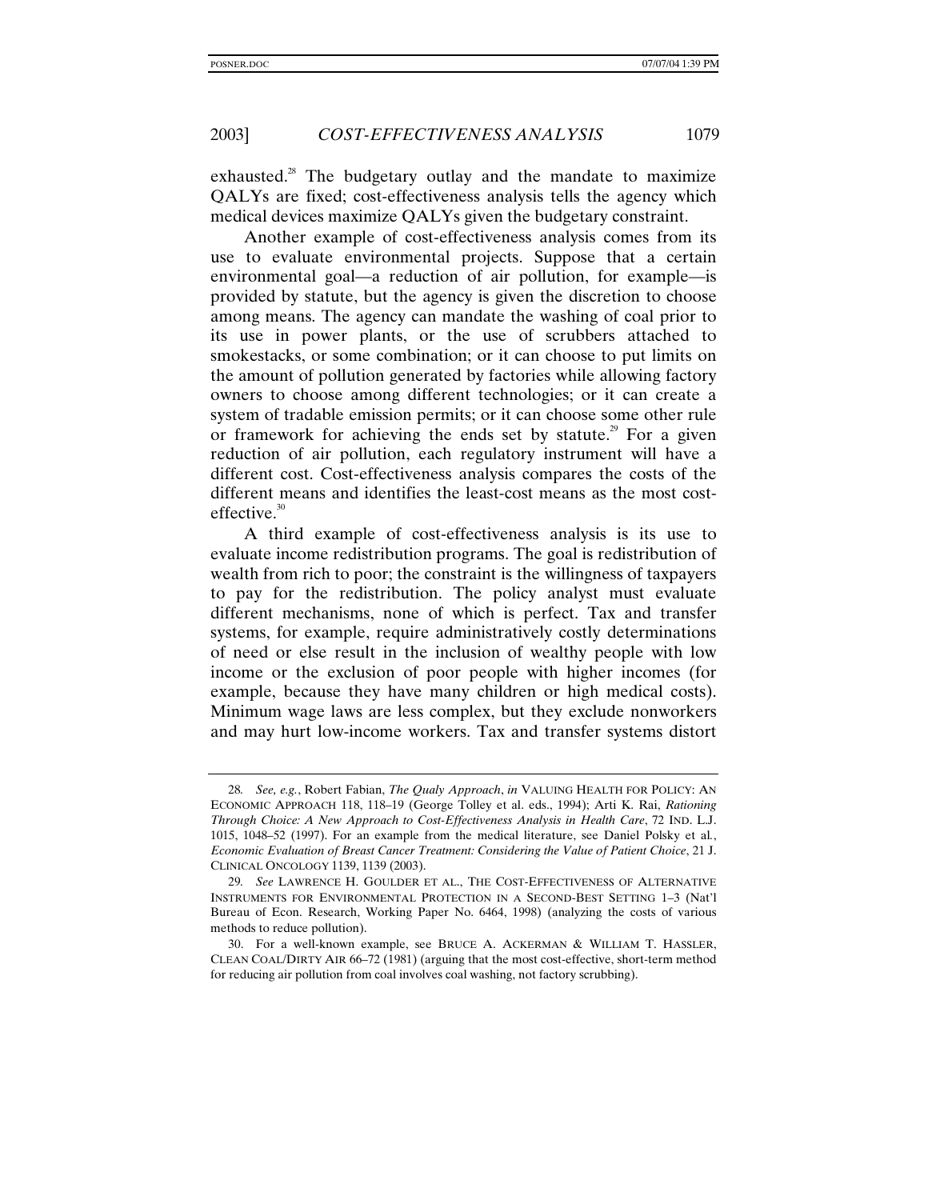exhausted.[28] The budgetary outlay and the mandate to maximize QALYs are fixed; cost-effectiveness analysis tells the agency which medical devices maximize QALYs given the budgetary constraint.

Another example of cost-effectiveness analysis comes from its use to evaluate environmental projects. Suppose that a certain environmental goal—a reduction of air pollution, for example—is provided by statute, but the agency is given the discretion to choose among means. The agency can mandate the washing of coal prior to its use in power plants, or the use of scrubbers attached to smokestacks, or some combination; or it can choose to put limits on the amount of pollution generated by factories while allowing factory owners to choose among different technologies; or it can create a system of tradable emission permits; or it can choose some other rule or framework for achieving the ends set by statute.[29] For a given reduction of air pollution, each regulatory instrument will have a different cost. Cost-effectiveness analysis compares the costs of the different means and identifies the least-cost means as the most cost-effective.[30]

A third example of cost-effectiveness analysis is its use to evaluate income redistribution programs. The goal is redistribution of wealth from rich to poor; the constraint is the willingness of taxpayers to pay for the redistribution. The policy analyst must evaluate different mechanisms, none of which is perfect. Tax and transfer systems, for example, require administratively costly determinations of need or else result in the inclusion of wealthy people with low income or the exclusion of poor people with higher incomes (for example, because they have many children or high medical costs). Minimum wage laws are less complex, but they exclude nonworkers and may hurt low-income workers. Tax and transfer systems distort

---

28. *See, e.g.*, Robert Fabian, *The Qualy Approach*, *in* VALUING HEALTH FOR POLICY: AN ECONOMIC APPROACH 118, 118–19 (George Tolley et al. eds., 1994); Arti K. Rai, *Rationing Through Choice: A New Approach to Cost-Effectiveness Analysis in Health Care*, 72 IND. L.J. 1015, 1048–52 (1997). For an example from the medical literature, see Daniel Polsky et al., *Economic Evaluation of Breast Cancer Treatment: Considering the Value of Patient Choice*, 21 J. CLINICAL ONCOLOGY 1139, 1139 (2003).

29. *See* LAWRENCE H. GOULDER ET AL., THE COST-EFFECTIVENESS OF ALTERNATIVE INSTRUMENTS FOR ENVIRONMENTAL PROTECTION IN A SECOND-BEST SETTING 1–3 (Nat'l Bureau of Econ. Research, Working Paper No. 6464, 1998) (analyzing the costs of various methods to reduce pollution).

30. For a well-known example, see BRUCE A. ACKERMAN & WILLIAM T. HASSLER, CLEAN COAL/DIRTY AIR 66–72 (1981) (arguing that the most cost-effective, short-term method for reducing air pollution from coal involves coal washing, not factory scrubbing).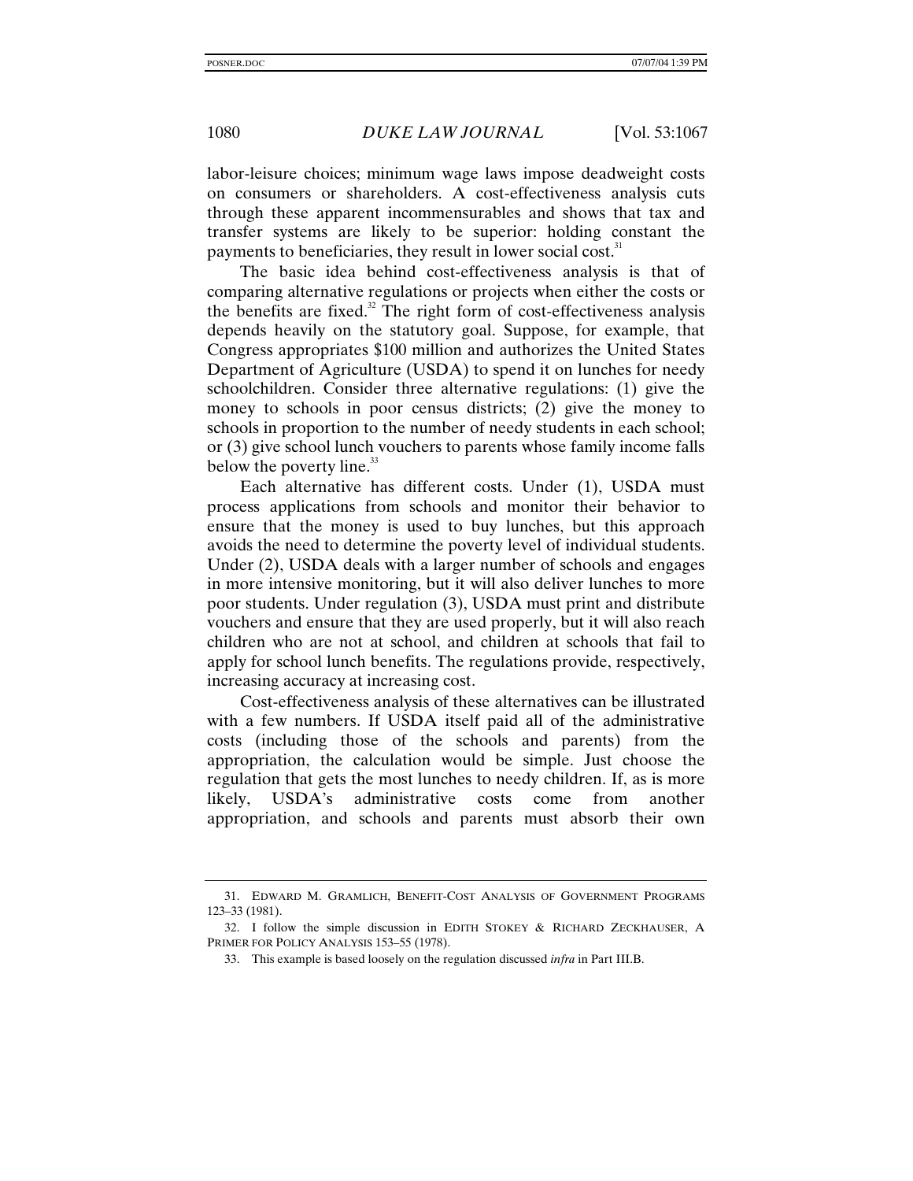labor-leisure choices; minimum wage laws impose deadweight costs on consumers or shareholders. A cost-effectiveness analysis cuts through these apparent incommensurables and shows that tax and transfer systems are likely to be superior: holding constant the payments to beneficiaries, they result in lower social cost.[31]

The basic idea behind cost-effectiveness analysis is that of comparing alternative regulations or projects when either the costs or the benefits are fixed.[32] The right form of cost-effectiveness analysis depends heavily on the statutory goal. Suppose, for example, that Congress appropriates $100 million and authorizes the United States Department of Agriculture (USDA) to spend it on lunches for needy schoolchildren. Consider three alternative regulations: (1) give the money to schools in poor census districts; (2) give the money to schools in proportion to the number of needy students in each school; or (3) give school lunch vouchers to parents whose family income falls below the poverty line.[33]

Each alternative has different costs. Under (1), USDA must process applications from schools and monitor their behavior to ensure that the money is used to buy lunches, but this approach avoids the need to determine the poverty level of individual students. Under (2), USDA deals with a larger number of schools and engages in more intensive monitoring, but it will also deliver lunches to more poor students. Under regulation (3), USDA must print and distribute vouchers and ensure that they are used properly, but it will also reach children who are not at school, and children at schools that fail to apply for school lunch benefits. The regulations provide, respectively, increasing accuracy at increasing cost.

Cost-effectiveness analysis of these alternatives can be illustrated with a few numbers. If USDA itself paid all of the administrative costs (including those of the schools and parents) from the appropriation, the calculation would be simple. Just choose the regulation that gets the most lunches to needy children. If, as is more likely, USDA's administrative costs come from another appropriation, and schools and parents must absorb their own

---

31. EDWARD M. GRAMLICH, BENEFIT-COST ANALYSIS OF GOVERNMENT PROGRAMS 123–33 (1981).

32. I follow the simple discussion in EDITH STOKEY & RICHARD ZECKHAUSER, A PRIMER FOR POLICY ANALYSIS 153–55 (1978).

33. This example is based loosely on the regulation discussed *infra* in Part III.B.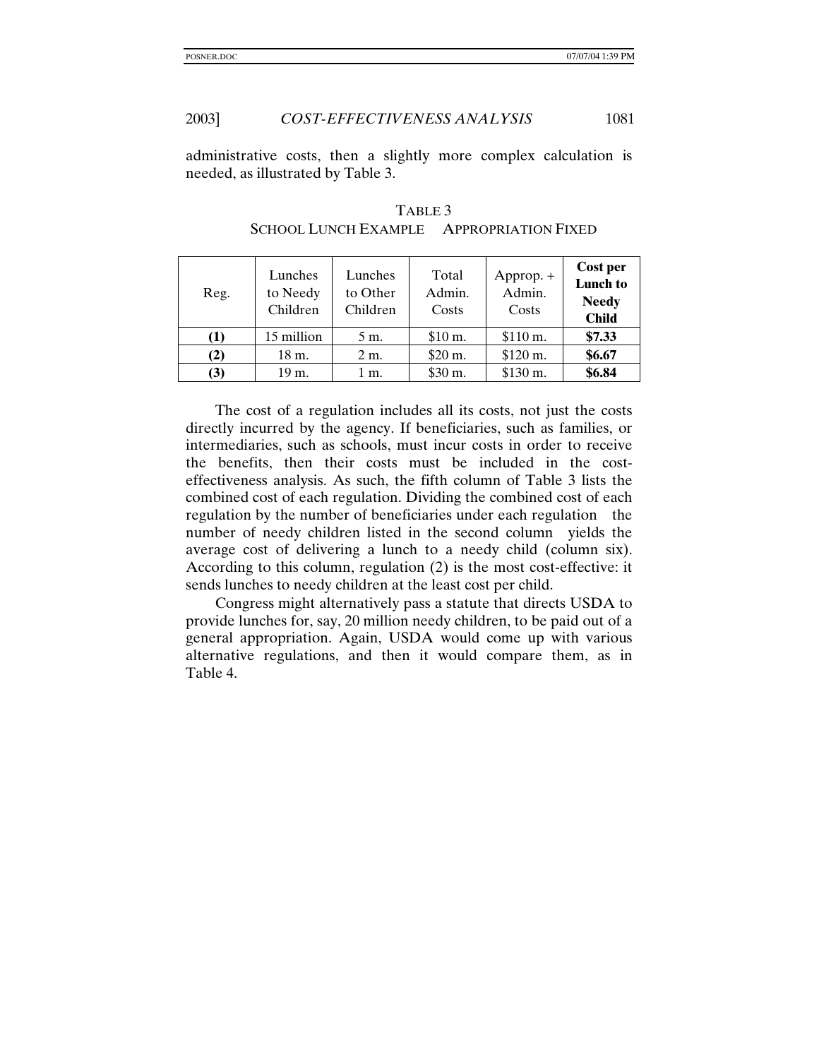administrative costs, then a slightly more complex calculation is needed, as illustrated by Table 3.

TABLE 3
SCHOOL LUNCH EXAMPLE APPROPRIATION FIXED

| Reg. | Lunches to Needy Children | Lunches to Other Children | Total Admin. Costs | Approp. + Admin. Costs | **Cost per Lunch to Needy Child** |
|---|---|---|---|---|---|
| **(1)** | 15 million | 5 m. | $10 m. | $110 m. | **$7.33** |
| **(2)** | 18 m. | 2 m. | $20 m. | $120 m. | **$6.67** |
| **(3)** | 19 m. | 1 m. | $30 m. | $130 m. | **$6.84** |

The cost of a regulation includes all its costs, not just the costs directly incurred by the agency. If beneficiaries, such as families, or intermediaries, such as schools, must incur costs in order to receive the benefits, then their costs must be included in the cost-effectiveness analysis. As such, the fifth column of Table 3 lists the combined cost of each regulation. Dividing the combined cost of each regulation by the number of beneficiaries under each regulation the number of needy children listed in the second column yields the average cost of delivering a lunch to a needy child (column six). According to this column, regulation (2) is the most cost-effective: it sends lunches to needy children at the least cost per child.

Congress might alternatively pass a statute that directs USDA to provide lunches for, say, 20 million needy children, to be paid out of a general appropriation. Again, USDA would come up with various alternative regulations, and then it would compare them, as in Table 4.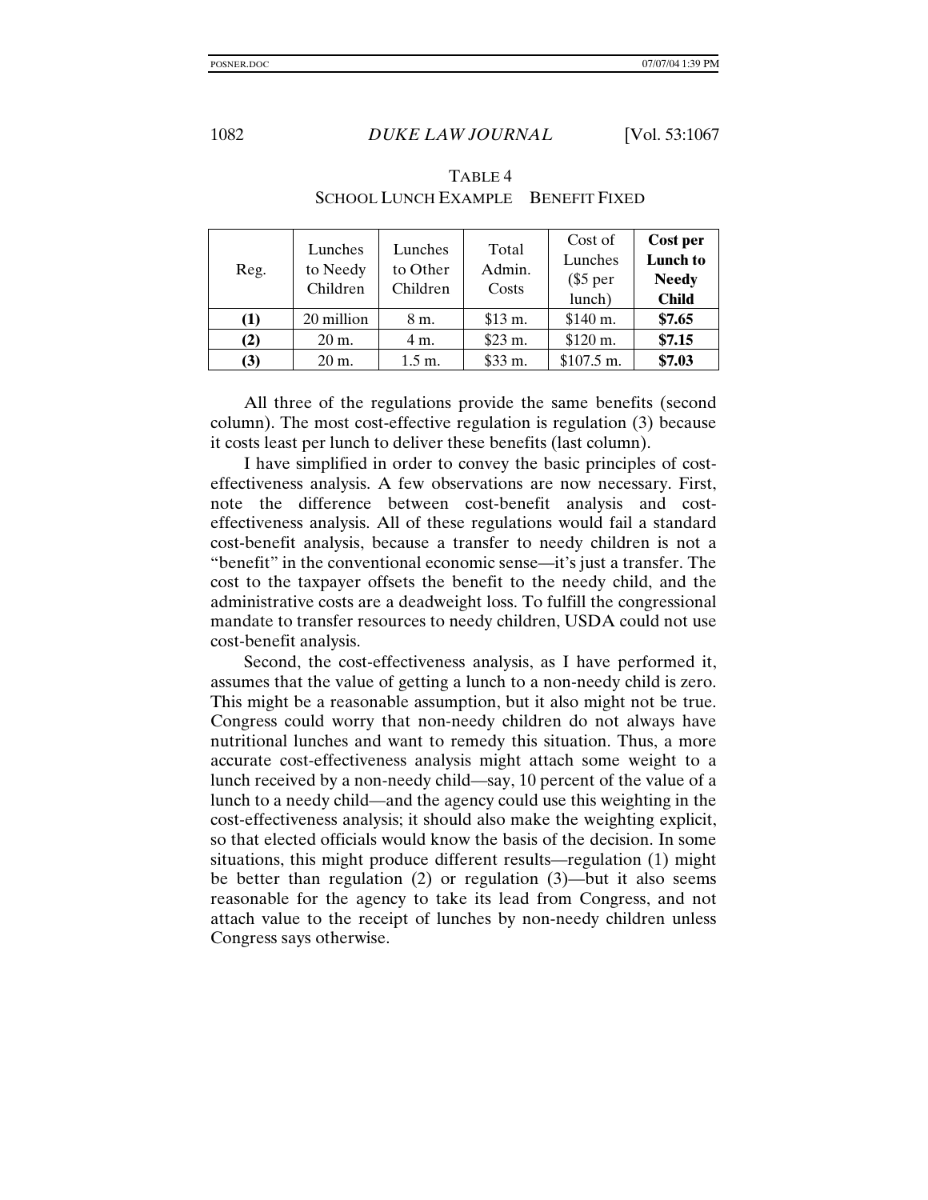TABLE 4

SCHOOL LUNCH EXAMPLE  BENEFIT FIXED

| Reg. | Lunches to Needy Children | Lunches to Other Children | Total Admin. Costs | Cost of Lunches ($5 per lunch) | **Cost per Lunch to Needy Child** |
|---|---|---|---|---|---|
| **(1)** | 20 million | 8 m. | $13 m. | $140 m. | **$7.65** |
| **(2)** | 20 m. | 4 m. | $23 m. | $120 m. | **$7.15** |
| **(3)** | 20 m. | 1.5 m. | $33 m. | $107.5 m. | **$7.03** |

All three of the regulations provide the same benefits (second column). The most cost-effective regulation is regulation (3) because it costs least per lunch to deliver these benefits (last column).

I have simplified in order to convey the basic principles of cost-effectiveness analysis. A few observations are now necessary. First, note the difference between cost-benefit analysis and cost-effectiveness analysis. All of these regulations would fail a standard cost-benefit analysis, because a transfer to needy children is not a "benefit" in the conventional economic sense—it's just a transfer. The cost to the taxpayer offsets the benefit to the needy child, and the administrative costs are a deadweight loss. To fulfill the congressional mandate to transfer resources to needy children, USDA could not use cost-benefit analysis.

Second, the cost-effectiveness analysis, as I have performed it, assumes that the value of getting a lunch to a non-needy child is zero. This might be a reasonable assumption, but it also might not be true. Congress could worry that non-needy children do not always have nutritional lunches and want to remedy this situation. Thus, a more accurate cost-effectiveness analysis might attach some weight to a lunch received by a non-needy child—say, 10 percent of the value of a lunch to a needy child—and the agency could use this weighting in the cost-effectiveness analysis; it should also make the weighting explicit, so that elected officials would know the basis of the decision. In some situations, this might produce different results—regulation (1) might be better than regulation (2) or regulation (3)—but it also seems reasonable for the agency to take its lead from Congress, and not attach value to the receipt of lunches by non-needy children unless Congress says otherwise.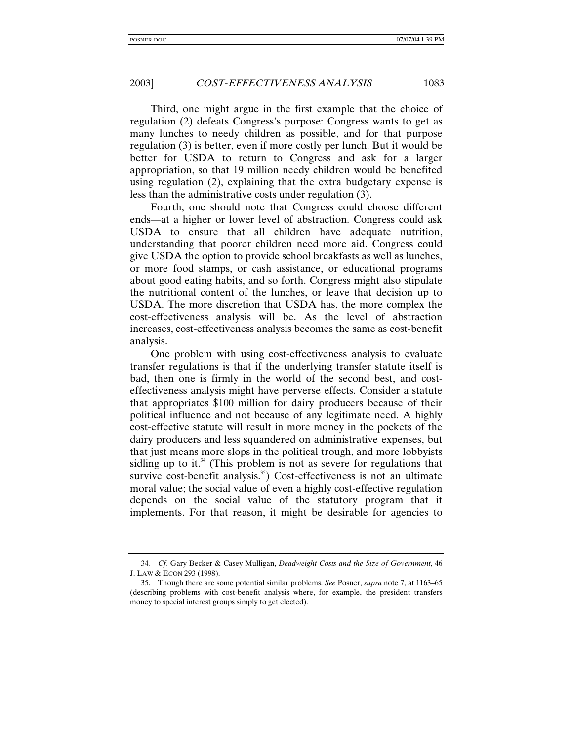Third, one might argue in the first example that the choice of regulation (2) defeats Congress's purpose: Congress wants to get as many lunches to needy children as possible, and for that purpose regulation (3) is better, even if more costly per lunch. But it would be better for USDA to return to Congress and ask for a larger appropriation, so that 19 million needy children would be benefited using regulation (2), explaining that the extra budgetary expense is less than the administrative costs under regulation (3).

Fourth, one should note that Congress could choose different ends—at a higher or lower level of abstraction. Congress could ask USDA to ensure that all children have adequate nutrition, understanding that poorer children need more aid. Congress could give USDA the option to provide school breakfasts as well as lunches, or more food stamps, or cash assistance, or educational programs about good eating habits, and so forth. Congress might also stipulate the nutritional content of the lunches, or leave that decision up to USDA. The more discretion that USDA has, the more complex the cost-effectiveness analysis will be. As the level of abstraction increases, cost-effectiveness analysis becomes the same as cost-benefit analysis.

One problem with using cost-effectiveness analysis to evaluate transfer regulations is that if the underlying transfer statute itself is bad, then one is firmly in the world of the second best, and cost-effectiveness analysis might have perverse effects. Consider a statute that appropriates $100 million for dairy producers because of their political influence and not because of any legitimate need. A highly cost-effective statute will result in more money in the pockets of the dairy producers and less squandered on administrative expenses, but that just means more slops in the political trough, and more lobbyists sidling up to it.[34] (This problem is not as severe for regulations that survive cost-benefit analysis.[35]) Cost-effectiveness is not an ultimate moral value; the social value of even a highly cost-effective regulation depends on the social value of the statutory program that it implements. For that reason, it might be desirable for agencies to

---

34. *Cf.* Gary Becker & Casey Mulligan, *Deadweight Costs and the Size of Government*, 46 J. LAW & ECON 293 (1998).

35. Though there are some potential similar problems. *See* Posner, *supra* note 7, at 1163–65 (describing problems with cost-benefit analysis where, for example, the president transfers money to special interest groups simply to get elected).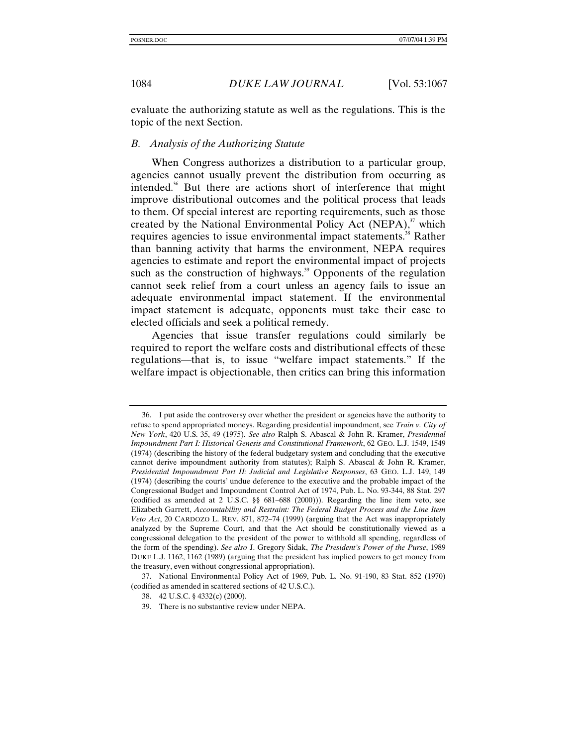evaluate the authorizing statute as well as the regulations. This is the topic of the next Section.

### *B. Analysis of the Authorizing Statute*

When Congress authorizes a distribution to a particular group, agencies cannot usually prevent the distribution from occurring as intended.[36] But there are actions short of interference that might improve distributional outcomes and the political process that leads to them. Of special interest are reporting requirements, such as those created by the National Environmental Policy Act (NEPA),[37] which requires agencies to issue environmental impact statements.[38] Rather than banning activity that harms the environment, NEPA requires agencies to estimate and report the environmental impact of projects such as the construction of highways.[39] Opponents of the regulation cannot seek relief from a court unless an agency fails to issue an adequate environmental impact statement. If the environmental impact statement is adequate, opponents must take their case to elected officials and seek a political remedy.

Agencies that issue transfer regulations could similarly be required to report the welfare costs and distributional effects of these regulations—that is, to issue "welfare impact statements." If the welfare impact is objectionable, then critics can bring this information

---

36. I put aside the controversy over whether the president or agencies have the authority to refuse to spend appropriated moneys. Regarding presidential impoundment, see *Train v. City of New York*, 420 U.S. 35, 49 (1975). *See also* Ralph S. Abascal & John R. Kramer, *Presidential Impoundment Part I: Historical Genesis and Constitutional Framework*, 62 GEO. L.J. 1549, 1549 (1974) (describing the history of the federal budgetary system and concluding that the executive cannot derive impoundment authority from statutes); Ralph S. Abascal & John R. Kramer, *Presidential Impoundment Part II: Judicial and Legislative Responses*, 63 GEO. L.J. 149, 149 (1974) (describing the courts' undue deference to the executive and the probable impact of the Congressional Budget and Impoundment Control Act of 1974, Pub. L. No. 93-344, 88 Stat. 297 (codified as amended at 2 U.S.C. §§ 681–688 (2000))). Regarding the line item veto, see Elizabeth Garrett, *Accountability and Restraint: The Federal Budget Process and the Line Item Veto Act*, 20 CARDOZO L. REV. 871, 872–74 (1999) (arguing that the Act was inappropriately analyzed by the Supreme Court, and that the Act should be constitutionally viewed as a congressional delegation to the president of the power to withhold all spending, regardless of the form of the spending). *See also* J. Gregory Sidak, *The President's Power of the Purse*, 1989 DUKE L.J. 1162, 1162 (1989) (arguing that the president has implied powers to get money from the treasury, even without congressional appropriation).

37. National Environmental Policy Act of 1969, Pub. L. No. 91-190, 83 Stat. 852 (1970) (codified as amended in scattered sections of 42 U.S.C.).

38. 42 U.S.C. § 4332(c) (2000).

39. There is no substantive review under NEPA.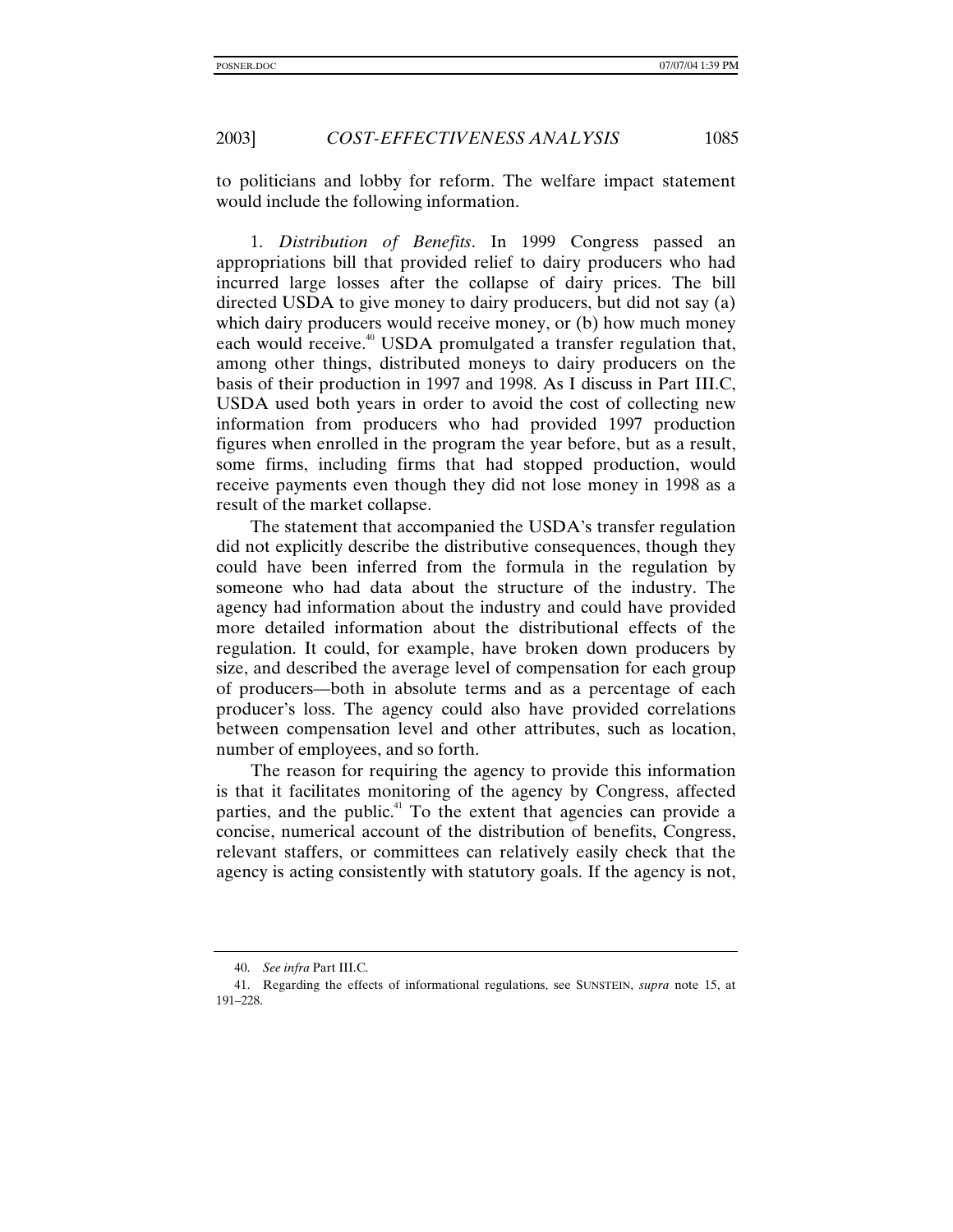to politicians and lobby for reform. The welfare impact statement would include the following information.

1. *Distribution of Benefits*. In 1999 Congress passed an appropriations bill that provided relief to dairy producers who had incurred large losses after the collapse of dairy prices. The bill directed USDA to give money to dairy producers, but did not say (a) which dairy producers would receive money, or (b) how much money each would receive.[40] USDA promulgated a transfer regulation that, among other things, distributed moneys to dairy producers on the basis of their production in 1997 and 1998. As I discuss in Part III.C, USDA used both years in order to avoid the cost of collecting new information from producers who had provided 1997 production figures when enrolled in the program the year before, but as a result, some firms, including firms that had stopped production, would receive payments even though they did not lose money in 1998 as a result of the market collapse.

The statement that accompanied the USDA's transfer regulation did not explicitly describe the distributive consequences, though they could have been inferred from the formula in the regulation by someone who had data about the structure of the industry. The agency had information about the industry and could have provided more detailed information about the distributional effects of the regulation. It could, for example, have broken down producers by size, and described the average level of compensation for each group of producers—both in absolute terms and as a percentage of each producer's loss. The agency could also have provided correlations between compensation level and other attributes, such as location, number of employees, and so forth.

The reason for requiring the agency to provide this information is that it facilitates monitoring of the agency by Congress, affected parties, and the public.[41] To the extent that agencies can provide a concise, numerical account of the distribution of benefits, Congress, relevant staffers, or committees can relatively easily check that the agency is acting consistently with statutory goals. If the agency is not,

---

40. *See infra* Part III.C.

41. Regarding the effects of informational regulations, see SUNSTEIN, *supra* note 15, at 191–228.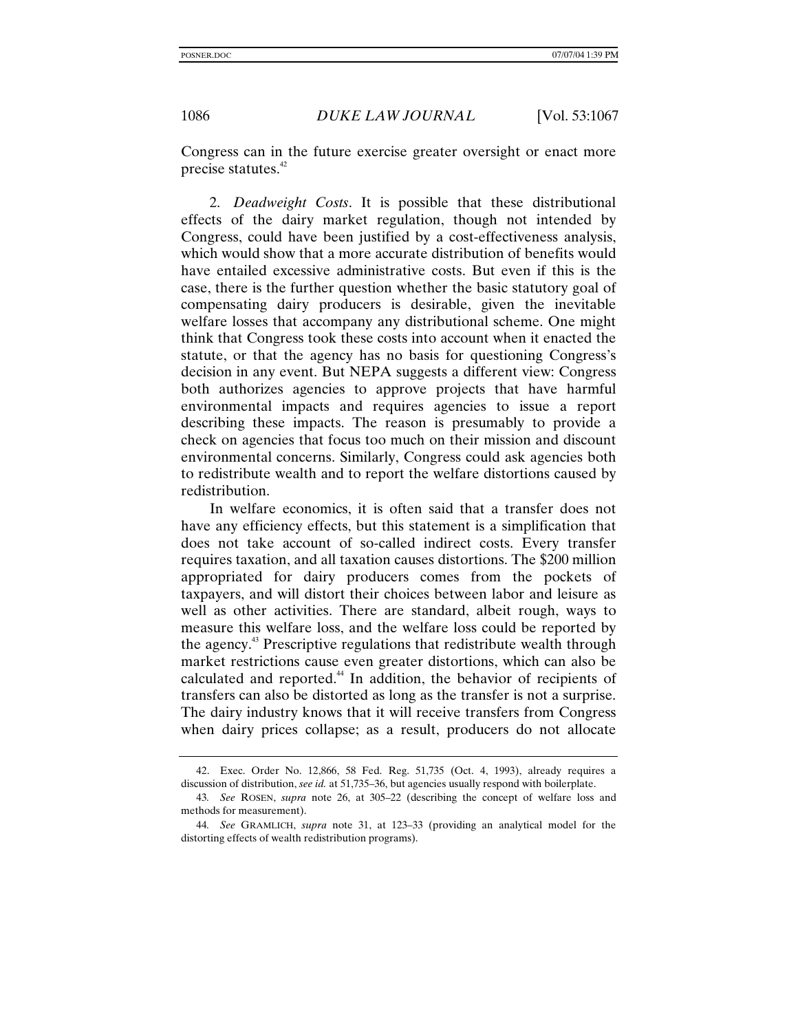Congress can in the future exercise greater oversight or enact more precise statutes.[42]

2. *Deadweight Costs*. It is possible that these distributional effects of the dairy market regulation, though not intended by Congress, could have been justified by a cost-effectiveness analysis, which would show that a more accurate distribution of benefits would have entailed excessive administrative costs. But even if this is the case, there is the further question whether the basic statutory goal of compensating dairy producers is desirable, given the inevitable welfare losses that accompany any distributional scheme. One might think that Congress took these costs into account when it enacted the statute, or that the agency has no basis for questioning Congress's decision in any event. But NEPA suggests a different view: Congress both authorizes agencies to approve projects that have harmful environmental impacts and requires agencies to issue a report describing these impacts. The reason is presumably to provide a check on agencies that focus too much on their mission and discount environmental concerns. Similarly, Congress could ask agencies both to redistribute wealth and to report the welfare distortions caused by redistribution.

In welfare economics, it is often said that a transfer does not have any efficiency effects, but this statement is a simplification that does not take account of so-called indirect costs. Every transfer requires taxation, and all taxation causes distortions. The $200 million appropriated for dairy producers comes from the pockets of taxpayers, and will distort their choices between labor and leisure as well as other activities. There are standard, albeit rough, ways to measure this welfare loss, and the welfare loss could be reported by the agency.[43] Prescriptive regulations that redistribute wealth through market restrictions cause even greater distortions, which can also be calculated and reported.[44] In addition, the behavior of recipients of transfers can also be distorted as long as the transfer is not a surprise. The dairy industry knows that it will receive transfers from Congress when dairy prices collapse; as a result, producers do not allocate

42. Exec. Order No. 12,866, 58 Fed. Reg. 51,735 (Oct. 4, 1993), already requires a discussion of distribution, *see id.* at 51,735–36, but agencies usually respond with boilerplate.

43. *See* ROSEN, *supra* note 26, at 305–22 (describing the concept of welfare loss and methods for measurement).

44. *See* GRAMLICH, *supra* note 31, at 123–33 (providing an analytical model for the distorting effects of wealth redistribution programs).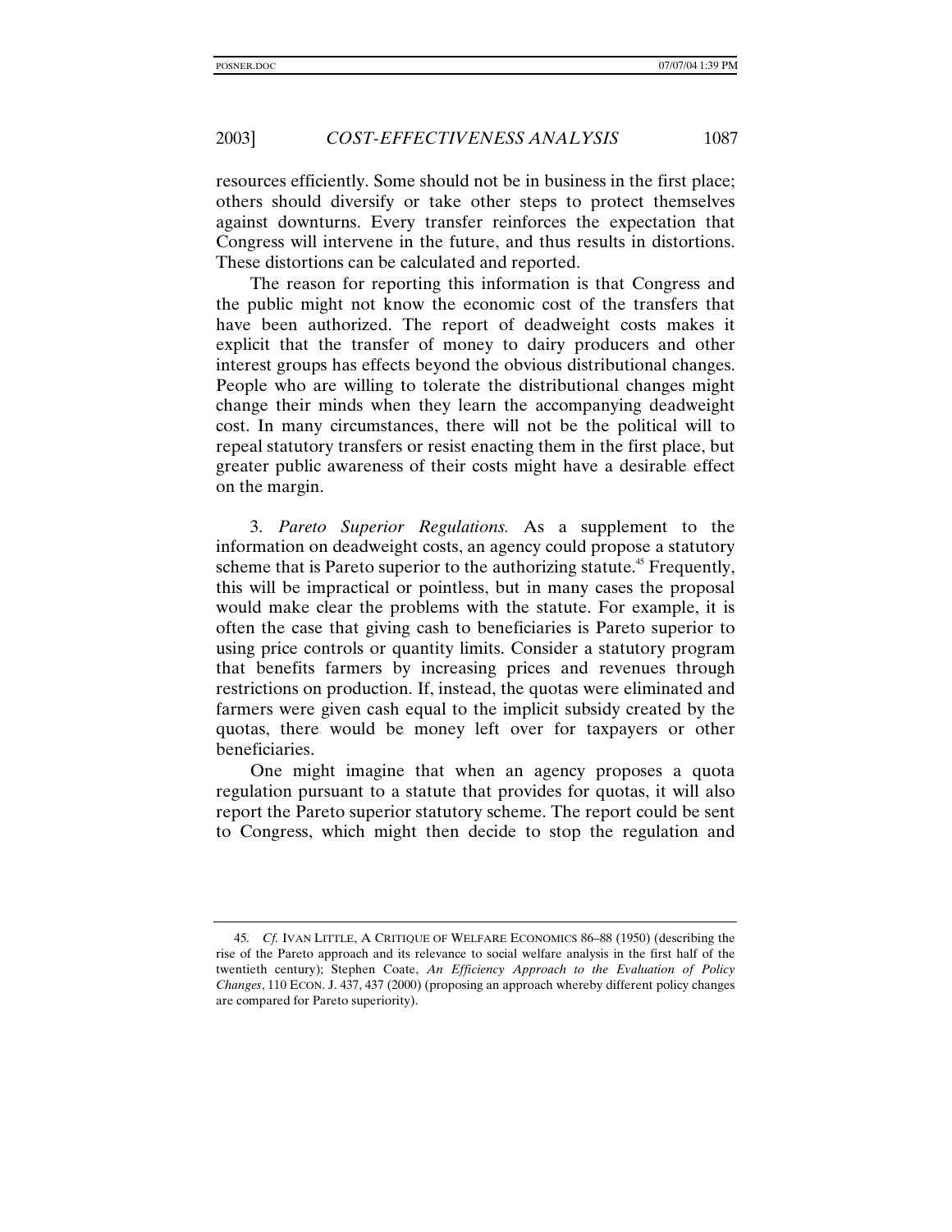resources efficiently. Some should not be in business in the first place; others should diversify or take other steps to protect themselves against downturns. Every transfer reinforces the expectation that Congress will intervene in the future, and thus results in distortions. These distortions can be calculated and reported.

The reason for reporting this information is that Congress and the public might not know the economic cost of the transfers that have been authorized. The report of deadweight costs makes it explicit that the transfer of money to dairy producers and other interest groups has effects beyond the obvious distributional changes. People who are willing to tolerate the distributional changes might change their minds when they learn the accompanying deadweight cost. In many circumstances, there will not be the political will to repeal statutory transfers or resist enacting them in the first place, but greater public awareness of their costs might have a desirable effect on the margin.

3. *Pareto Superior Regulations.* As a supplement to the information on deadweight costs, an agency could propose a statutory scheme that is Pareto superior to the authorizing statute.[45] Frequently, this will be impractical or pointless, but in many cases the proposal would make clear the problems with the statute. For example, it is often the case that giving cash to beneficiaries is Pareto superior to using price controls or quantity limits. Consider a statutory program that benefits farmers by increasing prices and revenues through restrictions on production. If, instead, the quotas were eliminated and farmers were given cash equal to the implicit subsidy created by the quotas, there would be money left over for taxpayers or other beneficiaries.

One might imagine that when an agency proposes a quota regulation pursuant to a statute that provides for quotas, it will also report the Pareto superior statutory scheme. The report could be sent to Congress, which might then decide to stop the regulation and

---

45. *Cf.* IVAN LITTLE, A CRITIQUE OF WELFARE ECONOMICS 86–88 (1950) (describing the rise of the Pareto approach and its relevance to social welfare analysis in the first half of the twentieth century); Stephen Coate, *An Efficiency Approach to the Evaluation of Policy Changes*, 110 ECON. J. 437, 437 (2000) (proposing an approach whereby different policy changes are compared for Pareto superiority).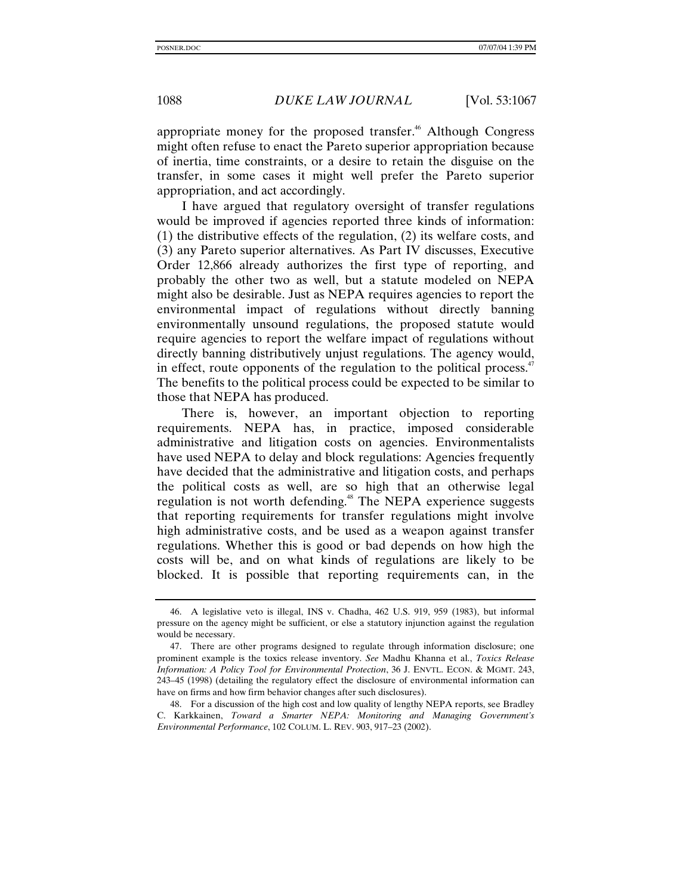appropriate money for the proposed transfer.[46] Although Congress might often refuse to enact the Pareto superior appropriation because of inertia, time constraints, or a desire to retain the disguise on the transfer, in some cases it might well prefer the Pareto superior appropriation, and act accordingly.

I have argued that regulatory oversight of transfer regulations would be improved if agencies reported three kinds of information: (1) the distributive effects of the regulation, (2) its welfare costs, and (3) any Pareto superior alternatives. As Part IV discusses, Executive Order 12,866 already authorizes the first type of reporting, and probably the other two as well, but a statute modeled on NEPA might also be desirable. Just as NEPA requires agencies to report the environmental impact of regulations without directly banning environmentally unsound regulations, the proposed statute would require agencies to report the welfare impact of regulations without directly banning distributively unjust regulations. The agency would, in effect, route opponents of the regulation to the political process.[47] The benefits to the political process could be expected to be similar to those that NEPA has produced.

There is, however, an important objection to reporting requirements. NEPA has, in practice, imposed considerable administrative and litigation costs on agencies. Environmentalists have used NEPA to delay and block regulations: Agencies frequently have decided that the administrative and litigation costs, and perhaps the political costs as well, are so high that an otherwise legal regulation is not worth defending.[48] The NEPA experience suggests that reporting requirements for transfer regulations might involve high administrative costs, and be used as a weapon against transfer regulations. Whether this is good or bad depends on how high the costs will be, and on what kinds of regulations are likely to be blocked. It is possible that reporting requirements can, in the

---

46. A legislative veto is illegal, INS v. Chadha, 462 U.S. 919, 959 (1983), but informal pressure on the agency might be sufficient, or else a statutory injunction against the regulation would be necessary.

47. There are other programs designed to regulate through information disclosure; one prominent example is the toxics release inventory. *See* Madhu Khanna et al., *Toxics Release Information: A Policy Tool for Environmental Protection*, 36 J. ENVTL. ECON. & MGMT. 243, 243–45 (1998) (detailing the regulatory effect the disclosure of environmental information can have on firms and how firm behavior changes after such disclosures).

48. For a discussion of the high cost and low quality of lengthy NEPA reports, see Bradley C. Karkkainen, *Toward a Smarter NEPA: Monitoring and Managing Government's Environmental Performance*, 102 COLUM. L. REV. 903, 917–23 (2002).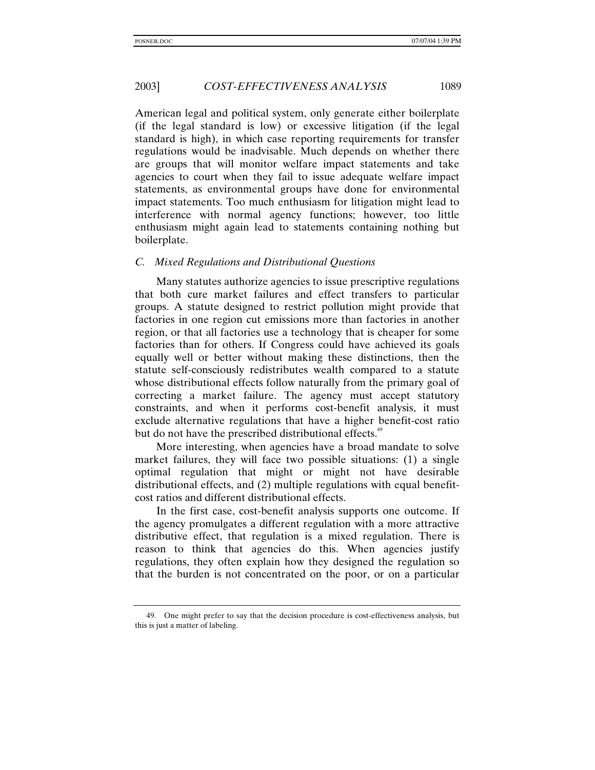American legal and political system, only generate either boilerplate (if the legal standard is low) or excessive litigation (if the legal standard is high), in which case reporting requirements for transfer regulations would be inadvisable. Much depends on whether there are groups that will monitor welfare impact statements and take agencies to court when they fail to issue adequate welfare impact statements, as environmental groups have done for environmental impact statements. Too much enthusiasm for litigation might lead to interference with normal agency functions; however, too little enthusiasm might again lead to statements containing nothing but boilerplate.

### *C. Mixed Regulations and Distributional Questions*

Many statutes authorize agencies to issue prescriptive regulations that both cure market failures and effect transfers to particular groups. A statute designed to restrict pollution might provide that factories in one region cut emissions more than factories in another region, or that all factories use a technology that is cheaper for some factories than for others. If Congress could have achieved its goals equally well or better without making these distinctions, then the statute self-consciously redistributes wealth compared to a statute whose distributional effects follow naturally from the primary goal of correcting a market failure. The agency must accept statutory constraints, and when it performs cost-benefit analysis, it must exclude alternative regulations that have a higher benefit-cost ratio but do not have the prescribed distributional effects.[49]

More interesting, when agencies have a broad mandate to solve market failures, they will face two possible situations: (1) a single optimal regulation that might or might not have desirable distributional effects, and (2) multiple regulations with equal benefit-cost ratios and different distributional effects.

In the first case, cost-benefit analysis supports one outcome. If the agency promulgates a different regulation with a more attractive distributive effect, that regulation is a mixed regulation. There is reason to think that agencies do this. When agencies justify regulations, they often explain how they designed the regulation so that the burden is not concentrated on the poor, or on a particular

49. One might prefer to say that the decision procedure is cost-effectiveness analysis, but this is just a matter of labeling.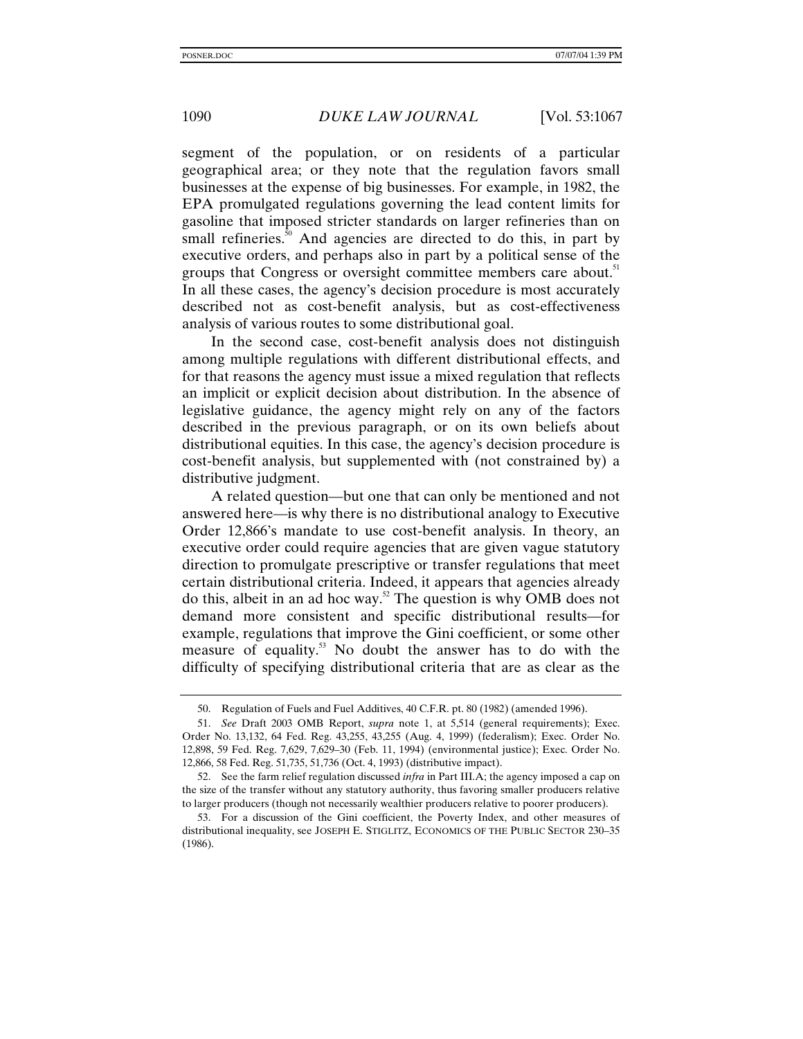segment of the population, or on residents of a particular geographical area; or they note that the regulation favors small businesses at the expense of big businesses. For example, in 1982, the EPA promulgated regulations governing the lead content limits for gasoline that imposed stricter standards on larger refineries than on small refineries.[50] And agencies are directed to do this, in part by executive orders, and perhaps also in part by a political sense of the groups that Congress or oversight committee members care about.[51] In all these cases, the agency's decision procedure is most accurately described not as cost-benefit analysis, but as cost-effectiveness analysis of various routes to some distributional goal.

In the second case, cost-benefit analysis does not distinguish among multiple regulations with different distributional effects, and for that reasons the agency must issue a mixed regulation that reflects an implicit or explicit decision about distribution. In the absence of legislative guidance, the agency might rely on any of the factors described in the previous paragraph, or on its own beliefs about distributional equities. In this case, the agency's decision procedure is cost-benefit analysis, but supplemented with (not constrained by) a distributive judgment.

A related question—but one that can only be mentioned and not answered here—is why there is no distributional analogy to Executive Order 12,866's mandate to use cost-benefit analysis. In theory, an executive order could require agencies that are given vague statutory direction to promulgate prescriptive or transfer regulations that meet certain distributional criteria. Indeed, it appears that agencies already do this, albeit in an ad hoc way.[52] The question is why OMB does not demand more consistent and specific distributional results—for example, regulations that improve the Gini coefficient, or some other measure of equality.[53] No doubt the answer has to do with the difficulty of specifying distributional criteria that are as clear as the

---

50. Regulation of Fuels and Fuel Additives, 40 C.F.R. pt. 80 (1982) (amended 1996).

51. *See* Draft 2003 OMB Report, *supra* note 1, at 5,514 (general requirements); Exec. Order No. 13,132, 64 Fed. Reg. 43,255, 43,255 (Aug. 4, 1999) (federalism); Exec. Order No. 12,898, 59 Fed. Reg. 7,629, 7,629–30 (Feb. 11, 1994) (environmental justice); Exec. Order No. 12,866, 58 Fed. Reg. 51,735, 51,736 (Oct. 4, 1993) (distributive impact).

52. See the farm relief regulation discussed *infra* in Part III.A; the agency imposed a cap on the size of the transfer without any statutory authority, thus favoring smaller producers relative to larger producers (though not necessarily wealthier producers relative to poorer producers).

53. For a discussion of the Gini coefficient, the Poverty Index, and other measures of distributional inequality, see JOSEPH E. STIGLITZ, ECONOMICS OF THE PUBLIC SECTOR 230–35 (1986).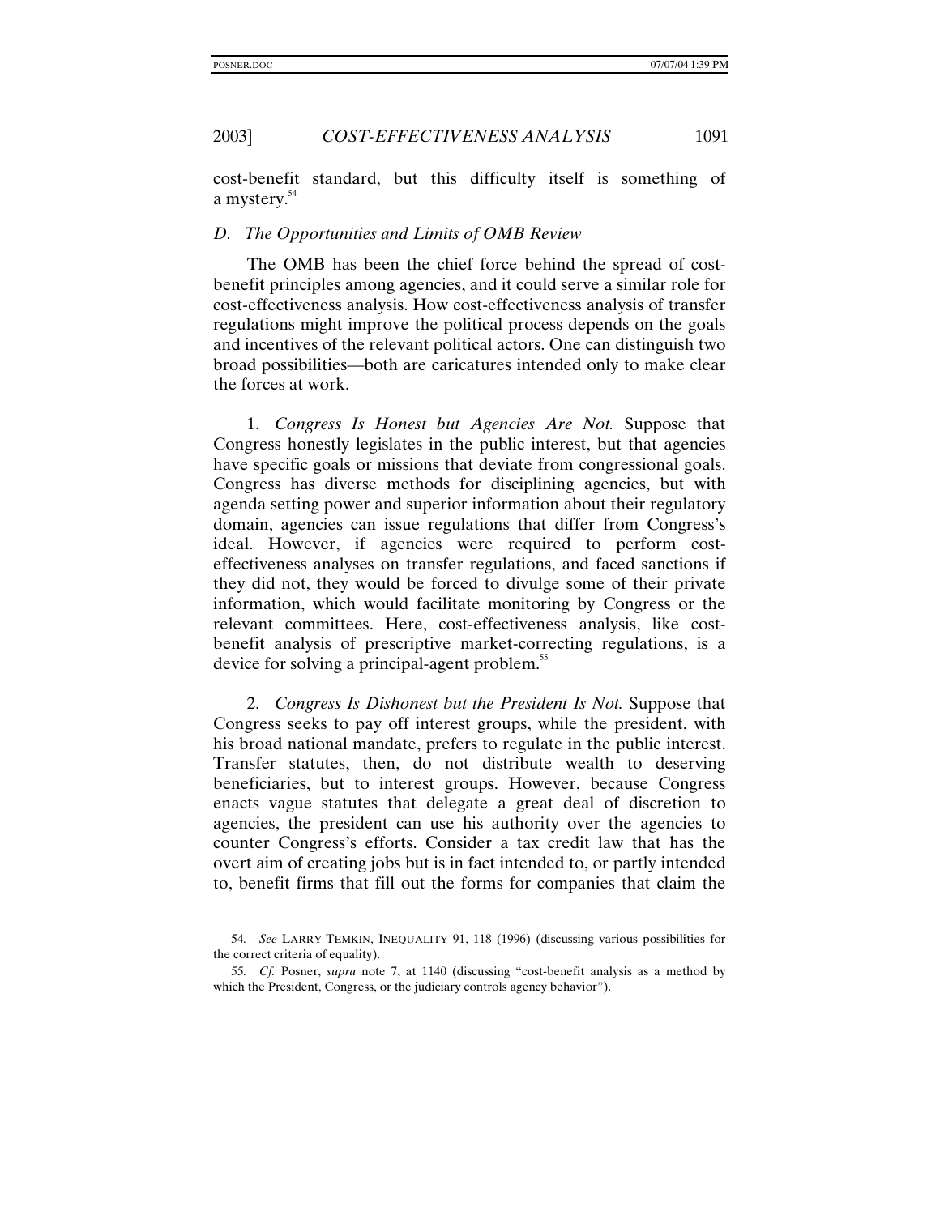cost-benefit standard, but this difficulty itself is something of a mystery.[54]

### *D. The Opportunities and Limits of OMB Review*

The OMB has been the chief force behind the spread of cost-benefit principles among agencies, and it could serve a similar role for cost-effectiveness analysis. How cost-effectiveness analysis of transfer regulations might improve the political process depends on the goals and incentives of the relevant political actors. One can distinguish two broad possibilities—both are caricatures intended only to make clear the forces at work.

1. *Congress Is Honest but Agencies Are Not.* Suppose that Congress honestly legislates in the public interest, but that agencies have specific goals or missions that deviate from congressional goals. Congress has diverse methods for disciplining agencies, but with agenda setting power and superior information about their regulatory domain, agencies can issue regulations that differ from Congress's ideal. However, if agencies were required to perform cost-effectiveness analyses on transfer regulations, and faced sanctions if they did not, they would be forced to divulge some of their private information, which would facilitate monitoring by Congress or the relevant committees. Here, cost-effectiveness analysis, like cost-benefit analysis of prescriptive market-correcting regulations, is a device for solving a principal-agent problem.[55]

2. *Congress Is Dishonest but the President Is Not.* Suppose that Congress seeks to pay off interest groups, while the president, with his broad national mandate, prefers to regulate in the public interest. Transfer statutes, then, do not distribute wealth to deserving beneficiaries, but to interest groups. However, because Congress enacts vague statutes that delegate a great deal of discretion to agencies, the president can use his authority over the agencies to counter Congress's efforts. Consider a tax credit law that has the overt aim of creating jobs but is in fact intended to, or partly intended to, benefit firms that fill out the forms for companies that claim the

---

54. *See* LARRY TEMKIN, INEQUALITY 91, 118 (1996) (discussing various possibilities for the correct criteria of equality).

55. *Cf.* Posner, *supra* note 7, at 1140 (discussing "cost-benefit analysis as a method by which the President, Congress, or the judiciary controls agency behavior").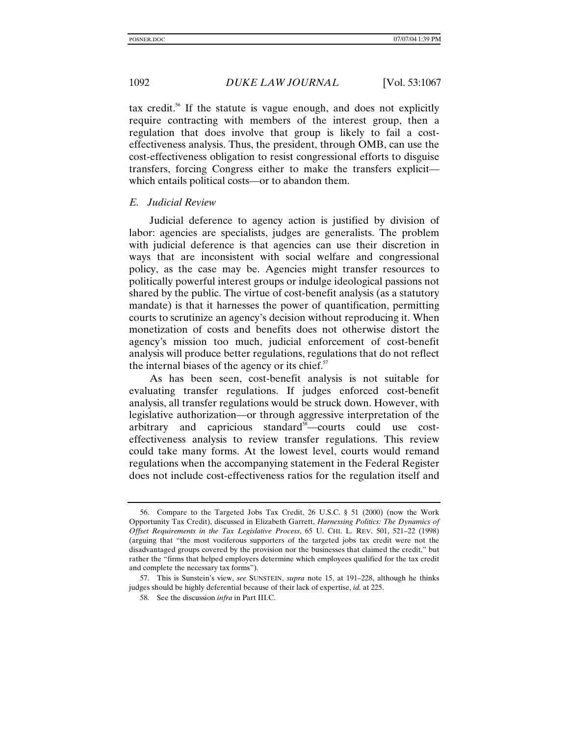tax credit.[56] If the statute is vague enough, and does not explicitly require contracting with members of the interest group, then a regulation that does involve that group is likely to fail a cost-effectiveness analysis. Thus, the president, through OMB, can use the cost-effectiveness obligation to resist congressional efforts to disguise transfers, forcing Congress either to make the transfers explicit—which entails political costs—or to abandon them.

### *E. Judicial Review*

Judicial deference to agency action is justified by division of labor: agencies are specialists, judges are generalists. The problem with judicial deference is that agencies can use their discretion in ways that are inconsistent with social welfare and congressional policy, as the case may be. Agencies might transfer resources to politically powerful interest groups or indulge ideological passions not shared by the public. The virtue of cost-benefit analysis (as a statutory mandate) is that it harnesses the power of quantification, permitting courts to scrutinize an agency's decision without reproducing it. When monetization of costs and benefits does not otherwise distort the agency's mission too much, judicial enforcement of cost-benefit analysis will produce better regulations, regulations that do not reflect the internal biases of the agency or its chief.[57]

As has been seen, cost-benefit analysis is not suitable for evaluating transfer regulations. If judges enforced cost-benefit analysis, all transfer regulations would be struck down. However, with legislative authorization—or through aggressive interpretation of the arbitrary and capricious standard[58]—courts could use cost-effectiveness analysis to review transfer regulations. This review could take many forms. At the lowest level, courts would remand regulations when the accompanying statement in the Federal Register does not include cost-effectiveness ratios for the regulation itself and

---

56. Compare to the Targeted Jobs Tax Credit, 26 U.S.C. § 51 (2000) (now the Work Opportunity Tax Credit), discussed in Elizabeth Garrett, *Harnessing Politics: The Dynamics of Offset Requirements in the Tax Legislative Process*, 65 U. CHI. L. REV. 501, 521–22 (1998) (arguing that "the most vociferous supporters of the targeted jobs tax credit were not the disadvantaged groups covered by the provision nor the businesses that claimed the credit," but rather the "firms that helped employers determine which employees qualified for the tax credit and complete the necessary tax forms").

57. This is Sunstein's view, *see* SUNSTEIN, *supra* note 15, at 191–228, although he thinks judges should be highly deferential because of their lack of expertise, *id.* at 225.

58. See the discussion *infra* in Part III.C.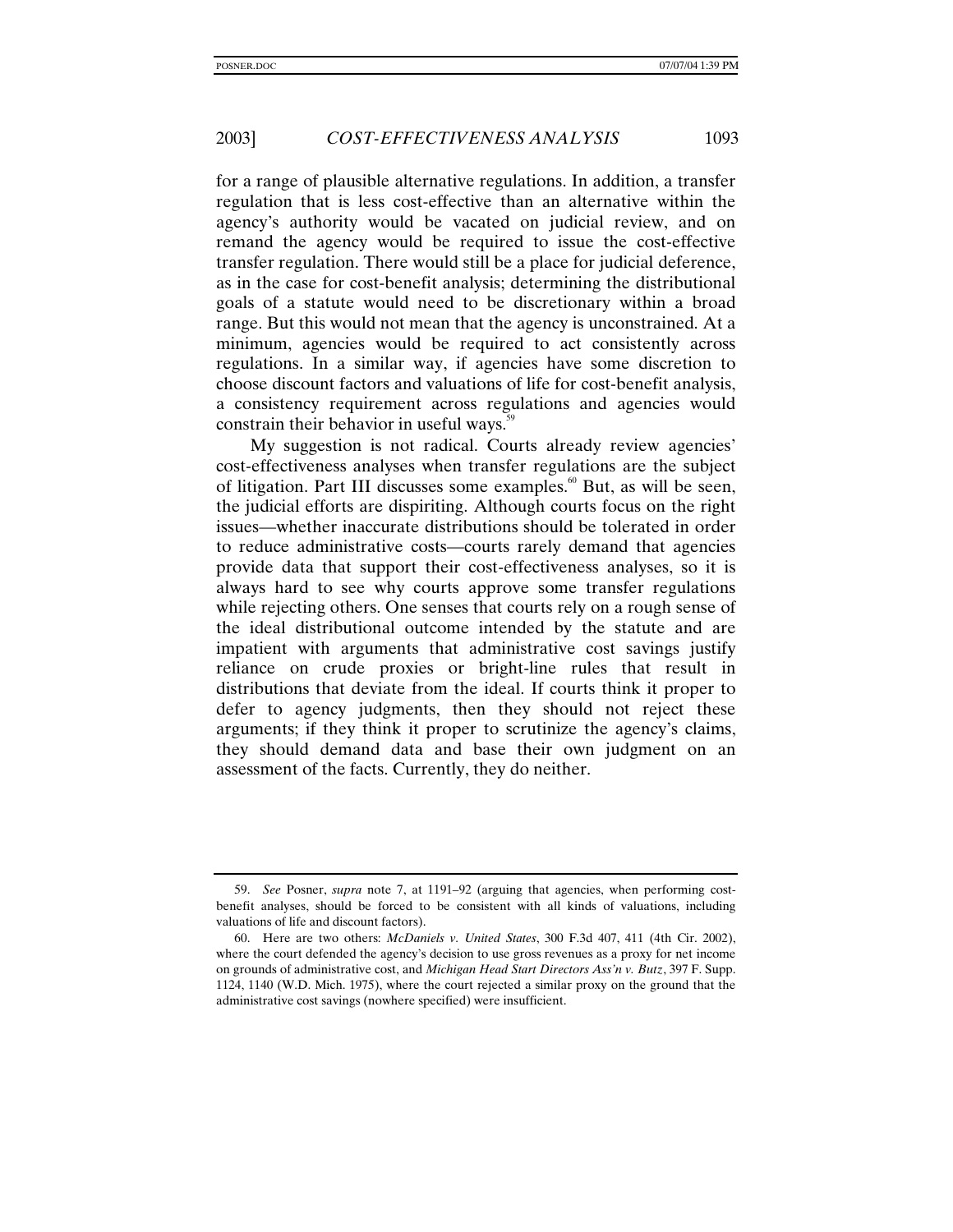for a range of plausible alternative regulations. In addition, a transfer regulation that is less cost-effective than an alternative within the agency's authority would be vacated on judicial review, and on remand the agency would be required to issue the cost-effective transfer regulation. There would still be a place for judicial deference, as in the case for cost-benefit analysis; determining the distributional goals of a statute would need to be discretionary within a broad range. But this would not mean that the agency is unconstrained. At a minimum, agencies would be required to act consistently across regulations. In a similar way, if agencies have some discretion to choose discount factors and valuations of life for cost-benefit analysis, a consistency requirement across regulations and agencies would constrain their behavior in useful ways.[59]

My suggestion is not radical. Courts already review agencies' cost-effectiveness analyses when transfer regulations are the subject of litigation. Part III discusses some examples.[60] But, as will be seen, the judicial efforts are dispiriting. Although courts focus on the right issues—whether inaccurate distributions should be tolerated in order to reduce administrative costs—courts rarely demand that agencies provide data that support their cost-effectiveness analyses, so it is always hard to see why courts approve some transfer regulations while rejecting others. One senses that courts rely on a rough sense of the ideal distributional outcome intended by the statute and are impatient with arguments that administrative cost savings justify reliance on crude proxies or bright-line rules that result in distributions that deviate from the ideal. If courts think it proper to defer to agency judgments, then they should not reject these arguments; if they think it proper to scrutinize the agency's claims, they should demand data and base their own judgment on an assessment of the facts. Currently, they do neither.

---

59. *See* Posner, *supra* note 7, at 1191–92 (arguing that agencies, when performing cost-benefit analyses, should be forced to be consistent with all kinds of valuations, including valuations of life and discount factors).

60. Here are two others: *McDaniels v. United States*, 300 F.3d 407, 411 (4th Cir. 2002), where the court defended the agency's decision to use gross revenues as a proxy for net income on grounds of administrative cost, and *Michigan Head Start Directors Ass'n v. Butz*, 397 F. Supp. 1124, 1140 (W.D. Mich. 1975), where the court rejected a similar proxy on the ground that the administrative cost savings (nowhere specified) were insufficient.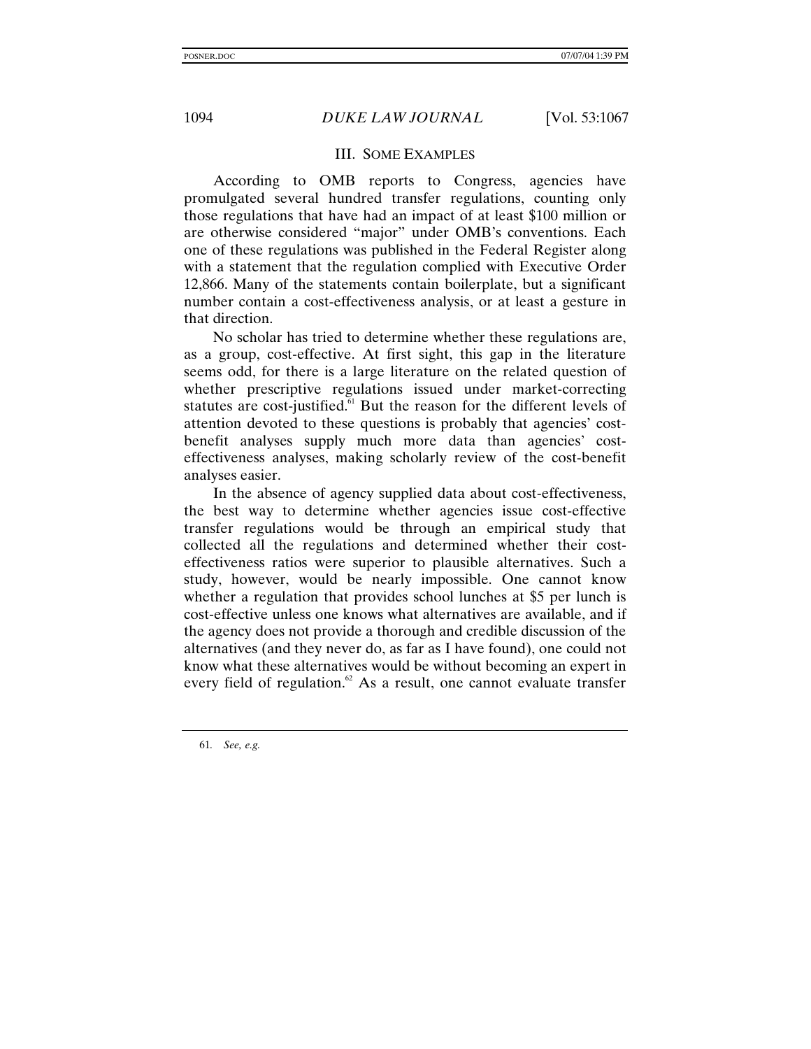## III. Some Examples

According to OMB reports to Congress, agencies have promulgated several hundred transfer regulations, counting only those regulations that have had an impact of at least $100 million or are otherwise considered "major" under OMB's conventions. Each one of these regulations was published in the Federal Register along with a statement that the regulation complied with Executive Order 12,866. Many of the statements contain boilerplate, but a significant number contain a cost-effectiveness analysis, or at least a gesture in that direction.

No scholar has tried to determine whether these regulations are, as a group, cost-effective. At first sight, this gap in the literature seems odd, for there is a large literature on the related question of whether prescriptive regulations issued under market-correcting statutes are cost-justified.[61] But the reason for the different levels of attention devoted to these questions is probably that agencies' cost-benefit analyses supply much more data than agencies' cost-effectiveness analyses, making scholarly review of the cost-benefit analyses easier.

In the absence of agency supplied data about cost-effectiveness, the best way to determine whether agencies issue cost-effective transfer regulations would be through an empirical study that collected all the regulations and determined whether their cost-effectiveness ratios were superior to plausible alternatives. Such a study, however, would be nearly impossible. One cannot know whether a regulation that provides school lunches at $5 per lunch is cost-effective unless one knows what alternatives are available, and if the agency does not provide a thorough and credible discussion of the alternatives (and they never do, as far as I have found), one could not know what these alternatives would be without becoming an expert in every field of regulation.[62] As a result, one cannot evaluate transfer

---

61. *See, e.g.*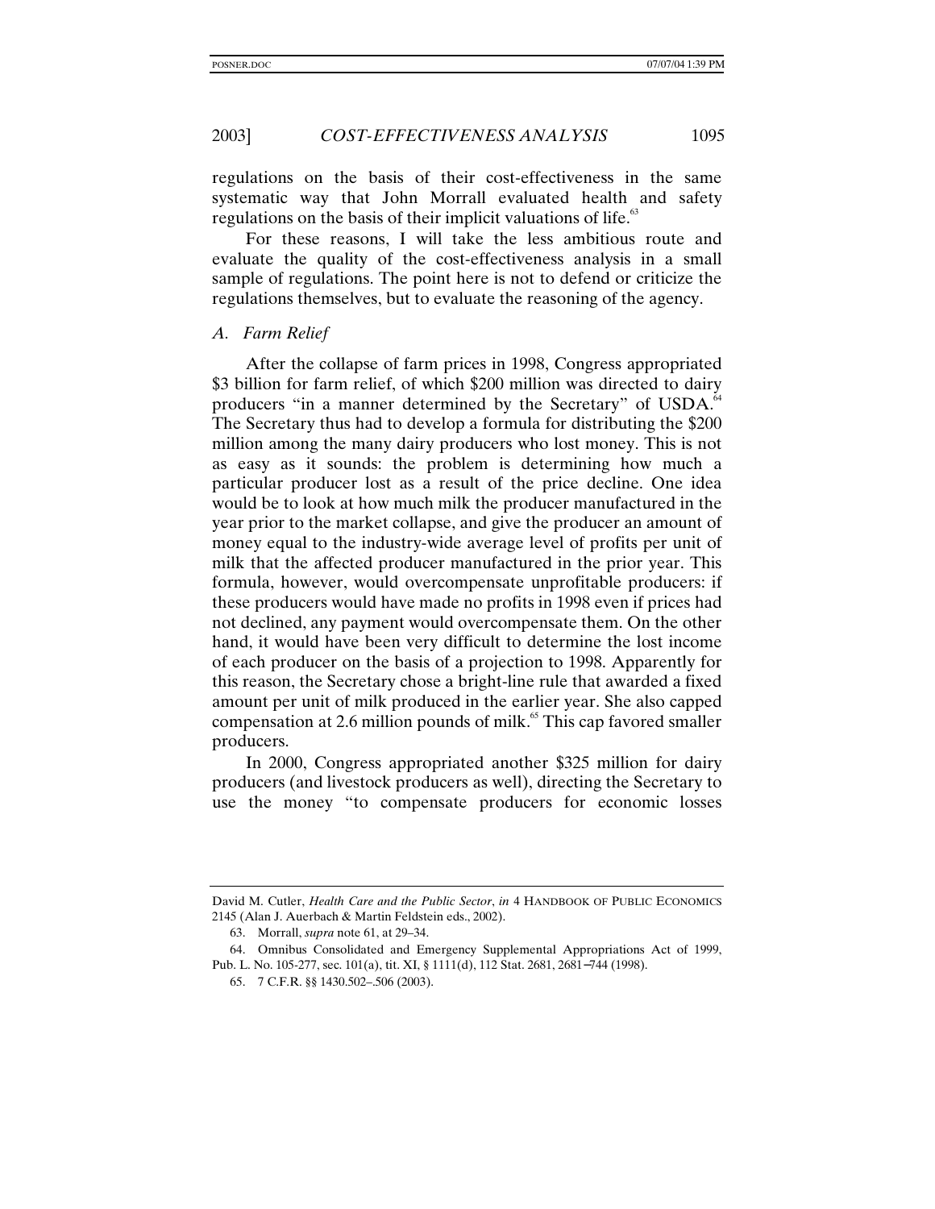regulations on the basis of their cost-effectiveness in the same systematic way that John Morrall evaluated health and safety regulations on the basis of their implicit valuations of life.[63]

For these reasons, I will take the less ambitious route and evaluate the quality of the cost-effectiveness analysis in a small sample of regulations. The point here is not to defend or criticize the regulations themselves, but to evaluate the reasoning of the agency.

### *A. Farm Relief*

After the collapse of farm prices in 1998, Congress appropriated \$3 billion for farm relief, of which \$200 million was directed to dairy producers "in a manner determined by the Secretary" of USDA.[64] The Secretary thus had to develop a formula for distributing the \$200 million among the many dairy producers who lost money. This is not as easy as it sounds: the problem is determining how much a particular producer lost as a result of the price decline. One idea would be to look at how much milk the producer manufactured in the year prior to the market collapse, and give the producer an amount of money equal to the industry-wide average level of profits per unit of milk that the affected producer manufactured in the prior year. This formula, however, would overcompensate unprofitable producers: if these producers would have made no profits in 1998 even if prices had not declined, any payment would overcompensate them. On the other hand, it would have been very difficult to determine the lost income of each producer on the basis of a projection to 1998. Apparently for this reason, the Secretary chose a bright-line rule that awarded a fixed amount per unit of milk produced in the earlier year. She also capped compensation at 2.6 million pounds of milk.[65] This cap favored smaller producers.

In 2000, Congress appropriated another \$325 million for dairy producers (and livestock producers as well), directing the Secretary to use the money "to compensate producers for economic losses

---

David M. Cutler, *Health Care and the Public Sector*, *in* 4 HANDBOOK OF PUBLIC ECONOMICS 2145 (Alan J. Auerbach & Martin Feldstein eds., 2002).

63. Morrall, *supra* note 61, at 29–34.

64. Omnibus Consolidated and Emergency Supplemental Appropriations Act of 1999, Pub. L. No. 105-277, sec. 101(a), tit. XI, § 1111(d), 112 Stat. 2681, 2681–744 (1998).

65. 7 C.F.R. §§ 1430.502–.506 (2003).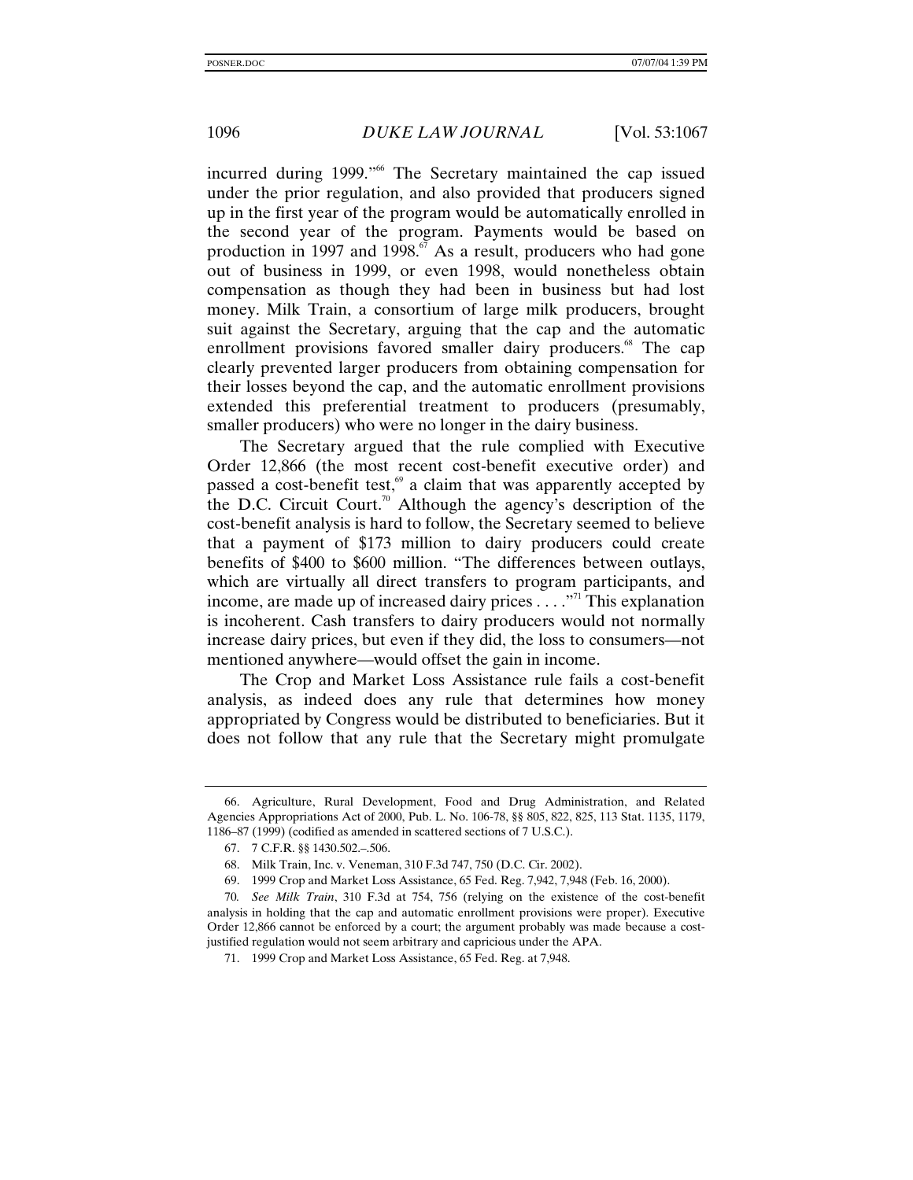incurred during 1999."[66] The Secretary maintained the cap issued under the prior regulation, and also provided that producers signed up in the first year of the program would be automatically enrolled in the second year of the program. Payments would be based on production in 1997 and 1998.[67] As a result, producers who had gone out of business in 1999, or even 1998, would nonetheless obtain compensation as though they had been in business but had lost money. Milk Train, a consortium of large milk producers, brought suit against the Secretary, arguing that the cap and the automatic enrollment provisions favored smaller dairy producers.[68] The cap clearly prevented larger producers from obtaining compensation for their losses beyond the cap, and the automatic enrollment provisions extended this preferential treatment to producers (presumably, smaller producers) who were no longer in the dairy business.

The Secretary argued that the rule complied with Executive Order 12,866 (the most recent cost-benefit executive order) and passed a cost-benefit test,[69] a claim that was apparently accepted by the D.C. Circuit Court.[70] Although the agency's description of the cost-benefit analysis is hard to follow, the Secretary seemed to believe that a payment of $173 million to dairy producers could create benefits of $400 to $600 million. "The differences between outlays, which are virtually all direct transfers to program participants, and income, are made up of increased dairy prices . . . ."[71] This explanation is incoherent. Cash transfers to dairy producers would not normally increase dairy prices, but even if they did, the loss to consumers—not mentioned anywhere—would offset the gain in income.

The Crop and Market Loss Assistance rule fails a cost-benefit analysis, as indeed does any rule that determines how money appropriated by Congress would be distributed to beneficiaries. But it does not follow that any rule that the Secretary might promulgate

---

66. Agriculture, Rural Development, Food and Drug Administration, and Related Agencies Appropriations Act of 2000, Pub. L. No. 106-78, §§ 805, 822, 825, 113 Stat. 1135, 1179, 1186–87 (1999) (codified as amended in scattered sections of 7 U.S.C.).

67. 7 C.F.R. §§ 1430.502.–.506.

68. Milk Train, Inc. v. Veneman, 310 F.3d 747, 750 (D.C. Cir. 2002).

69. 1999 Crop and Market Loss Assistance, 65 Fed. Reg. 7,942, 7,948 (Feb. 16, 2000).

70. *See Milk Train*, 310 F.3d at 754, 756 (relying on the existence of the cost-benefit analysis in holding that the cap and automatic enrollment provisions were proper). Executive Order 12,866 cannot be enforced by a court; the argument probably was made because a cost-justified regulation would not seem arbitrary and capricious under the APA.

71. 1999 Crop and Market Loss Assistance, 65 Fed. Reg. at 7,948.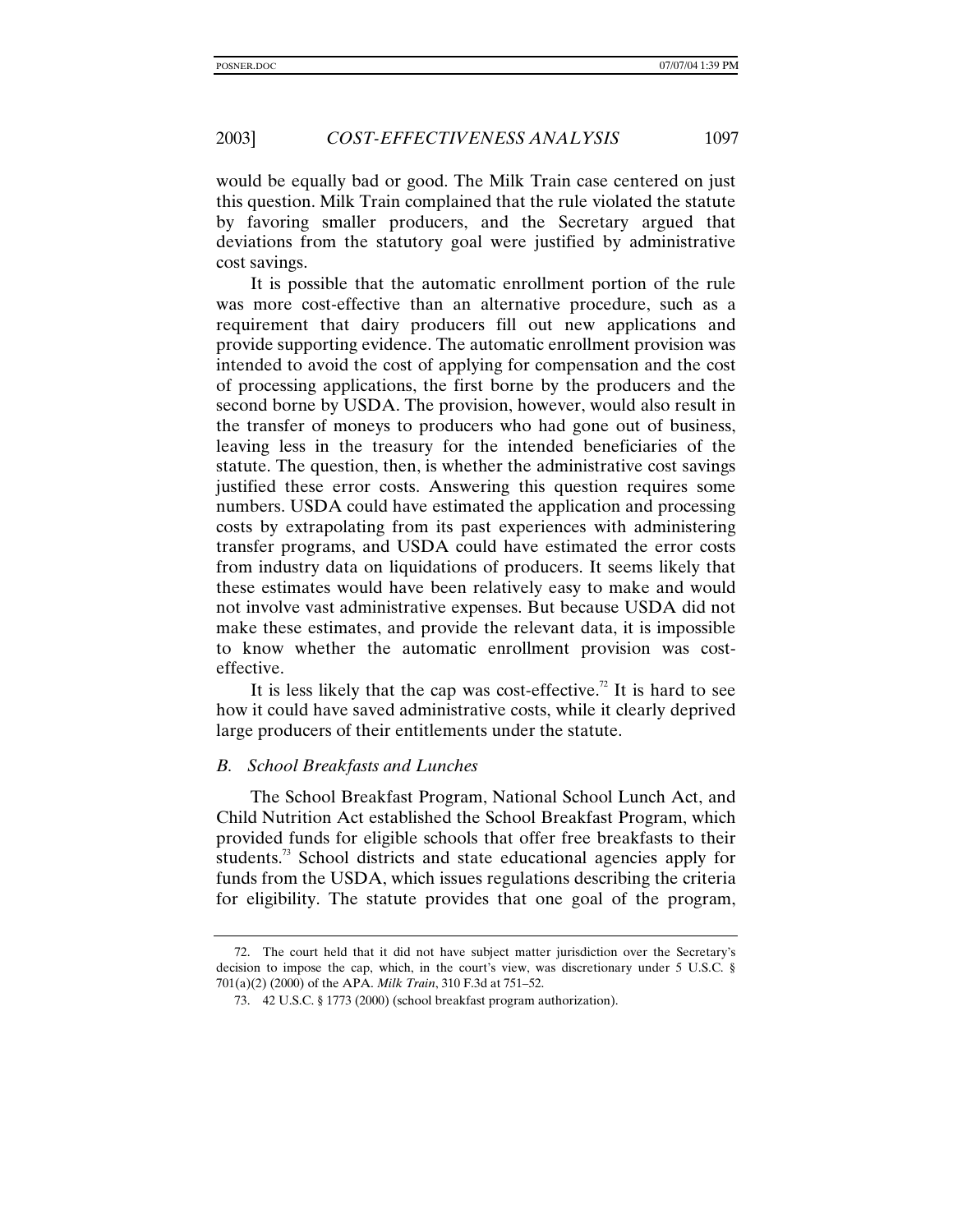would be equally bad or good. The Milk Train case centered on just this question. Milk Train complained that the rule violated the statute by favoring smaller producers, and the Secretary argued that deviations from the statutory goal were justified by administrative cost savings.

It is possible that the automatic enrollment portion of the rule was more cost-effective than an alternative procedure, such as a requirement that dairy producers fill out new applications and provide supporting evidence. The automatic enrollment provision was intended to avoid the cost of applying for compensation and the cost of processing applications, the first borne by the producers and the second borne by USDA. The provision, however, would also result in the transfer of moneys to producers who had gone out of business, leaving less in the treasury for the intended beneficiaries of the statute. The question, then, is whether the administrative cost savings justified these error costs. Answering this question requires some numbers. USDA could have estimated the application and processing costs by extrapolating from its past experiences with administering transfer programs, and USDA could have estimated the error costs from industry data on liquidations of producers. It seems likely that these estimates would have been relatively easy to make and would not involve vast administrative expenses. But because USDA did not make these estimates, and provide the relevant data, it is impossible to know whether the automatic enrollment provision was cost-effective.

It is less likely that the cap was cost-effective.[72] It is hard to see how it could have saved administrative costs, while it clearly deprived large producers of their entitlements under the statute.

### *B. School Breakfasts and Lunches*

The School Breakfast Program, National School Lunch Act, and Child Nutrition Act established the School Breakfast Program, which provided funds for eligible schools that offer free breakfasts to their students.[73] School districts and state educational agencies apply for funds from the USDA, which issues regulations describing the criteria for eligibility. The statute provides that one goal of the program,

---

72. The court held that it did not have subject matter jurisdiction over the Secretary's decision to impose the cap, which, in the court's view, was discretionary under 5 U.S.C. § 701(a)(2) (2000) of the APA. *Milk Train*, 310 F.3d at 751–52.

73. 42 U.S.C. § 1773 (2000) (school breakfast program authorization).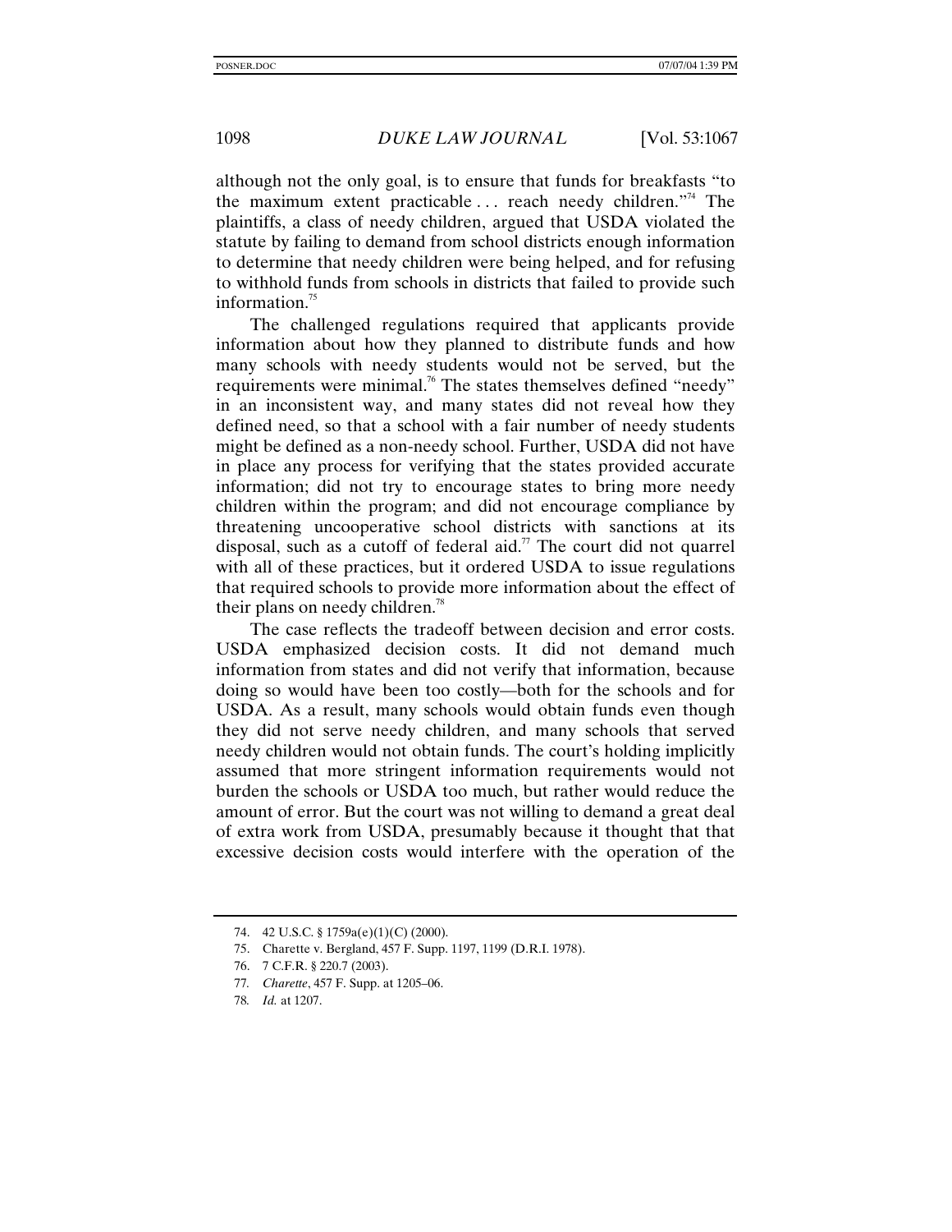although not the only goal, is to ensure that funds for breakfasts "to the maximum extent practicable . . . reach needy children."[74] The plaintiffs, a class of needy children, argued that USDA violated the statute by failing to demand from school districts enough information to determine that needy children were being helped, and for refusing to withhold funds from schools in districts that failed to provide such information.[75]

The challenged regulations required that applicants provide information about how they planned to distribute funds and how many schools with needy students would not be served, but the requirements were minimal.[76] The states themselves defined "needy" in an inconsistent way, and many states did not reveal how they defined need, so that a school with a fair number of needy students might be defined as a non-needy school. Further, USDA did not have in place any process for verifying that the states provided accurate information; did not try to encourage states to bring more needy children within the program; and did not encourage compliance by threatening uncooperative school districts with sanctions at its disposal, such as a cutoff of federal aid.[77] The court did not quarrel with all of these practices, but it ordered USDA to issue regulations that required schools to provide more information about the effect of their plans on needy children.[78]

The case reflects the tradeoff between decision and error costs. USDA emphasized decision costs. It did not demand much information from states and did not verify that information, because doing so would have been too costly—both for the schools and for USDA. As a result, many schools would obtain funds even though they did not serve needy children, and many schools that served needy children would not obtain funds. The court's holding implicitly assumed that more stringent information requirements would not burden the schools or USDA too much, but rather would reduce the amount of error. But the court was not willing to demand a great deal of extra work from USDA, presumably because it thought that that excessive decision costs would interfere with the operation of the

74. 42 U.S.C. § 1759a(e)(1)(C) (2000).

75. Charette v. Bergland, 457 F. Supp. 1197, 1199 (D.R.I. 1978).

76. 7 C.F.R. § 220.7 (2003).

77. *Charette*, 457 F. Supp. at 1205–06.

78. *Id.* at 1207.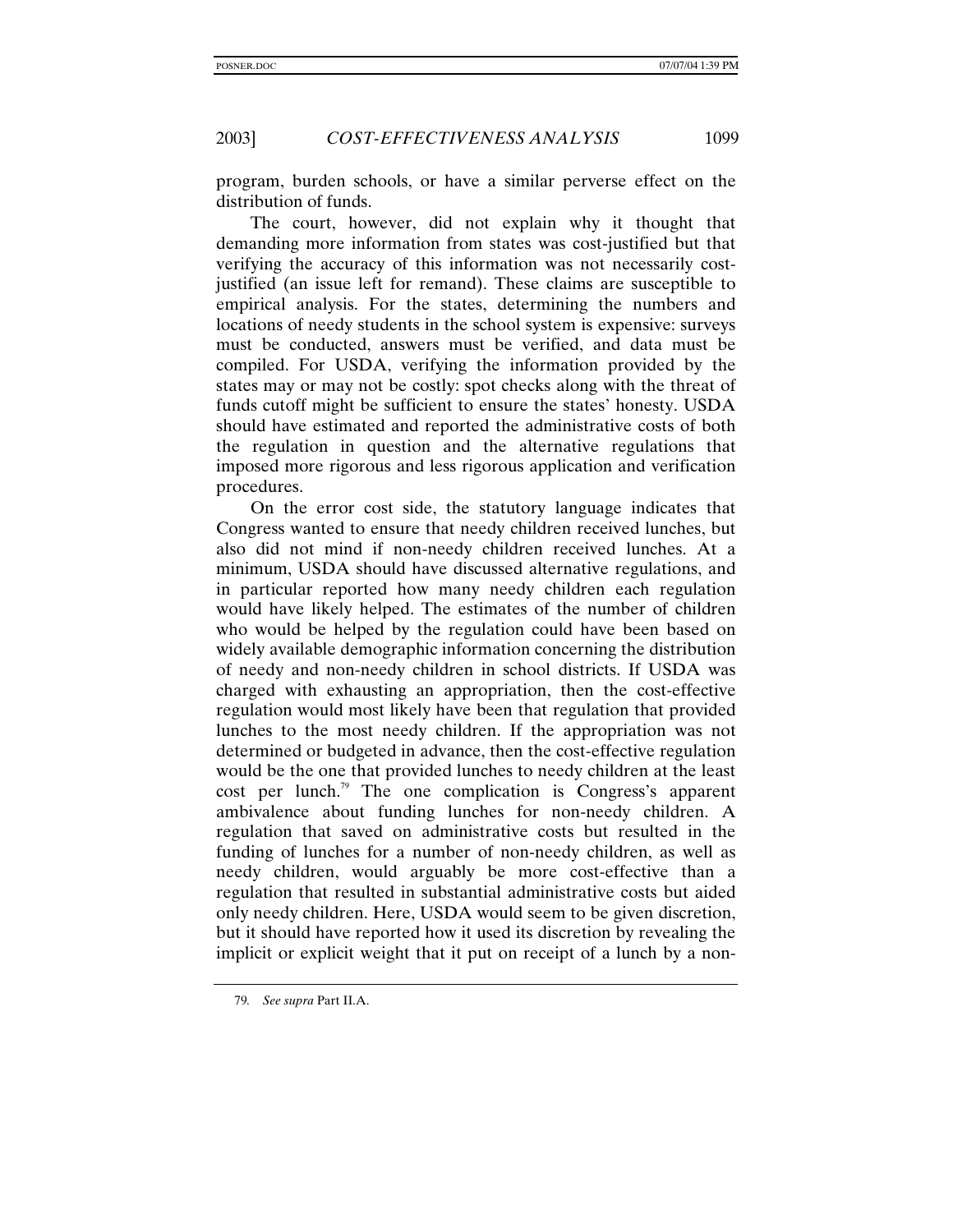program, burden schools, or have a similar perverse effect on the distribution of funds.

The court, however, did not explain why it thought that demanding more information from states was cost-justified but that verifying the accuracy of this information was not necessarily cost-justified (an issue left for remand). These claims are susceptible to empirical analysis. For the states, determining the numbers and locations of needy students in the school system is expensive: surveys must be conducted, answers must be verified, and data must be compiled. For USDA, verifying the information provided by the states may or may not be costly: spot checks along with the threat of funds cutoff might be sufficient to ensure the states' honesty. USDA should have estimated and reported the administrative costs of both the regulation in question and the alternative regulations that imposed more rigorous and less rigorous application and verification procedures.

On the error cost side, the statutory language indicates that Congress wanted to ensure that needy children received lunches, but also did not mind if non-needy children received lunches. At a minimum, USDA should have discussed alternative regulations, and in particular reported how many needy children each regulation would have likely helped. The estimates of the number of children who would be helped by the regulation could have been based on widely available demographic information concerning the distribution of needy and non-needy children in school districts. If USDA was charged with exhausting an appropriation, then the cost-effective regulation would most likely have been that regulation that provided lunches to the most needy children. If the appropriation was not determined or budgeted in advance, then the cost-effective regulation would be the one that provided lunches to needy children at the least cost per lunch.[79] The one complication is Congress's apparent ambivalence about funding lunches for non-needy children. A regulation that saved on administrative costs but resulted in the funding of lunches for a number of non-needy children, as well as needy children, would arguably be more cost-effective than a regulation that resulted in substantial administrative costs but aided only needy children. Here, USDA would seem to be given discretion, but it should have reported how it used its discretion by revealing the implicit or explicit weight that it put on receipt of a lunch by a non-

---

79. *See supra* Part II.A.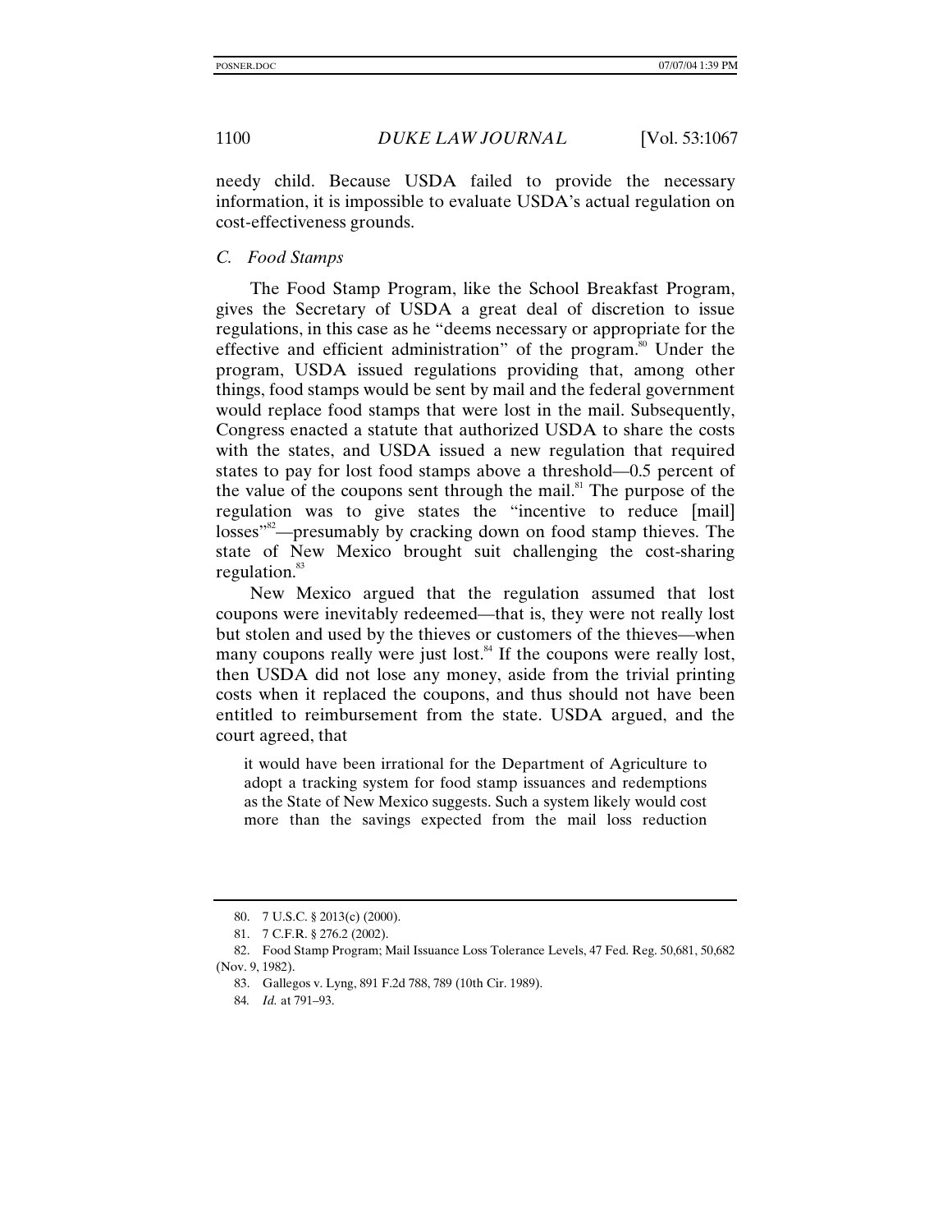needy child. Because USDA failed to provide the necessary information, it is impossible to evaluate USDA's actual regulation on cost-effectiveness grounds.

### *C. Food Stamps*

The Food Stamp Program, like the School Breakfast Program, gives the Secretary of USDA a great deal of discretion to issue regulations, in this case as he "deems necessary or appropriate for the effective and efficient administration" of the program.[80] Under the program, USDA issued regulations providing that, among other things, food stamps would be sent by mail and the federal government would replace food stamps that were lost in the mail. Subsequently, Congress enacted a statute that authorized USDA to share the costs with the states, and USDA issued a new regulation that required states to pay for lost food stamps above a threshold—0.5 percent of the value of the coupons sent through the mail.[81] The purpose of the regulation was to give states the "incentive to reduce [mail] losses"[82]—presumably by cracking down on food stamp thieves. The state of New Mexico brought suit challenging the cost-sharing regulation.[83]

New Mexico argued that the regulation assumed that lost coupons were inevitably redeemed—that is, they were not really lost but stolen and used by the thieves or customers of the thieves—when many coupons really were just lost.[84] If the coupons were really lost, then USDA did not lose any money, aside from the trivial printing costs when it replaced the coupons, and thus should not have been entitled to reimbursement from the state. USDA argued, and the court agreed, that

> it would have been irrational for the Department of Agriculture to adopt a tracking system for food stamp issuances and redemptions as the State of New Mexico suggests. Such a system likely would cost more than the savings expected from the mail loss reduction

---

80. 7 U.S.C. § 2013(c) (2000).

81. 7 C.F.R. § 276.2 (2002).

82. Food Stamp Program; Mail Issuance Loss Tolerance Levels, 47 Fed. Reg. 50,681, 50,682 (Nov. 9, 1982).

83. Gallegos v. Lyng, 891 F.2d 788, 789 (10th Cir. 1989).

84. *Id.* at 791–93.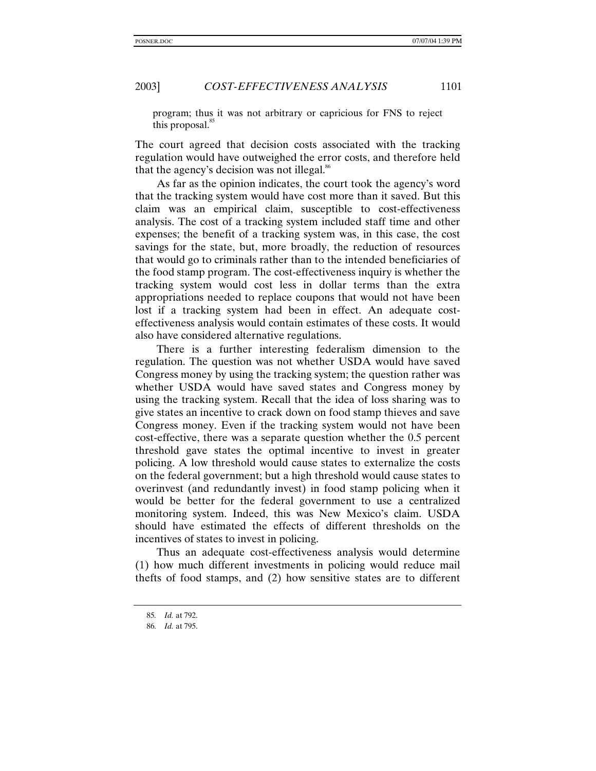> program; thus it was not arbitrary or capricious for FNS to reject this proposal.[85]

The court agreed that decision costs associated with the tracking regulation would have outweighed the error costs, and therefore held that the agency's decision was not illegal.[86]

As far as the opinion indicates, the court took the agency's word that the tracking system would have cost more than it saved. But this claim was an empirical claim, susceptible to cost-effectiveness analysis. The cost of a tracking system included staff time and other expenses; the benefit of a tracking system was, in this case, the cost savings for the state, but, more broadly, the reduction of resources that would go to criminals rather than to the intended beneficiaries of the food stamp program. The cost-effectiveness inquiry is whether the tracking system would cost less in dollar terms than the extra appropriations needed to replace coupons that would not have been lost if a tracking system had been in effect. An adequate cost-effectiveness analysis would contain estimates of these costs. It would also have considered alternative regulations.

There is a further interesting federalism dimension to the regulation. The question was not whether USDA would have saved Congress money by using the tracking system; the question rather was whether USDA would have saved states and Congress money by using the tracking system. Recall that the idea of loss sharing was to give states an incentive to crack down on food stamp thieves and save Congress money. Even if the tracking system would not have been cost-effective, there was a separate question whether the 0.5 percent threshold gave states the optimal incentive to invest in greater policing. A low threshold would cause states to externalize the costs on the federal government; but a high threshold would cause states to overinvest (and redundantly invest) in food stamp policing when it would be better for the federal government to use a centralized monitoring system. Indeed, this was New Mexico's claim. USDA should have estimated the effects of different thresholds on the incentives of states to invest in policing.

Thus an adequate cost-effectiveness analysis would determine (1) how much different investments in policing would reduce mail thefts of food stamps, and (2) how sensitive states are to different

85. *Id.* at 792.

86. *Id.* at 795.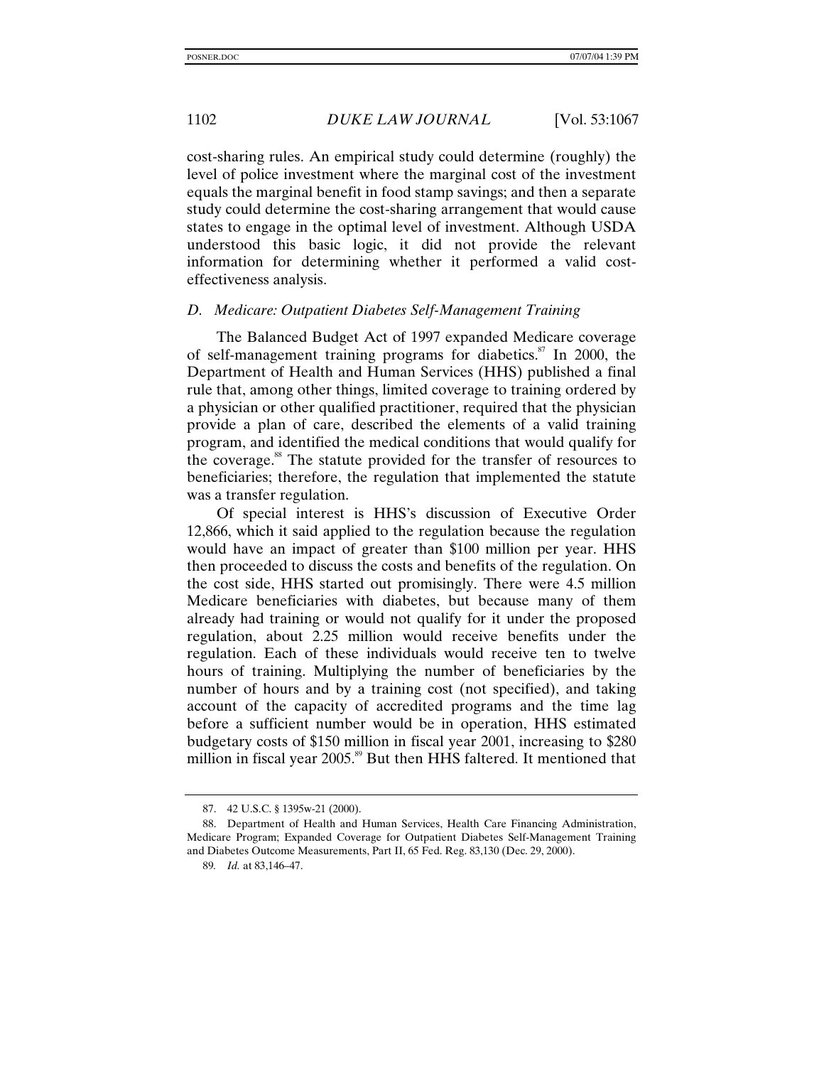cost-sharing rules. An empirical study could determine (roughly) the level of police investment where the marginal cost of the investment equals the marginal benefit in food stamp savings; and then a separate study could determine the cost-sharing arrangement that would cause states to engage in the optimal level of investment. Although USDA understood this basic logic, it did not provide the relevant information for determining whether it performed a valid cost-effectiveness analysis.

### *D. Medicare: Outpatient Diabetes Self-Management Training*

The Balanced Budget Act of 1997 expanded Medicare coverage of self-management training programs for diabetics.[87] In 2000, the Department of Health and Human Services (HHS) published a final rule that, among other things, limited coverage to training ordered by a physician or other qualified practitioner, required that the physician provide a plan of care, described the elements of a valid training program, and identified the medical conditions that would qualify for the coverage.[88] The statute provided for the transfer of resources to beneficiaries; therefore, the regulation that implemented the statute was a transfer regulation.

Of special interest is HHS's discussion of Executive Order 12,866, which it said applied to the regulation because the regulation would have an impact of greater than $100 million per year. HHS then proceeded to discuss the costs and benefits of the regulation. On the cost side, HHS started out promisingly. There were 4.5 million Medicare beneficiaries with diabetes, but because many of them already had training or would not qualify for it under the proposed regulation, about 2.25 million would receive benefits under the regulation. Each of these individuals would receive ten to twelve hours of training. Multiplying the number of beneficiaries by the number of hours and by a training cost (not specified), and taking account of the capacity of accredited programs and the time lag before a sufficient number would be in operation, HHS estimated budgetary costs of $150 million in fiscal year 2001, increasing to $280 million in fiscal year 2005.[89] But then HHS faltered. It mentioned that

---

87. 42 U.S.C. § 1395w-21 (2000).

88. Department of Health and Human Services, Health Care Financing Administration, Medicare Program; Expanded Coverage for Outpatient Diabetes Self-Management Training and Diabetes Outcome Measurements, Part II, 65 Fed. Reg. 83,130 (Dec. 29, 2000).

89. *Id.* at 83,146–47.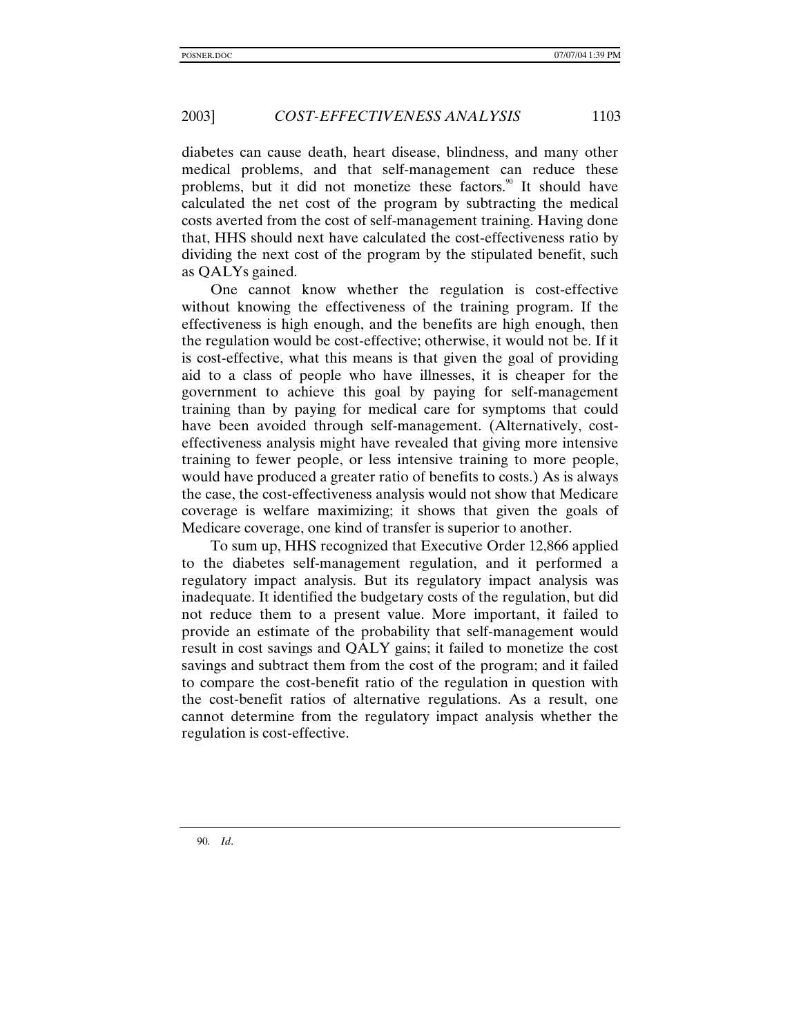diabetes can cause death, heart disease, blindness, and many other medical problems, and that self-management can reduce these problems, but it did not monetize these factors.[90] It should have calculated the net cost of the program by subtracting the medical costs averted from the cost of self-management training. Having done that, HHS should next have calculated the cost-effectiveness ratio by dividing the next cost of the program by the stipulated benefit, such as QALYs gained.

One cannot know whether the regulation is cost-effective without knowing the effectiveness of the training program. If the effectiveness is high enough, and the benefits are high enough, then the regulation would be cost-effective; otherwise, it would not be. If it is cost-effective, what this means is that given the goal of providing aid to a class of people who have illnesses, it is cheaper for the government to achieve this goal by paying for self-management training than by paying for medical care for symptoms that could have been avoided through self-management. (Alternatively, cost-effectiveness analysis might have revealed that giving more intensive training to fewer people, or less intensive training to more people, would have produced a greater ratio of benefits to costs.) As is always the case, the cost-effectiveness analysis would not show that Medicare coverage is welfare maximizing; it shows that given the goals of Medicare coverage, one kind of transfer is superior to another.

To sum up, HHS recognized that Executive Order 12,866 applied to the diabetes self-management regulation, and it performed a regulatory impact analysis. But its regulatory impact analysis was inadequate. It identified the budgetary costs of the regulation, but did not reduce them to a present value. More important, it failed to provide an estimate of the probability that self-management would result in cost savings and QALY gains; it failed to monetize the cost savings and subtract them from the cost of the program; and it failed to compare the cost-benefit ratio of the regulation in question with the cost-benefit ratios of alternative regulations. As a result, one cannot determine from the regulatory impact analysis whether the regulation is cost-effective.

---

90. *Id*.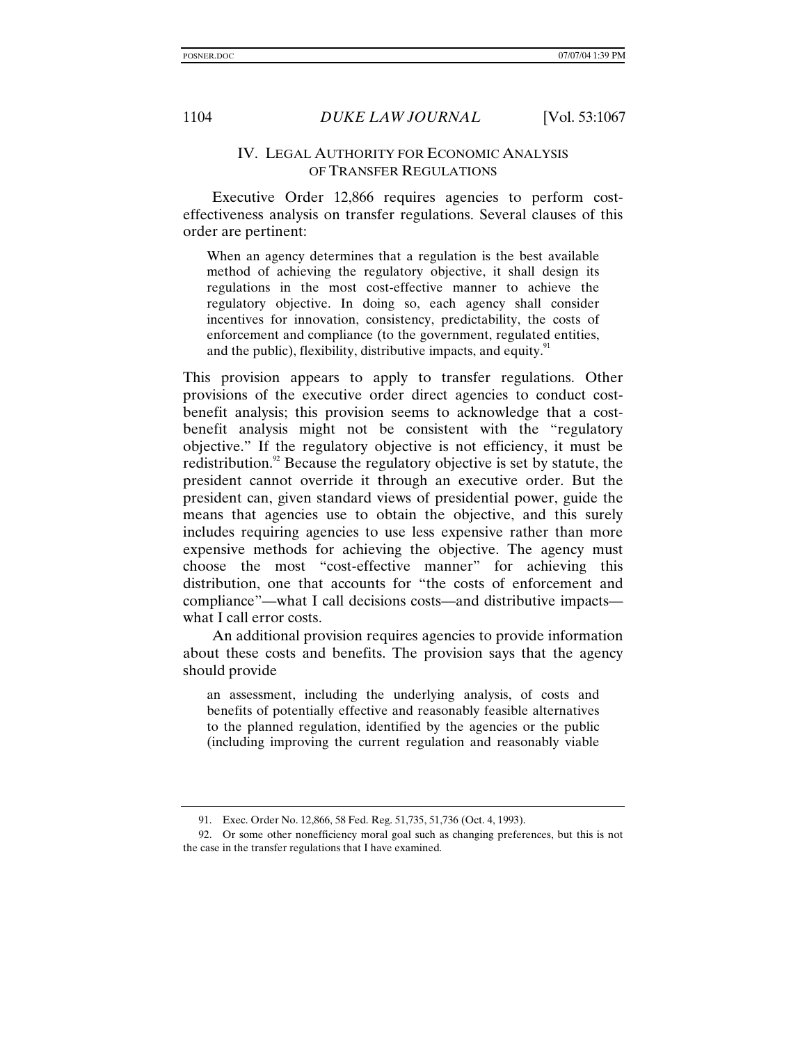## IV. LEGAL AUTHORITY FOR ECONOMIC ANALYSIS OF TRANSFER REGULATIONS

Executive Order 12,866 requires agencies to perform cost-effectiveness analysis on transfer regulations. Several clauses of this order are pertinent:

> When an agency determines that a regulation is the best available method of achieving the regulatory objective, it shall design its regulations in the most cost-effective manner to achieve the regulatory objective. In doing so, each agency shall consider incentives for innovation, consistency, predictability, the costs of enforcement and compliance (to the government, regulated entities, and the public), flexibility, distributive impacts, and equity.[91]

This provision appears to apply to transfer regulations. Other provisions of the executive order direct agencies to conduct cost-benefit analysis; this provision seems to acknowledge that a cost-benefit analysis might not be consistent with the "regulatory objective." If the regulatory objective is not efficiency, it must be redistribution.[92] Because the regulatory objective is set by statute, the president cannot override it through an executive order. But the president can, given standard views of presidential power, guide the means that agencies use to obtain the objective, and this surely includes requiring agencies to use less expensive rather than more expensive methods for achieving the objective. The agency must choose the most "cost-effective manner" for achieving this distribution, one that accounts for "the costs of enforcement and compliance"—what I call decisions costs—and distributive impacts—what I call error costs.

An additional provision requires agencies to provide information about these costs and benefits. The provision says that the agency should provide

> an assessment, including the underlying analysis, of costs and benefits of potentially effective and reasonably feasible alternatives to the planned regulation, identified by the agencies or the public (including improving the current regulation and reasonably viable

---

91. Exec. Order No. 12,866, 58 Fed. Reg. 51,735, 51,736 (Oct. 4, 1993).

92. Or some other nonefficiency moral goal such as changing preferences, but this is not the case in the transfer regulations that I have examined.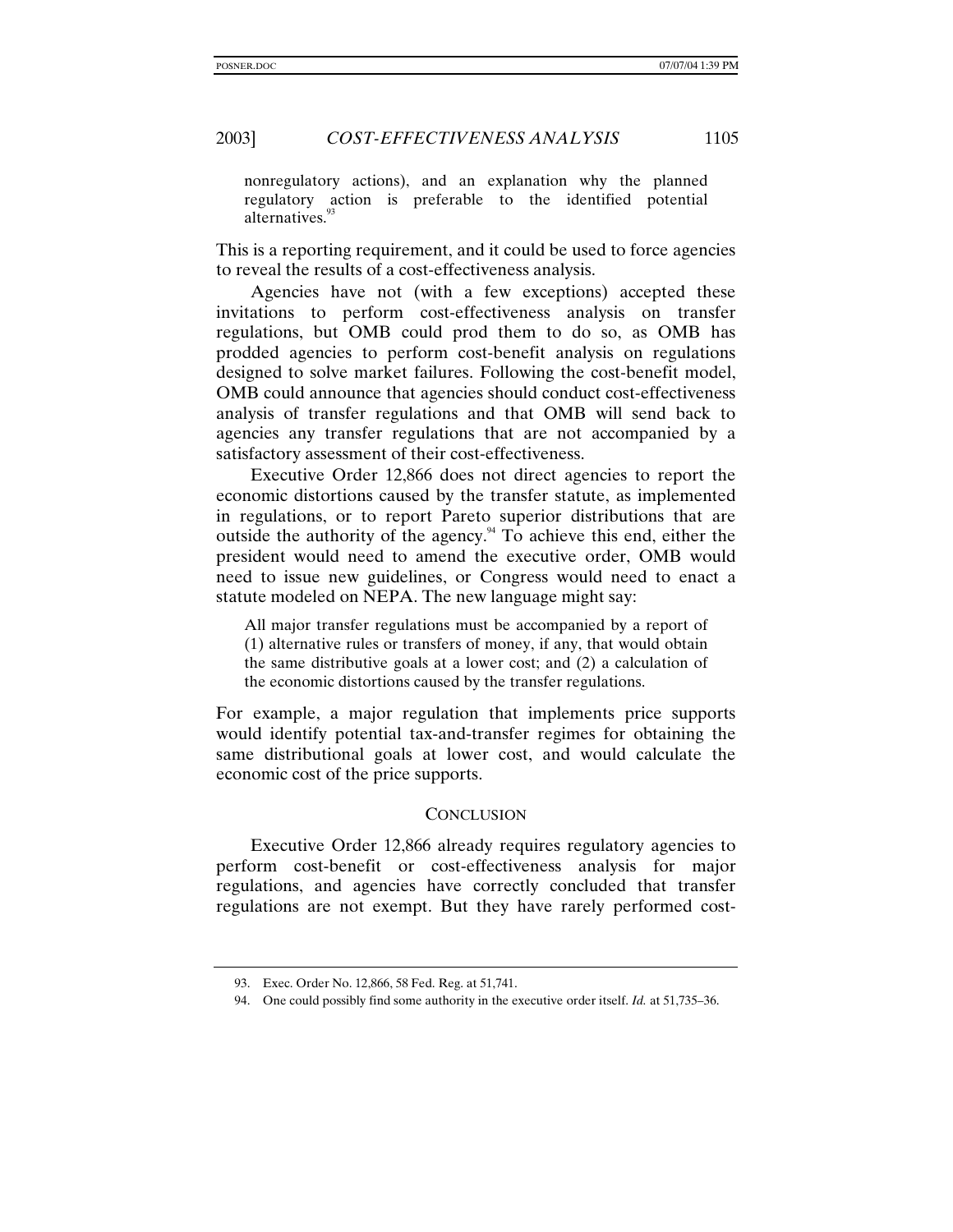> nonregulatory actions), and an explanation why the planned regulatory action is preferable to the identified potential alternatives.[93]

This is a reporting requirement, and it could be used to force agencies to reveal the results of a cost-effectiveness analysis.

Agencies have not (with a few exceptions) accepted these invitations to perform cost-effectiveness analysis on transfer regulations, but OMB could prod them to do so, as OMB has prodded agencies to perform cost-benefit analysis on regulations designed to solve market failures. Following the cost-benefit model, OMB could announce that agencies should conduct cost-effectiveness analysis of transfer regulations and that OMB will send back to agencies any transfer regulations that are not accompanied by a satisfactory assessment of their cost-effectiveness.

Executive Order 12,866 does not direct agencies to report the economic distortions caused by the transfer statute, as implemented in regulations, or to report Pareto superior distributions that are outside the authority of the agency.[94] To achieve this end, either the president would need to amend the executive order, OMB would need to issue new guidelines, or Congress would need to enact a statute modeled on NEPA. The new language might say:

> All major transfer regulations must be accompanied by a report of (1) alternative rules or transfers of money, if any, that would obtain the same distributive goals at a lower cost; and (2) a calculation of the economic distortions caused by the transfer regulations.

For example, a major regulation that implements price supports would identify potential tax-and-transfer regimes for obtaining the same distributional goals at lower cost, and would calculate the economic cost of the price supports.

## CONCLUSION

Executive Order 12,866 already requires regulatory agencies to perform cost-benefit or cost-effectiveness analysis for major regulations, and agencies have correctly concluded that transfer regulations are not exempt. But they have rarely performed cost-

---

93. Exec. Order No. 12,866, 58 Fed. Reg. at 51,741.

94. One could possibly find some authority in the executive order itself. *Id.* at 51,735–36.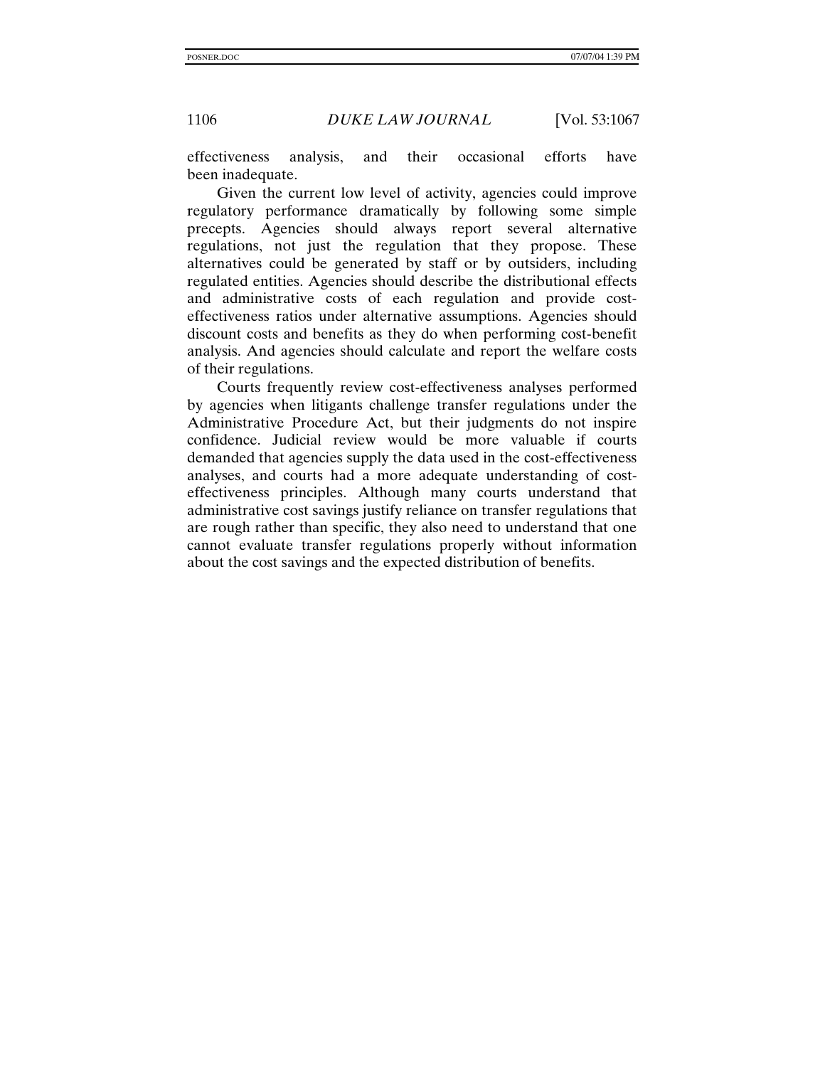effectiveness analysis, and their occasional efforts have been inadequate.

Given the current low level of activity, agencies could improve regulatory performance dramatically by following some simple precepts. Agencies should always report several alternative regulations, not just the regulation that they propose. These alternatives could be generated by staff or by outsiders, including regulated entities. Agencies should describe the distributional effects and administrative costs of each regulation and provide cost-effectiveness ratios under alternative assumptions. Agencies should discount costs and benefits as they do when performing cost-benefit analysis. And agencies should calculate and report the welfare costs of their regulations.

Courts frequently review cost-effectiveness analyses performed by agencies when litigants challenge transfer regulations under the Administrative Procedure Act, but their judgments do not inspire confidence. Judicial review would be more valuable if courts demanded that agencies supply the data used in the cost-effectiveness analyses, and courts had a more adequate understanding of cost-effectiveness principles. Although many courts understand that administrative cost savings justify reliance on transfer regulations that are rough rather than specific, they also need to understand that one cannot evaluate transfer regulations properly without information about the cost savings and the expected distribution of benefits.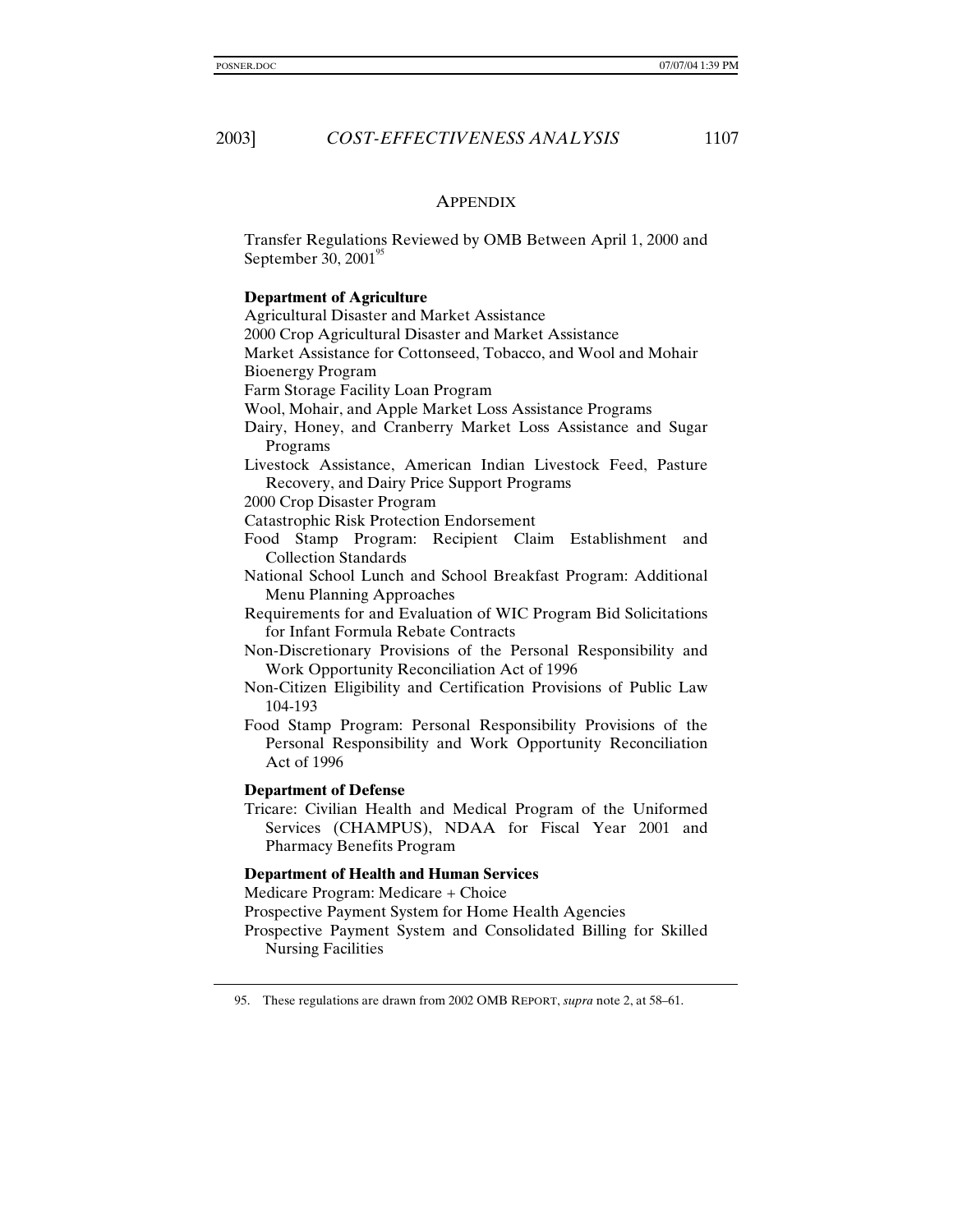## APPENDIX

Transfer Regulations Reviewed by OMB Between April 1, 2000 and September 30, 2001[95]

**Department of Agriculture**

Agricultural Disaster and Market Assistance

2000 Crop Agricultural Disaster and Market Assistance

Market Assistance for Cottonseed, Tobacco, and Wool and Mohair

Bioenergy Program

Farm Storage Facility Loan Program

Wool, Mohair, and Apple Market Loss Assistance Programs

Dairy, Honey, and Cranberry Market Loss Assistance and Sugar Programs

Livestock Assistance, American Indian Livestock Feed, Pasture Recovery, and Dairy Price Support Programs

2000 Crop Disaster Program

Catastrophic Risk Protection Endorsement

Food Stamp Program: Recipient Claim Establishment and Collection Standards

National School Lunch and School Breakfast Program: Additional Menu Planning Approaches

Requirements for and Evaluation of WIC Program Bid Solicitations for Infant Formula Rebate Contracts

Non-Discretionary Provisions of the Personal Responsibility and Work Opportunity Reconciliation Act of 1996

Non-Citizen Eligibility and Certification Provisions of Public Law 104-193

Food Stamp Program: Personal Responsibility Provisions of the Personal Responsibility and Work Opportunity Reconciliation Act of 1996

**Department of Defense**

Tricare: Civilian Health and Medical Program of the Uniformed Services (CHAMPUS), NDAA for Fiscal Year 2001 and Pharmacy Benefits Program

**Department of Health and Human Services**

Medicare Program: Medicare + Choice

Prospective Payment System for Home Health Agencies

Prospective Payment System and Consolidated Billing for Skilled Nursing Facilities

95. These regulations are drawn from 2002 OMB REPORT, *supra* note 2, at 58–61.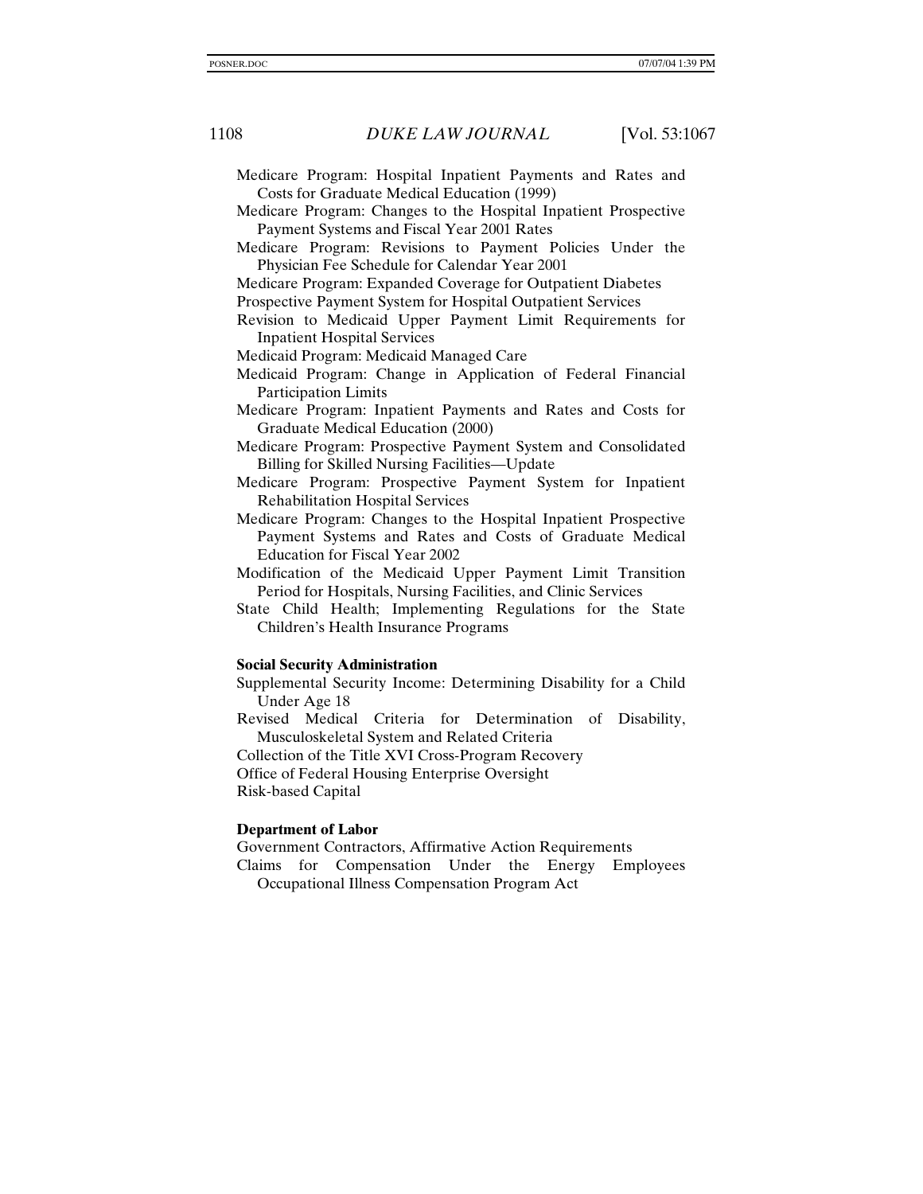Medicare Program: Hospital Inpatient Payments and Rates and Costs for Graduate Medical Education (1999)

Medicare Program: Changes to the Hospital Inpatient Prospective Payment Systems and Fiscal Year 2001 Rates

Medicare Program: Revisions to Payment Policies Under the Physician Fee Schedule for Calendar Year 2001

Medicare Program: Expanded Coverage for Outpatient Diabetes

Prospective Payment System for Hospital Outpatient Services

Revision to Medicaid Upper Payment Limit Requirements for Inpatient Hospital Services

Medicaid Program: Medicaid Managed Care

Medicaid Program: Change in Application of Federal Financial Participation Limits

Medicare Program: Inpatient Payments and Rates and Costs for Graduate Medical Education (2000)

Medicare Program: Prospective Payment System and Consolidated Billing for Skilled Nursing Facilities—Update

Medicare Program: Prospective Payment System for Inpatient Rehabilitation Hospital Services

Medicare Program: Changes to the Hospital Inpatient Prospective Payment Systems and Rates and Costs of Graduate Medical Education for Fiscal Year 2002

Modification of the Medicaid Upper Payment Limit Transition Period for Hospitals, Nursing Facilities, and Clinic Services

State Child Health; Implementing Regulations for the State Children's Health Insurance Programs

**Social Security Administration**

Supplemental Security Income: Determining Disability for a Child Under Age 18

Revised Medical Criteria for Determination of Disability, Musculoskeletal System and Related Criteria

Collection of the Title XVI Cross-Program Recovery

Office of Federal Housing Enterprise Oversight

Risk-based Capital

**Department of Labor**

Government Contractors, Affirmative Action Requirements

Claims for Compensation Under the Energy Employees Occupational Illness Compensation Program Act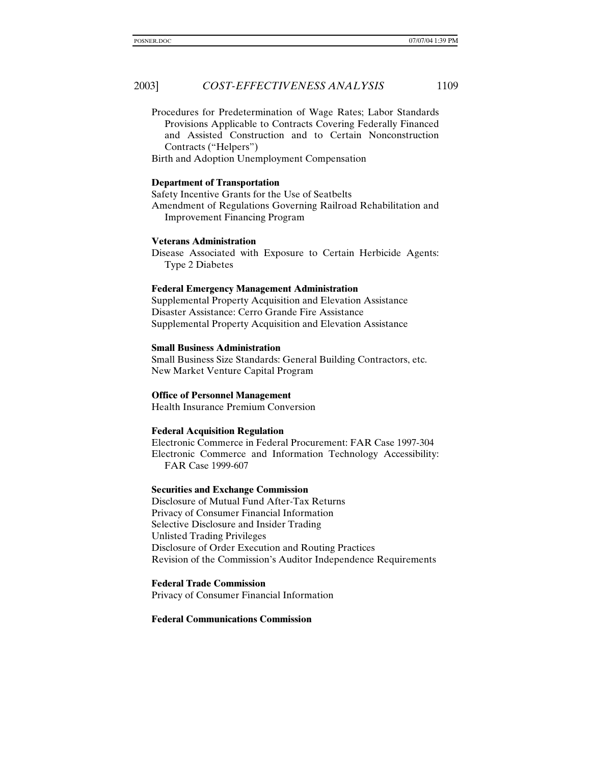Procedures for Predetermination of Wage Rates; Labor Standards Provisions Applicable to Contracts Covering Federally Financed and Assisted Construction and to Certain Nonconstruction Contracts ("Helpers")

Birth and Adoption Unemployment Compensation

**Department of Transportation**

Safety Incentive Grants for the Use of Seatbelts

Amendment of Regulations Governing Railroad Rehabilitation and Improvement Financing Program

**Veterans Administration**

Disease Associated with Exposure to Certain Herbicide Agents: Type 2 Diabetes

**Federal Emergency Management Administration**

Supplemental Property Acquisition and Elevation Assistance

Disaster Assistance: Cerro Grande Fire Assistance

Supplemental Property Acquisition and Elevation Assistance

**Small Business Administration**

Small Business Size Standards: General Building Contractors, etc.

New Market Venture Capital Program

**Office of Personnel Management**

Health Insurance Premium Conversion

**Federal Acquisition Regulation**

Electronic Commerce in Federal Procurement: FAR Case 1997-304

Electronic Commerce and Information Technology Accessibility: FAR Case 1999-607

**Securities and Exchange Commission**

Disclosure of Mutual Fund After-Tax Returns

Privacy of Consumer Financial Information

Selective Disclosure and Insider Trading

Unlisted Trading Privileges

Disclosure of Order Execution and Routing Practices

Revision of the Commission's Auditor Independence Requirements

**Federal Trade Commission**

Privacy of Consumer Financial Information

**Federal Communications Commission**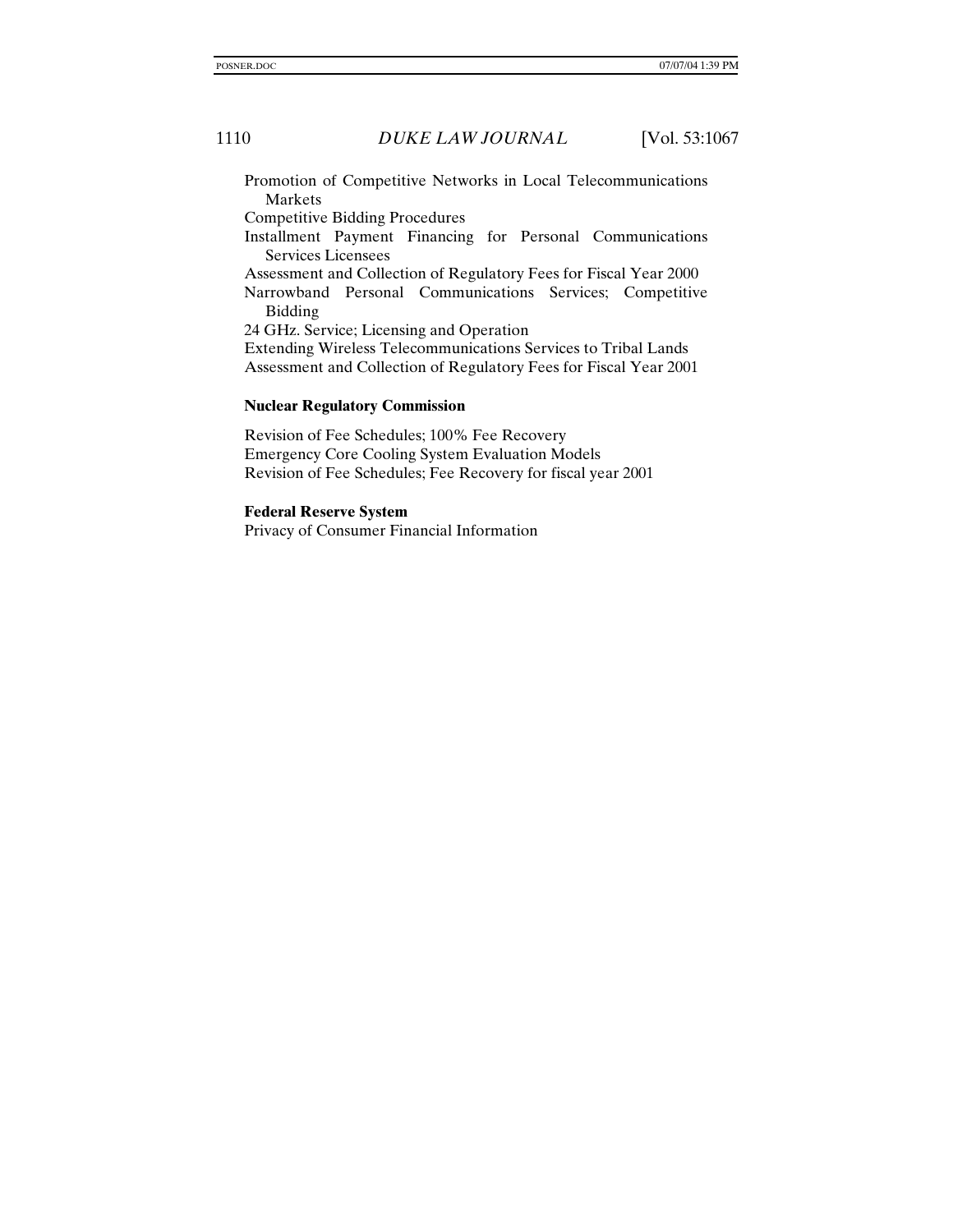Promotion of Competitive Networks in Local Telecommunications Markets
Competitive Bidding Procedures
Installment Payment Financing for Personal Communications Services Licensees
Assessment and Collection of Regulatory Fees for Fiscal Year 2000
Narrowband Personal Communications Services; Competitive Bidding
24 GHz. Service; Licensing and Operation
Extending Wireless Telecommunications Services to Tribal Lands
Assessment and Collection of Regulatory Fees for Fiscal Year 2001

**Nuclear Regulatory Commission**

Revision of Fee Schedules; 100% Fee Recovery
Emergency Core Cooling System Evaluation Models
Revision of Fee Schedules; Fee Recovery for fiscal year 2001

**Federal Reserve System**

Privacy of Consumer Financial Information